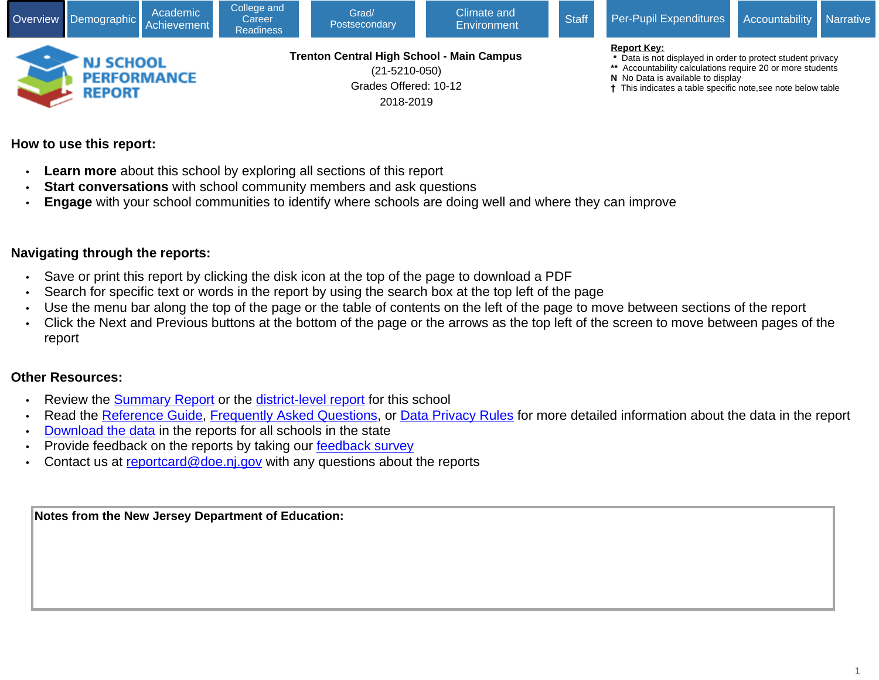Overview | Demographic | Academic Achievement | College and Career Readiness | Grad/ Postsecondary | Climate and Environment | Staff | Per-Pupil Expenditures | Accountability | Narrative

NJ SCHOOL PERFORMANCE REPORT

**Trenton Central High School - Main Campus**
(21-5210-050)
Grades Offered: 10-12
2018-2019

**Report Key:**
- \* Data is not displayed in order to protect student privacy
- \*\* Accountability calculations require 20 or more students
- N No Data is available to display
- † This indicates a table specific note,see note below table

## How to use this report:

- **Learn more** about this school by exploring all sections of this report
- **Start conversations** with school community members and ask questions
- **Engage** with your school communities to identify where schools are doing well and where they can improve

## Navigating through the reports:

- Save or print this report by clicking the disk icon at the top of the page to download a PDF
- Search for specific text or words in the report by using the search box at the top left of the page
- Use the menu bar along the top of the page or the table of contents on the left of the page to move between sections of the report
- Click the Next and Previous buttons at the bottom of the page or the arrows as the top left of the screen to move between pages of the report

## Other Resources:

- Review the Summary Report or the district-level report for this school
- Read the Reference Guide, Frequently Asked Questions, or Data Privacy Rules for more detailed information about the data in the report
- Download the data in the reports for all schools in the state
- Provide feedback on the reports by taking our feedback survey
- Contact us at reportcard@doe.nj.gov with any questions about the reports

**Notes from the New Jersey Department of Education:**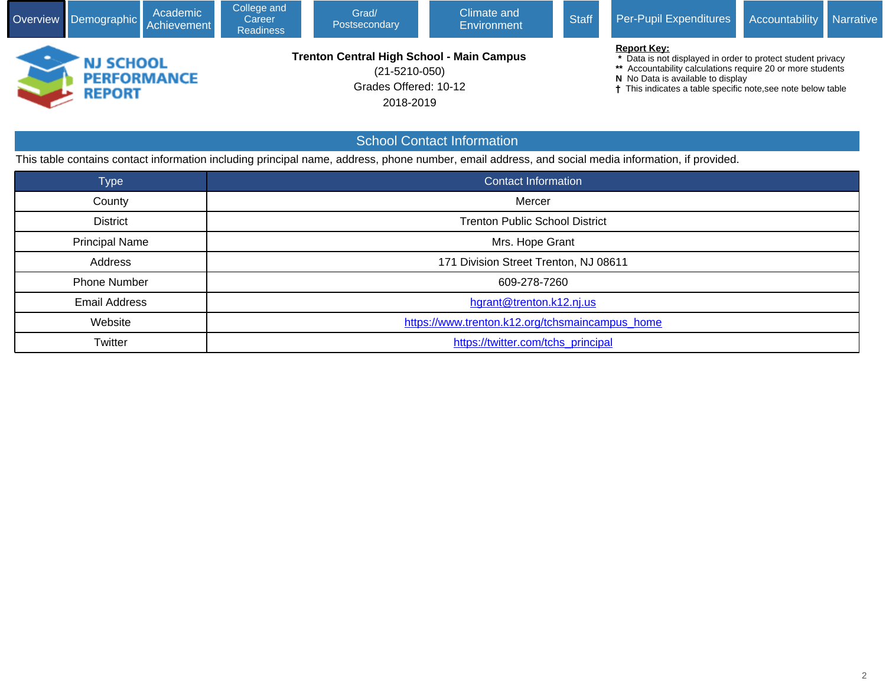Overview | Demographic | Academic Achievement | College and Career Readiness | Grad/ Postsecondary | Climate and Environment | Staff | Per-Pupil Expenditures | Accountability | Narrative

NJ SCHOOL PERFORMANCE REPORT

**Trenton Central High School - Main Campus**
(21-5210-050)
Grades Offered: 10-12
2018-2019

**Report Key:**
- \* Data is not displayed in order to protect student privacy
- \*\* Accountability calculations require 20 or more students
- **N** No Data is available to display
- † This indicates a table specific note,see note below table

## School Contact Information

This table contains contact information including principal name, address, phone number, email address, and social media information, if provided.

| Type | Contact Information |
|---|---|
| County | Mercer |
| District | Trenton Public School District |
| Principal Name | Mrs. Hope Grant |
| Address | 171 Division Street Trenton, NJ 08611 |
| Phone Number | 609-278-7260 |
| Email Address | hgrant@trenton.k12.nj.us |
| Website | https://www.trenton.k12.org/tchsmaincampus_home |
| Twitter | https://twitter.com/tchs_principal |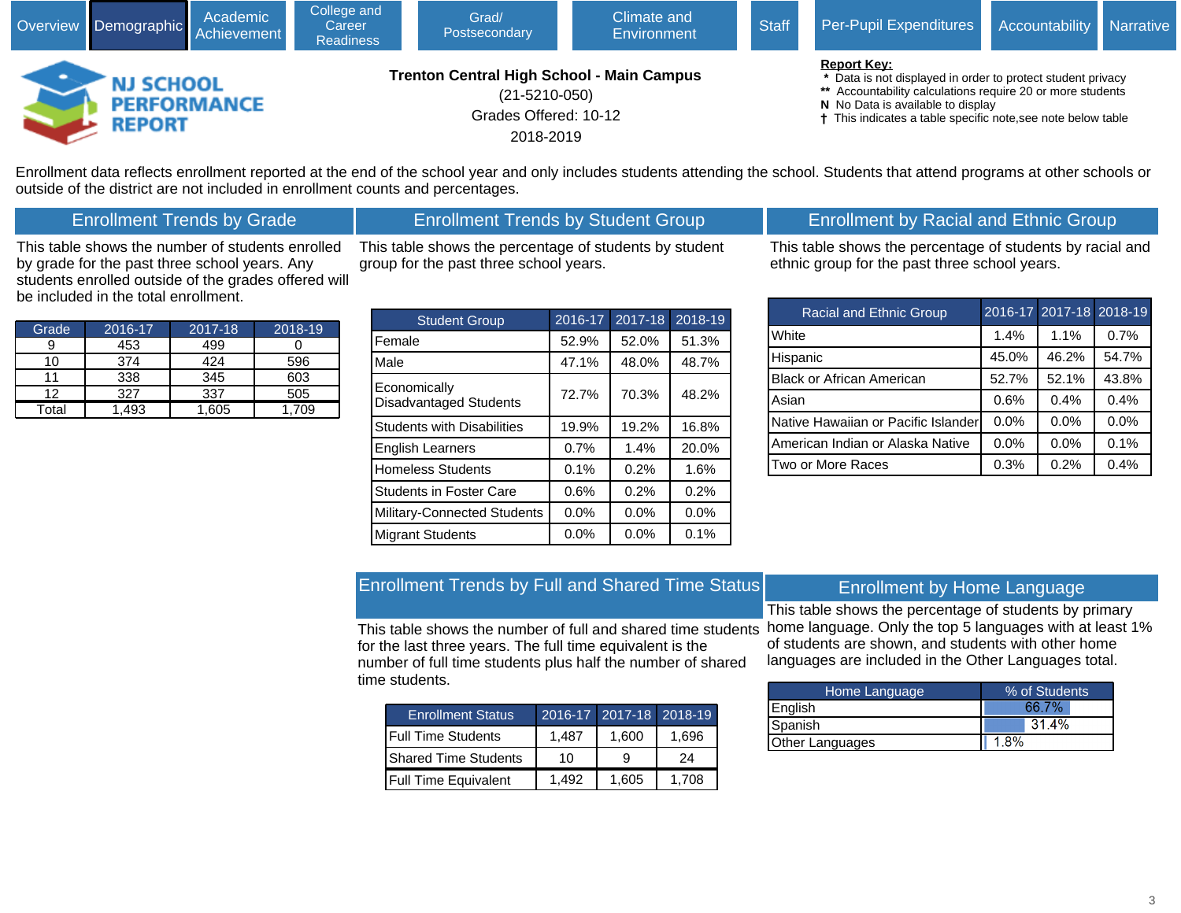Overview | Demographic | Academic Achievement | College and Career Readiness | Grad/ Postsecondary | Climate and Environment | Staff | Per-Pupil Expenditures | Accountability | Narrative

# NJ SCHOOL PERFORMANCE REPORT

**Trenton Central High School - Main Campus**
(21-5210-050)
Grades Offered: 10-12
2018-2019

**Report Key:**
- \* Data is not displayed in order to protect student privacy
- \*\* Accountability calculations require 20 or more students
- **N** No Data is available to display
- † This indicates a table specific note,see note below table

Enrollment data reflects enrollment reported at the end of the school year and only includes students attending the school. Students that attend programs at other schools or outside of the district are not included in enrollment counts and percentages.

## Enrollment Trends by Grade

This table shows the number of students enrolled by grade for the past three school years. Any students enrolled outside of the grades offered will be included in the total enrollment.

| Grade | 2016-17 | 2017-18 | 2018-19 |
|---|---|---|---|
| 9 | 453 | 499 | 0 |
| 10 | 374 | 424 | 596 |
| 11 | 338 | 345 | 603 |
| 12 | 327 | 337 | 505 |
| Total | 1,493 | 1,605 | 1,709 |

## Enrollment Trends by Student Group

This table shows the percentage of students by student group for the past three school years.

| Student Group | 2016-17 | 2017-18 | 2018-19 |
|---|---|---|---|
| Female | 52.9% | 52.0% | 51.3% |
| Male | 47.1% | 48.0% | 48.7% |
| Economically Disadvantaged Students | 72.7% | 70.3% | 48.2% |
| Students with Disabilities | 19.9% | 19.2% | 16.8% |
| English Learners | 0.7% | 1.4% | 20.0% |
| Homeless Students | 0.1% | 0.2% | 1.6% |
| Students in Foster Care | 0.6% | 0.2% | 0.2% |
| Military-Connected Students | 0.0% | 0.0% | 0.0% |
| Migrant Students | 0.0% | 0.0% | 0.1% |

## Enrollment by Racial and Ethnic Group

This table shows the percentage of students by racial and ethnic group for the past three school years.

| Racial and Ethnic Group | 2016-17 | 2017-18 | 2018-19 |
|---|---|---|---|
| White | 1.4% | 1.1% | 0.7% |
| Hispanic | 45.0% | 46.2% | 54.7% |
| Black or African American | 52.7% | 52.1% | 43.8% |
| Asian | 0.6% | 0.4% | 0.4% |
| Native Hawaiian or Pacific Islander | 0.0% | 0.0% | 0.0% |
| American Indian or Alaska Native | 0.0% | 0.0% | 0.1% |
| Two or More Races | 0.3% | 0.2% | 0.4% |

## Enrollment Trends by Full and Shared Time Status

This table shows the number of full and shared time students for the last three years. The full time equivalent is the number of full time students plus half the number of shared time students.

| Enrollment Status | 2016-17 | 2017-18 | 2018-19 |
|---|---|---|---|
| Full Time Students | 1,487 | 1,600 | 1,696 |
| Shared Time Students | 10 | 9 | 24 |
| Full Time Equivalent | 1,492 | 1,605 | 1,708 |

## Enrollment by Home Language

This table shows the percentage of students by primary home language. Only the top 5 languages with at least 1% of students are shown, and students with other home languages are included in the Other Languages total.

| Home Language | % of Students |
|---|---|
| English | 66.7% |
| Spanish | 31.4% |
| Other Languages | 1.8% |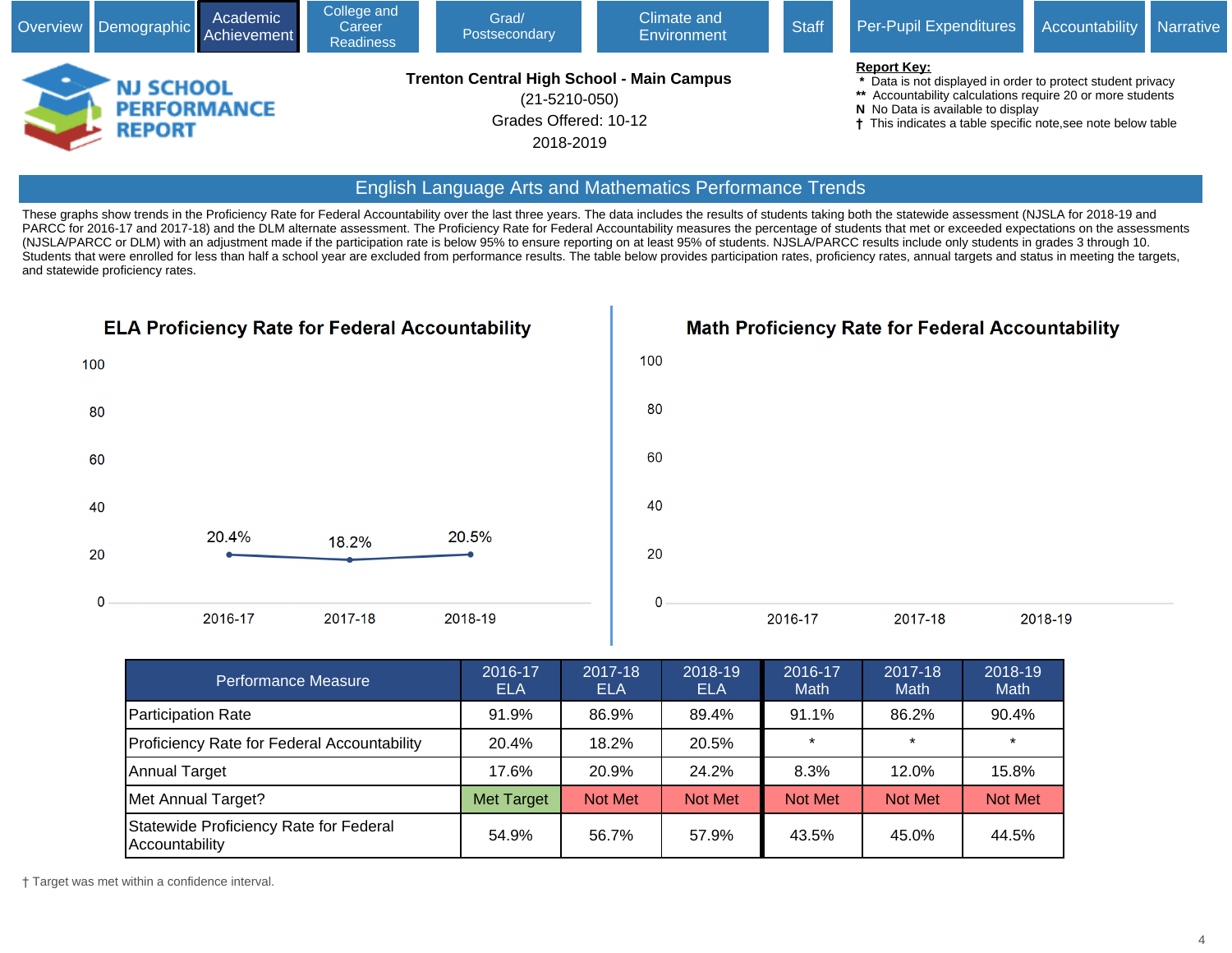Overview | Demographic | Academic Achievement | College and Career Readiness | Grad/ Postsecondary | Climate and Environment | Staff | Per-Pupil Expenditures | Accountability | Narrative

**NJ SCHOOL PERFORMANCE REPORT**

**Trenton Central High School - Main Campus**
(21-5210-050)
Grades Offered: 10-12
2018-2019

**Report Key:**
- \* Data is not displayed in order to protect student privacy
- \*\* Accountability calculations require 20 or more students
- N No Data is available to display
- † This indicates a table specific note,see note below table

## English Language Arts and Mathematics Performance Trends

These graphs show trends in the Proficiency Rate for Federal Accountability over the last three years. The data includes the results of students taking both the statewide assessment (NJSLA for 2018-19 and PARCC for 2016-17 and 2017-18) and the DLM alternate assessment. The Proficiency Rate for Federal Accountability measures the percentage of students that met or exceeded expectations on the assessments (NJSLA/PARCC or DLM) with an adjustment made if the participation rate is below 95% to ensure reporting on at least 95% of students. NJSLA/PARCC results include only students in grades 3 through 10. Students that were enrolled for less than half a school year are excluded from performance results. The table below provides participation rates, proficiency rates, annual targets and status in meeting the targets, and statewide proficiency rates.

### ELA Proficiency Rate for Federal Accountability

| Year | Proficiency Rate |
|---|---|
| 2016-17 | 20.4% |
| 2017-18 | 18.2% |
| 2018-19 | 20.5% |

### Math Proficiency Rate for Federal Accountability

| Performance Measure | 2016-17 ELA | 2017-18 ELA | 2018-19 ELA | 2016-17 Math | 2017-18 Math | 2018-19 Math |
|---|---|---|---|---|---|---|
| Participation Rate | 91.9% | 86.9% | 89.4% | 91.1% | 86.2% | 90.4% |
| Proficiency Rate for Federal Accountability | 20.4% | 18.2% | 20.5% | * | * | * |
| Annual Target | 17.6% | 20.9% | 24.2% | 8.3% | 12.0% | 15.8% |
| Met Annual Target? | Met Target | Not Met | Not Met | Not Met | Not Met | Not Met |
| Statewide Proficiency Rate for Federal Accountability | 54.9% | 56.7% | 57.9% | 43.5% | 45.0% | 44.5% |

† Target was met within a confidence interval.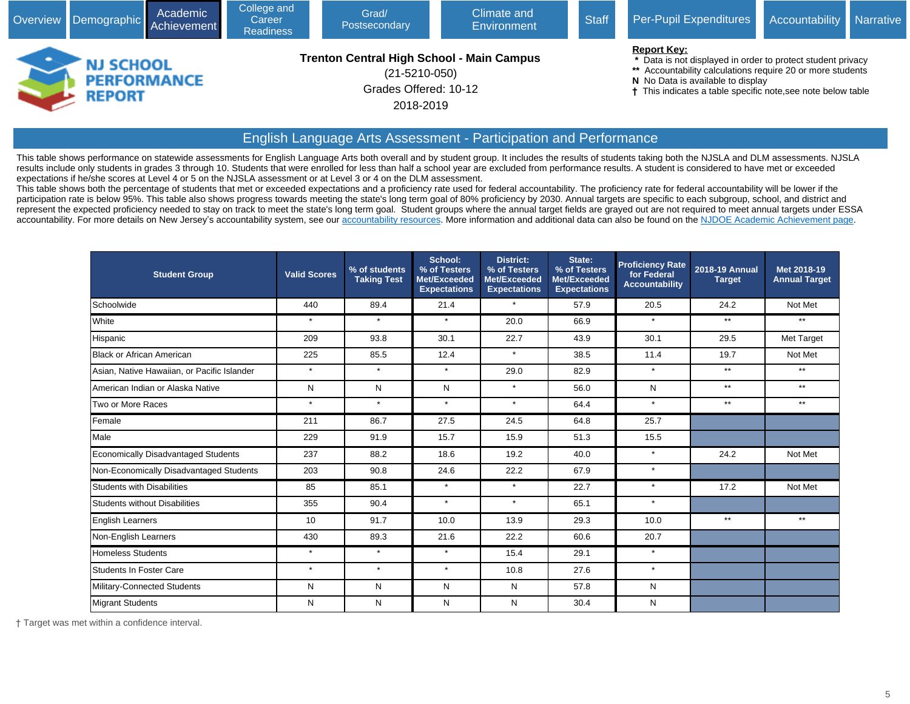Overview | Demographic | Academic Achievement | College and Career Readiness | Grad/ Postsecondary | Climate and Environment | Staff | Per-Pupil Expenditures | Accountability | Narrative

NJ SCHOOL PERFORMANCE REPORT

**Trenton Central High School - Main Campus**
(21-5210-050)
Grades Offered: 10-12
2018-2019

**Report Key:**
- * Data is not displayed in order to protect student privacy
- ** Accountability calculations require 20 or more students
- N No Data is available to display
- † This indicates a table specific note,see note below table

## English Language Arts Assessment - Participation and Performance

This table shows performance on statewide assessments for English Language Arts both overall and by student group. It includes the results of students taking both the NJSLA and DLM assessments. NJSLA results include only students in grades 3 through 10. Students that were enrolled for less than half a school year are excluded from performance results. A student is considered to have met or exceeded expectations if he/she scores at Level 4 or 5 on the NJSLA assessment or at Level 3 or 4 on the DLM assessment.
This table shows both the percentage of students that met or exceeded expectations and a proficiency rate used for federal accountability. The proficiency rate for federal accountability will be lower if the participation rate is below 95%. This table also shows progress towards meeting the state's long term goal of 80% proficiency by 2030. Annual targets are specific to each subgroup, school, and district and represent the expected proficiency needed to stay on track to meet the state's long term goal. Student groups where the annual target fields are grayed out are not required to meet annual targets under ESSA accountability. For more details on New Jersey's accountability system, see our accountability resources. More information and additional data can also be found on the NJDOE Academic Achievement page.

| Student Group | Valid Scores | % of students Taking Test | School: % of Testers Met/Exceeded Expectations | District: % of Testers Met/Exceeded Expectations | State: % of Testers Met/Exceeded Expectations | Proficiency Rate for Federal Accountability | 2018-19 Annual Target | Met 2018-19 Annual Target |
|---|---|---|---|---|---|---|---|---|
| Schoolwide | 440 | 89.4 | 21.4 | * | 57.9 | 20.5 | 24.2 | Not Met |
| White | * | * | * | 20.0 | 66.9 | * | ** | ** |
| Hispanic | 209 | 93.8 | 30.1 | 22.7 | 43.9 | 30.1 | 29.5 | Met Target |
| Black or African American | 225 | 85.5 | 12.4 | * | 38.5 | 11.4 | 19.7 | Not Met |
| Asian, Native Hawaiian, or Pacific Islander | * | * | * | 29.0 | 82.9 | * | ** | ** |
| American Indian or Alaska Native | N | N | N | * | 56.0 | N | ** | ** |
| Two or More Races | * | * | * | * | 64.4 | * | ** | ** |
| Female | 211 | 86.7 | 27.5 | 24.5 | 64.8 | 25.7 | | |
| Male | 229 | 91.9 | 15.7 | 15.9 | 51.3 | 15.5 | | |
| Economically Disadvantaged Students | 237 | 88.2 | 18.6 | 19.2 | 40.0 | * | 24.2 | Not Met |
| Non-Economically Disadvantaged Students | 203 | 90.8 | 24.6 | 22.2 | 67.9 | * | | |
| Students with Disabilities | 85 | 85.1 | * | * | 22.7 | * | 17.2 | Not Met |
| Students without Disabilities | 355 | 90.4 | * | * | 65.1 | * | | |
| English Learners | 10 | 91.7 | 10.0 | 13.9 | 29.3 | 10.0 | ** | ** |
| Non-English Learners | 430 | 89.3 | 21.6 | 22.2 | 60.6 | 20.7 | | |
| Homeless Students | * | * | * | 15.4 | 29.1 | * | | |
| Students In Foster Care | * | * | * | 10.8 | 27.6 | * | | |
| Military-Connected Students | N | N | N | N | 57.8 | N | | |
| Migrant Students | N | N | N | N | 30.4 | N | | |

† Target was met within a confidence interval.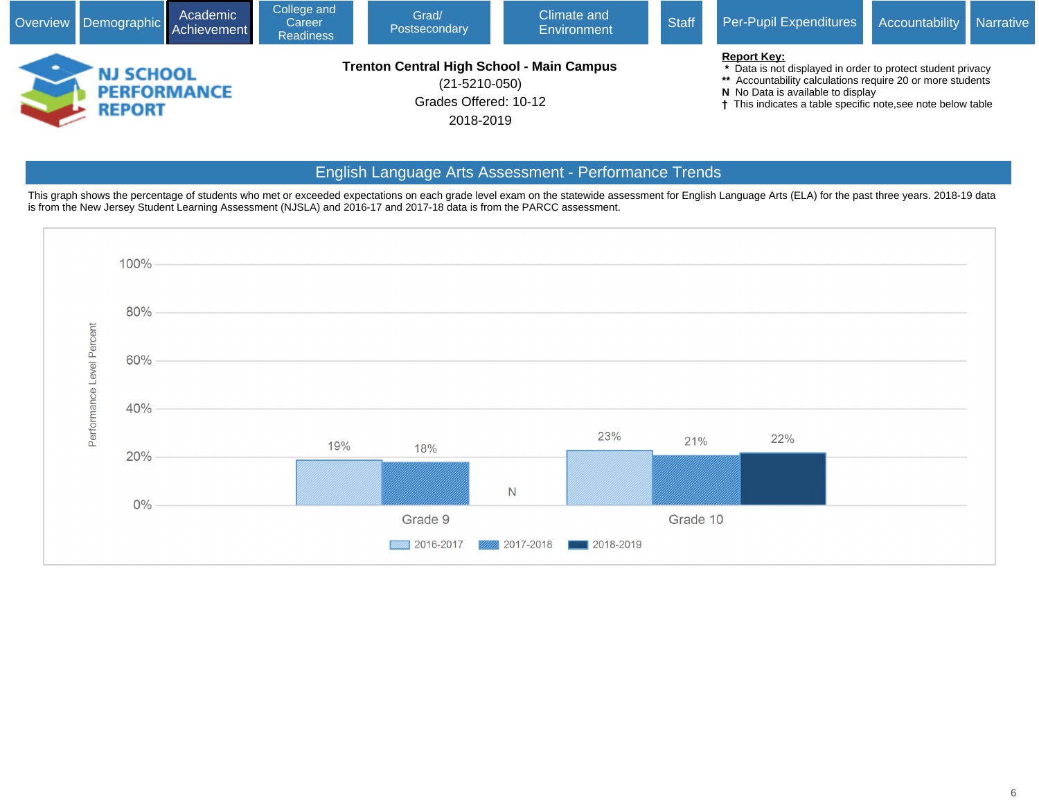Overview | Demographic | Academic Achievement | College and Career Readiness | Grad/ Postsecondary | Climate and Environment | Staff | Per-Pupil Expenditures | Accountability | Narrative

**NJ SCHOOL PERFORMANCE REPORT**

**Trenton Central High School - Main Campus**
(21-5210-050)
Grades Offered: 10-12
2018-2019

**Report Key:**
- \* Data is not displayed in order to protect student privacy
- \*\* Accountability calculations require 20 or more students
- **N** No Data is available to display
- † This indicates a table specific note,see note below table

## English Language Arts Assessment - Performance Trends

This graph shows the percentage of students who met or exceeded expectations on each grade level exam on the statewide assessment for English Language Arts (ELA) for the past three years. 2018-19 data is from the New Jersey Student Learning Assessment (NJSLA) and 2016-17 and 2017-18 data is from the PARCC assessment.

| Grade | 2016-2017 | 2017-2018 | 2018-2019 |
|---|---|---|---|
| Grade 9 | 19% | 18% | N |
| Grade 10 | 23% | 21% | 22% |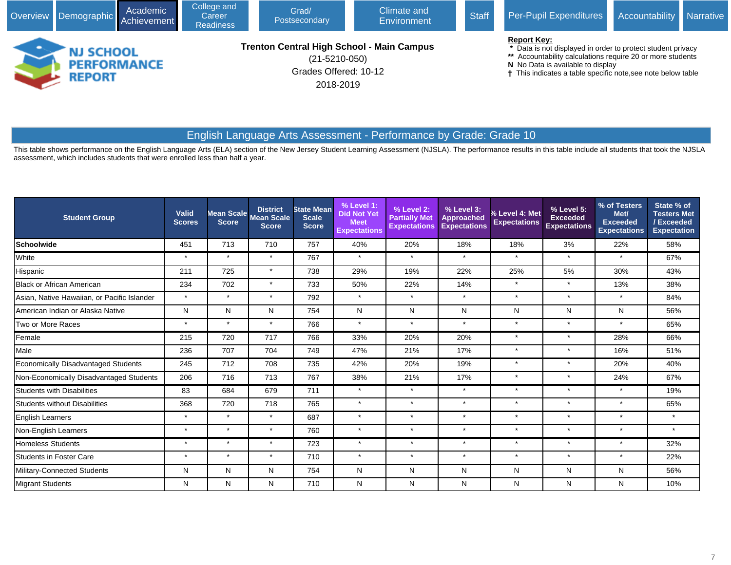Overview | Demographic | Academic Achievement | College and Career Readiness | Grad/ Postsecondary | Climate and Environment | Staff | Per-Pupil Expenditures | Accountability | Narrative

**NJ SCHOOL PERFORMANCE REPORT**

**Trenton Central High School - Main Campus**
(21-5210-050)
Grades Offered: 10-12
2018-2019

**Report Key:**
- \* Data is not displayed in order to protect student privacy
- \*\* Accountability calculations require 20 or more students
- N No Data is available to display
- † This indicates a table specific note,see note below table

## English Language Arts Assessment - Performance by Grade: Grade 10

This table shows performance on the English Language Arts (ELA) section of the New Jersey Student Learning Assessment (NJSLA). The performance results in this table include all students that took the NJSLA assessment, which includes students that were enrolled less than half a year.

| Student Group | Valid Scores | Mean Scale Score | District Mean Scale Score | State Mean Scale Score | % Level 1: Did Not Yet Meet Expectations | % Level 2: Partially Met Expectations | % Level 3: Approached Expectations | % Level 4: Met Expectations | % Level 5: Exceeded Expectations | % of Testers Met/ Exceeded Expectations | State % of Testers Met / Exceeded Expectation |
|---|---|---|---|---|---|---|---|---|---|---|---|
| **Schoolwide** | 451 | 713 | 710 | 757 | 40% | 20% | 18% | 18% | 3% | 22% | 58% |
| White | * | * | * | 767 | * | * | * | * | * | * | 67% |
| Hispanic | 211 | 725 | * | 738 | 29% | 19% | 22% | 25% | 5% | 30% | 43% |
| Black or African American | 234 | 702 | * | 733 | 50% | 22% | 14% | * | * | 13% | 38% |
| Asian, Native Hawaiian, or Pacific Islander | * | * | * | 792 | * | * | * | * | * | * | 84% |
| American Indian or Alaska Native | N | N | N | 754 | N | N | N | N | N | N | 56% |
| Two or More Races | * | * | * | 766 | * | * | * | * | * | * | 65% |
| Female | 215 | 720 | 717 | 766 | 33% | 20% | 20% | * | * | 28% | 66% |
| Male | 236 | 707 | 704 | 749 | 47% | 21% | 17% | * | * | 16% | 51% |
| Economically Disadvantaged Students | 245 | 712 | 708 | 735 | 42% | 20% | 19% | * | * | 20% | 40% |
| Non-Economically Disadvantaged Students | 206 | 716 | 713 | 767 | 38% | 21% | 17% | * | * | 24% | 67% |
| Students with Disabilities | 83 | 684 | 679 | 711 | * | * | * | * | * | * | 19% |
| Students without Disabilities | 368 | 720 | 718 | 765 | * | * | * | * | * | * | 65% |
| English Learners | * | * | * | 687 | * | * | * | * | * | * | * |
| Non-English Learners | * | * | * | 760 | * | * | * | * | * | * | * |
| Homeless Students | * | * | * | 723 | * | * | * | * | * | * | 32% |
| Students in Foster Care | * | * | * | 710 | * | * | * | * | * | * | 22% |
| Military-Connected Students | N | N | N | 754 | N | N | N | N | N | N | 56% |
| Migrant Students | N | N | N | 710 | N | N | N | N | N | N | 10% |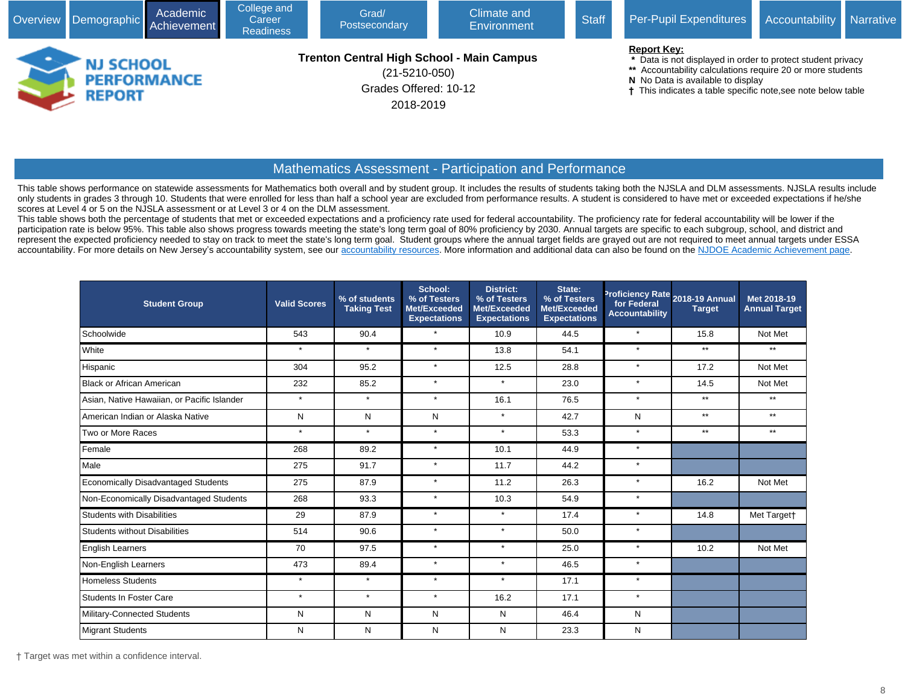Overview | Demographic | Academic Achievement | College and Career Readiness | Grad/ Postsecondary | Climate and Environment | Staff | Per-Pupil Expenditures | Accountability | Narrative

NJ SCHOOL PERFORMANCE REPORT

**Trenton Central High School - Main Campus**
(21-5210-050)
Grades Offered: 10-12
2018-2019

**Report Key:**
- \* Data is not displayed in order to protect student privacy
- \*\* Accountability calculations require 20 or more students
- N No Data is available to display
- † This indicates a table specific note,see note below table

## Mathematics Assessment - Participation and Performance

This table shows performance on statewide assessments for Mathematics both overall and by student group. It includes the results of students taking both the NJSLA and DLM assessments. NJSLA results include only students in grades 3 through 10. Students that were enrolled for less than half a school year are excluded from performance results. A student is considered to have met or exceeded expectations if he/she scores at Level 4 or 5 on the NJSLA assessment or at Level 3 or 4 on the DLM assessment.
This table shows both the percentage of students that met or exceeded expectations and a proficiency rate used for federal accountability. The proficiency rate for federal accountability will be lower if the participation rate is below 95%. This table also shows progress towards meeting the state's long term goal of 80% proficiency by 2030. Annual targets are specific to each subgroup, school, and district and represent the expected proficiency needed to stay on track to meet the state's long term goal. Student groups where the annual target fields are grayed out are not required to meet annual targets under ESSA accountability. For more details on New Jersey's accountability system, see our accountability resources. More information and additional data can also be found on the NJDOE Academic Achievement page.

| Student Group | Valid Scores | % of students Taking Test | School: % of Testers Met/Exceeded Expectations | District: % of Testers Met/Exceeded Expectations | State: % of Testers Met/Exceeded Expectations | Proficiency Rate for Federal Accountability | 2018-19 Annual Target | Met 2018-19 Annual Target |
|---|---|---|---|---|---|---|---|---|
| Schoolwide | 543 | 90.4 | * | 10.9 | 44.5 | * | 15.8 | Not Met |
| White | * | * | * | 13.8 | 54.1 | * | ** | ** |
| Hispanic | 304 | 95.2 | * | 12.5 | 28.8 | * | 17.2 | Not Met |
| Black or African American | 232 | 85.2 | * | * | 23.0 | * | 14.5 | Not Met |
| Asian, Native Hawaiian, or Pacific Islander | * | * | * | 16.1 | 76.5 | * | ** | ** |
| American Indian or Alaska Native | N | N | N | * | 42.7 | N | ** | ** |
| Two or More Races | * | * | * | * | 53.3 | * | ** | ** |
| Female | 268 | 89.2 | * | 10.1 | 44.9 | * | | |
| Male | 275 | 91.7 | * | 11.7 | 44.2 | * | | |
| Economically Disadvantaged Students | 275 | 87.9 | * | 11.2 | 26.3 | * | 16.2 | Not Met |
| Non-Economically Disadvantaged Students | 268 | 93.3 | * | 10.3 | 54.9 | * | | |
| Students with Disabilities | 29 | 87.9 | * | * | 17.4 | * | 14.8 | Met Target† |
| Students without Disabilities | 514 | 90.6 | * | * | 50.0 | * | | |
| English Learners | 70 | 97.5 | * | * | 25.0 | * | 10.2 | Not Met |
| Non-English Learners | 473 | 89.4 | * | * | 46.5 | * | | |
| Homeless Students | * | * | * | * | 17.1 | * | | |
| Students In Foster Care | * | * | * | 16.2 | 17.1 | * | | |
| Military-Connected Students | N | N | N | N | 46.4 | N | | |
| Migrant Students | N | N | N | N | 23.3 | N | | |

† Target was met within a confidence interval.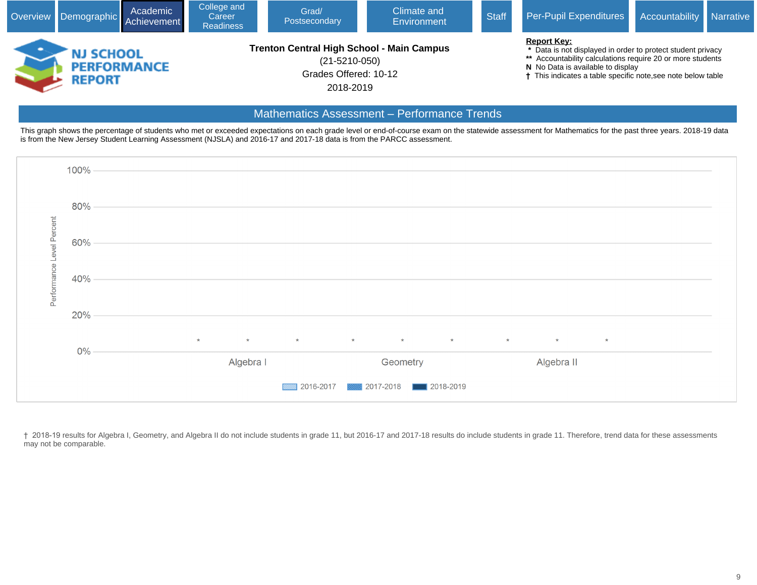Overview | Demographic | Academic Achievement | College and Career Readiness | Grad/ Postsecondary | Climate and Environment | Staff | Per-Pupil Expenditures | Accountability | Narrative

**NJ SCHOOL PERFORMANCE REPORT**

**Trenton Central High School - Main Campus**
(21-5210-050)
Grades Offered: 10-12
2018-2019

**Report Key:**
- \* Data is not displayed in order to protect student privacy
- \*\* Accountability calculations require 20 or more students
- N No Data is available to display
- † This indicates a table specific note,see note below table

## Mathematics Assessment – Performance Trends

This graph shows the percentage of students who met or exceeded expectations on each grade level or end-of-course exam on the statewide assessment for Mathematics for the past three years. 2018-19 data is from the New Jersey Student Learning Assessment (NJSLA) and 2016-17 and 2017-18 data is from the PARCC assessment.

| | 2016-2017 | 2017-2018 | 2018-2019 |
|---|---|---|---|
| Algebra I | * | * | * |
| Geometry | * | * | * |
| Algebra II | * | * | * |

† 2018-19 results for Algebra I, Geometry, and Algebra II do not include students in grade 11, but 2016-17 and 2017-18 results do include students in grade 11. Therefore, trend data for these assessments may not be comparable.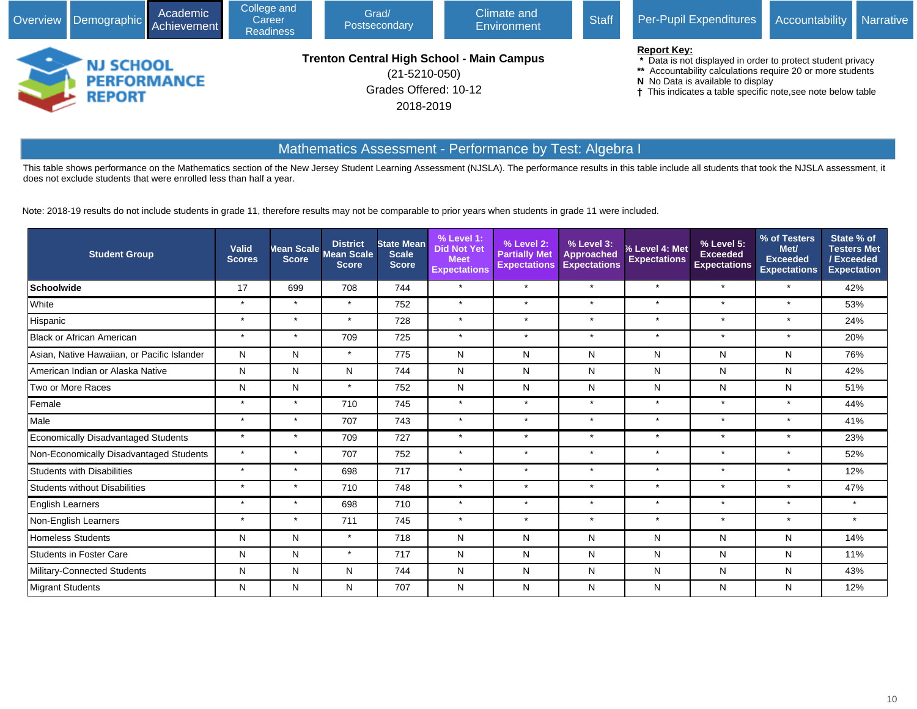Overview | Demographic | Academic Achievement | College and Career Readiness | Grad/ Postsecondary | Climate and Environment | Staff | Per-Pupil Expenditures | Accountability | Narrative

NJ SCHOOL PERFORMANCE REPORT

**Trenton Central High School - Main Campus**

(21-5210-050)

Grades Offered: 10-12

2018-2019

**Report Key:**
- * Data is not displayed in order to protect student privacy
- ** Accountability calculations require 20 or more students
- N No Data is available to display
- † This indicates a table specific note,see note below table

## Mathematics Assessment - Performance by Test: Algebra I

This table shows performance on the Mathematics section of the New Jersey Student Learning Assessment (NJSLA). The performance results in this table include all students that took the NJSLA assessment, it does not exclude students that were enrolled less than half a year.

Note: 2018-19 results do not include students in grade 11, therefore results may not be comparable to prior years when students in grade 11 were included.

| Student Group | Valid Scores | Mean Scale Score | District Mean Scale Score | State Mean Scale Score | % Level 1: Did Not Yet Meet Expectations | % Level 2: Partially Met Expectations | % Level 3: Approached Expectations | % Level 4: Met Expectations | % Level 5: Exceeded Expectations | % of Testers Met/ Exceeded Expectations | State % of Testers Met / Exceeded Expectation |
|---|---|---|---|---|---|---|---|---|---|---|---|
| **Schoolwide** | 17 | 699 | 708 | 744 | * | * | * | * | * | * | 42% |
| White | * | * | * | 752 | * | * | * | * | * | * | 53% |
| Hispanic | * | * | * | 728 | * | * | * | * | * | * | 24% |
| Black or African American | * | * | 709 | 725 | * | * | * | * | * | * | 20% |
| Asian, Native Hawaiian, or Pacific Islander | N | N | * | 775 | N | N | N | N | N | N | 76% |
| American Indian or Alaska Native | N | N | N | 744 | N | N | N | N | N | N | 42% |
| Two or More Races | N | N | * | 752 | N | N | N | N | N | N | 51% |
| Female | * | * | 710 | 745 | * | * | * | * | * | * | 44% |
| Male | * | * | 707 | 743 | * | * | * | * | * | * | 41% |
| Economically Disadvantaged Students | * | * | 709 | 727 | * | * | * | * | * | * | 23% |
| Non-Economically Disadvantaged Students | * | * | 707 | 752 | * | * | * | * | * | * | 52% |
| Students with Disabilities | * | * | 698 | 717 | * | * | * | * | * | * | 12% |
| Students without Disabilities | * | * | 710 | 748 | * | * | * | * | * | * | 47% |
| English Learners | * | * | 698 | 710 | * | * | * | * | * | * | * |
| Non-English Learners | * | * | 711 | 745 | * | * | * | * | * | * | * |
| Homeless Students | N | N | * | 718 | N | N | N | N | N | N | 14% |
| Students in Foster Care | N | N | * | 717 | N | N | N | N | N | N | 11% |
| Military-Connected Students | N | N | N | 744 | N | N | N | N | N | N | 43% |
| Migrant Students | N | N | N | 707 | N | N | N | N | N | N | 12% |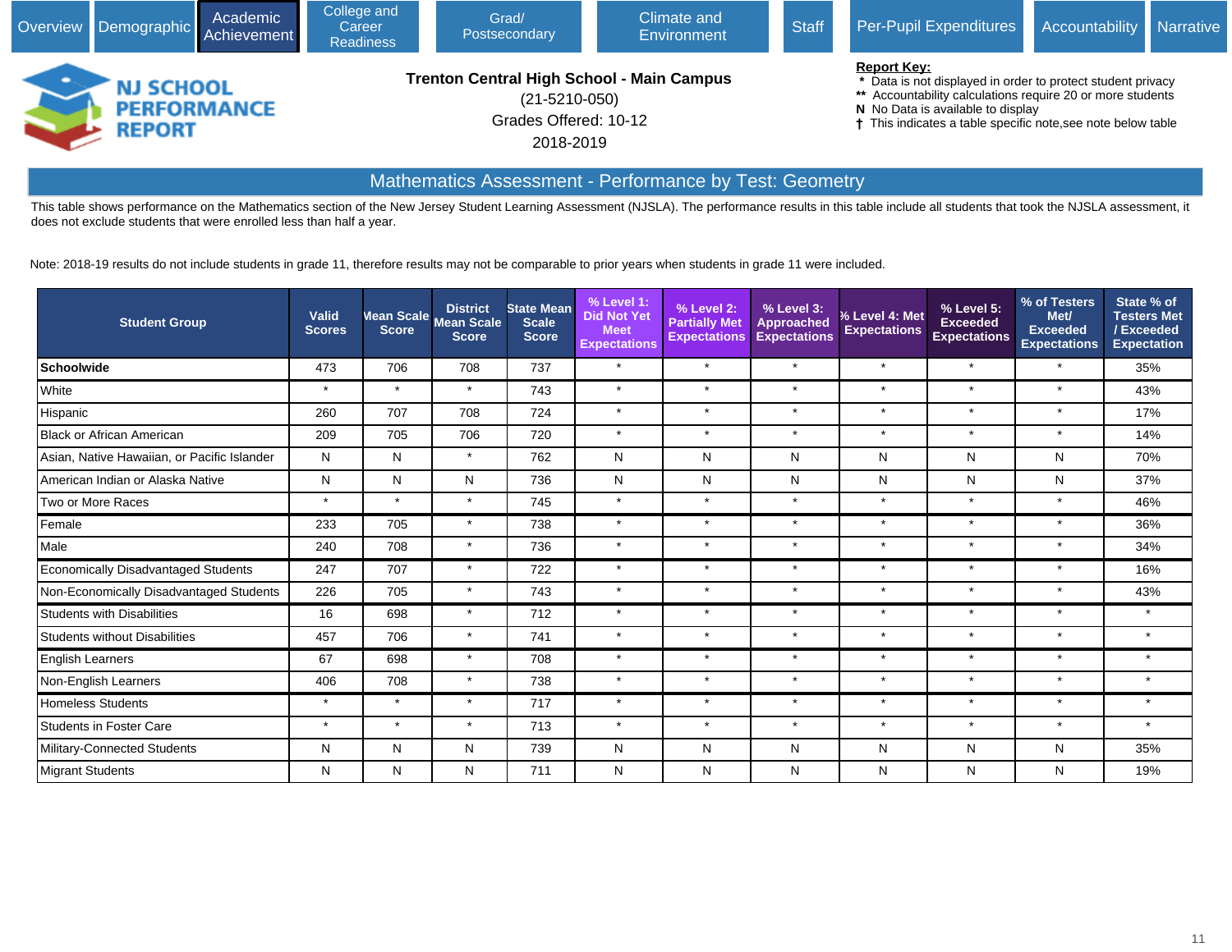Overview | Demographic | Academic Achievement | College and Career Readiness | Grad/ Postsecondary | Climate and Environment | Staff | Per-Pupil Expenditures | Accountability | Narrative

NJ SCHOOL PERFORMANCE REPORT

**Trenton Central High School - Main Campus**
(21-5210-050)
Grades Offered: 10-12
2018-2019

**Report Key:**
- \* Data is not displayed in order to protect student privacy
- \*\* Accountability calculations require 20 or more students
- **N** No Data is available to display
- † This indicates a table specific note,see note below table

## Mathematics Assessment - Performance by Test: Geometry

This table shows performance on the Mathematics section of the New Jersey Student Learning Assessment (NJSLA). The performance results in this table include all students that took the NJSLA assessment, it does not exclude students that were enrolled less than half a year.

Note: 2018-19 results do not include students in grade 11, therefore results may not be comparable to prior years when students in grade 11 were included.

| Student Group | Valid Scores | Mean Scale Score | District Mean Scale Score | State Mean Scale Score | % Level 1: Did Not Yet Meet Expectations | % Level 2: Partially Met Expectations | % Level 3: Approached Expectations | % Level 4: Met Expectations | % Level 5: Exceeded Expectations | % of Testers Met/ Exceeded Expectations | State % of Testers Met / Exceeded Expectation |
|---|---|---|---|---|---|---|---|---|---|---|---|
| **Schoolwide** | 473 | 706 | 708 | 737 | * | * | * | * | * | * | 35% |
| White | * | * | * | 743 | * | * | * | * | * | * | 43% |
| Hispanic | 260 | 707 | 708 | 724 | * | * | * | * | * | * | 17% |
| Black or African American | 209 | 705 | 706 | 720 | * | * | * | * | * | * | 14% |
| Asian, Native Hawaiian, or Pacific Islander | N | N | * | 762 | N | N | N | N | N | N | 70% |
| American Indian or Alaska Native | N | N | N | 736 | N | N | N | N | N | N | 37% |
| Two or More Races | * | * | * | 745 | * | * | * | * | * | * | 46% |
| Female | 233 | 705 | * | 738 | * | * | * | * | * | * | 36% |
| Male | 240 | 708 | * | 736 | * | * | * | * | * | * | 34% |
| Economically Disadvantaged Students | 247 | 707 | * | 722 | * | * | * | * | * | * | 16% |
| Non-Economically Disadvantaged Students | 226 | 705 | * | 743 | * | * | * | * | * | * | 43% |
| Students with Disabilities | 16 | 698 | * | 712 | * | * | * | * | * | * | * |
| Students without Disabilities | 457 | 706 | * | 741 | * | * | * | * | * | * | * |
| English Learners | 67 | 698 | * | 708 | * | * | * | * | * | * | * |
| Non-English Learners | 406 | 708 | * | 738 | * | * | * | * | * | * | * |
| Homeless Students | * | * | * | 717 | * | * | * | * | * | * | * |
| Students in Foster Care | * | * | * | 713 | * | * | * | * | * | * | * |
| Military-Connected Students | N | N | N | 739 | N | N | N | N | N | N | 35% |
| Migrant Students | N | N | N | 711 | N | N | N | N | N | N | 19% |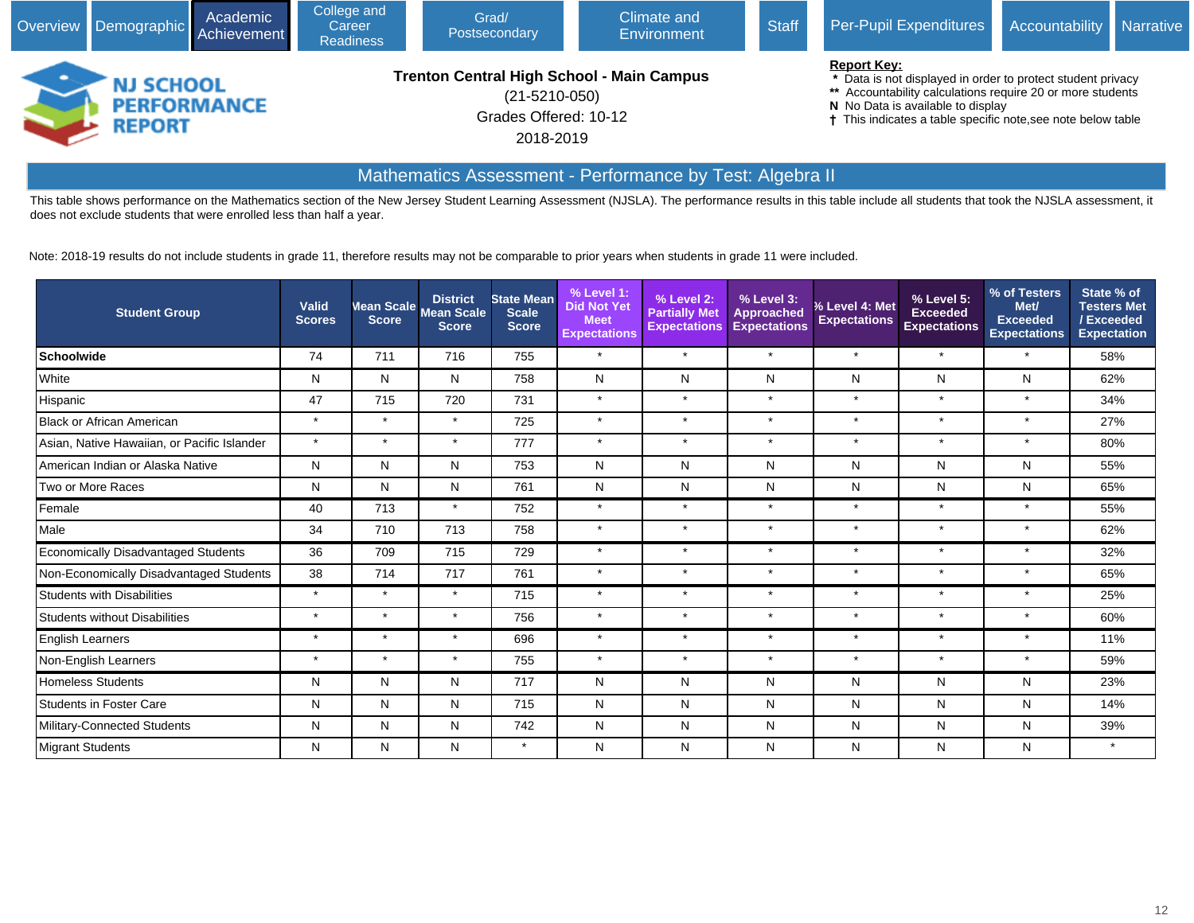Overview | Demographic | Academic Achievement | College and Career Readiness | Grad/ Postsecondary | Climate and Environment | Staff | Per-Pupil Expenditures | Accountability | Narrative

NJ SCHOOL PERFORMANCE REPORT

**Trenton Central High School - Main Campus**

(21-5210-050)

Grades Offered: 10-12

2018-2019

**Report Key:**
- \* Data is not displayed in order to protect student privacy
- \*\* Accountability calculations require 20 or more students
- **N** No Data is available to display
- † This indicates a table specific note,see note below table

## Mathematics Assessment - Performance by Test: Algebra II

This table shows performance on the Mathematics section of the New Jersey Student Learning Assessment (NJSLA). The performance results in this table include all students that took the NJSLA assessment, it does not exclude students that were enrolled less than half a year.

Note: 2018-19 results do not include students in grade 11, therefore results may not be comparable to prior years when students in grade 11 were included.

| Student Group | Valid Scores | Mean Scale Score | District Mean Scale Score | State Mean Scale Score | % Level 1: Did Not Yet Meet Expectations | % Level 2: Partially Met Expectations | % Level 3: Approached Expectations | % Level 4: Met Expectations | % Level 5: Exceeded Expectations | % of Testers Met/ Exceeded Expectations | State % of Testers Met / Exceeded Expectation |
|---|---|---|---|---|---|---|---|---|---|---|---|
| **Schoolwide** | 74 | 711 | 716 | 755 | * | * | * | * | * | * | 58% |
| White | N | N | N | 758 | N | N | N | N | N | N | 62% |
| Hispanic | 47 | 715 | 720 | 731 | * | * | * | * | * | * | 34% |
| Black or African American | * | * | * | 725 | * | * | * | * | * | * | 27% |
| Asian, Native Hawaiian, or Pacific Islander | * | * | * | 777 | * | * | * | * | * | * | 80% |
| American Indian or Alaska Native | N | N | N | 753 | N | N | N | N | N | N | 55% |
| Two or More Races | N | N | N | 761 | N | N | N | N | N | N | 65% |
| Female | 40 | 713 | * | 752 | * | * | * | * | * | * | 55% |
| Male | 34 | 710 | 713 | 758 | * | * | * | * | * | * | 62% |
| Economically Disadvantaged Students | 36 | 709 | 715 | 729 | * | * | * | * | * | * | 32% |
| Non-Economically Disadvantaged Students | 38 | 714 | 717 | 761 | * | * | * | * | * | * | 65% |
| Students with Disabilities | * | * | * | 715 | * | * | * | * | * | * | 25% |
| Students without Disabilities | * | * | * | 756 | * | * | * | * | * | * | 60% |
| English Learners | * | * | * | 696 | * | * | * | * | * | * | 11% |
| Non-English Learners | * | * | * | 755 | * | * | * | * | * | * | 59% |
| Homeless Students | N | N | N | 717 | N | N | N | N | N | N | 23% |
| Students in Foster Care | N | N | N | 715 | N | N | N | N | N | N | 14% |
| Military-Connected Students | N | N | N | 742 | N | N | N | N | N | N | 39% |
| Migrant Students | N | N | N | * | N | N | N | N | N | N | * |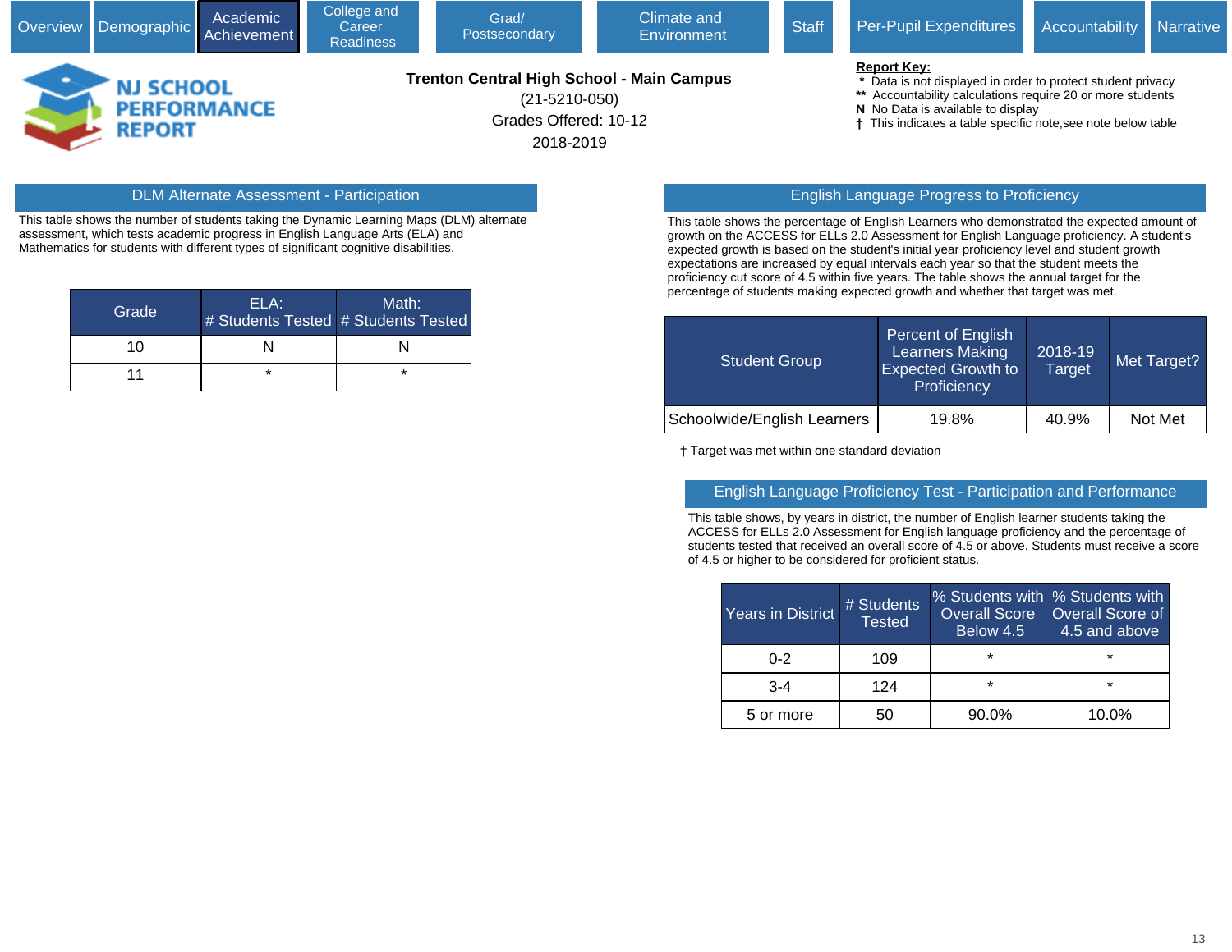Overview | Demographic | Academic Achievement | College and Career Readiness | Grad/ Postsecondary | Climate and Environment | Staff | Per-Pupil Expenditures | Accountability | Narrative

NJ SCHOOL PERFORMANCE REPORT

**Trenton Central High School - Main Campus**

(21-5210-050)

Grades Offered: 10-12

2018-2019

**Report Key:**
- \* Data is not displayed in order to protect student privacy
- \*\* Accountability calculations require 20 or more students
- N No Data is available to display
- † This indicates a table specific note,see note below table

## DLM Alternate Assessment - Participation

This table shows the number of students taking the Dynamic Learning Maps (DLM) alternate assessment, which tests academic progress in English Language Arts (ELA) and Mathematics for students with different types of significant cognitive disabilities.

| Grade | ELA: # Students Tested | Math: # Students Tested |
|---|---|---|
| 10 | N | N |
| 11 | * | * |

## English Language Progress to Proficiency

This table shows the percentage of English Learners who demonstrated the expected amount of growth on the ACCESS for ELLs 2.0 Assessment for English Language proficiency. A student's expected growth is based on the student's initial year proficiency level and student growth expectations are increased by equal intervals each year so that the student meets the proficiency cut score of 4.5 within five years. The table shows the annual target for the percentage of students making expected growth and whether that target was met.

| Student Group | Percent of English Learners Making Expected Growth to Proficiency | 2018-19 Target | Met Target? |
|---|---|---|---|
| Schoolwide/English Learners | 19.8% | 40.9% | Not Met |

† Target was met within one standard deviation

## English Language Proficiency Test - Participation and Performance

This table shows, by years in district, the number of English learner students taking the ACCESS for ELLs 2.0 Assessment for English language proficiency and the percentage of students tested that received an overall score of 4.5 or above. Students must receive a score of 4.5 or higher to be considered for proficient status.

| Years in District | # Students Tested | % Students with Overall Score Below 4.5 | % Students with Overall Score of 4.5 and above |
|---|---|---|---|
| 0-2 | 109 | * | * |
| 3-4 | 124 | * | * |
| 5 or more | 50 | 90.0% | 10.0% |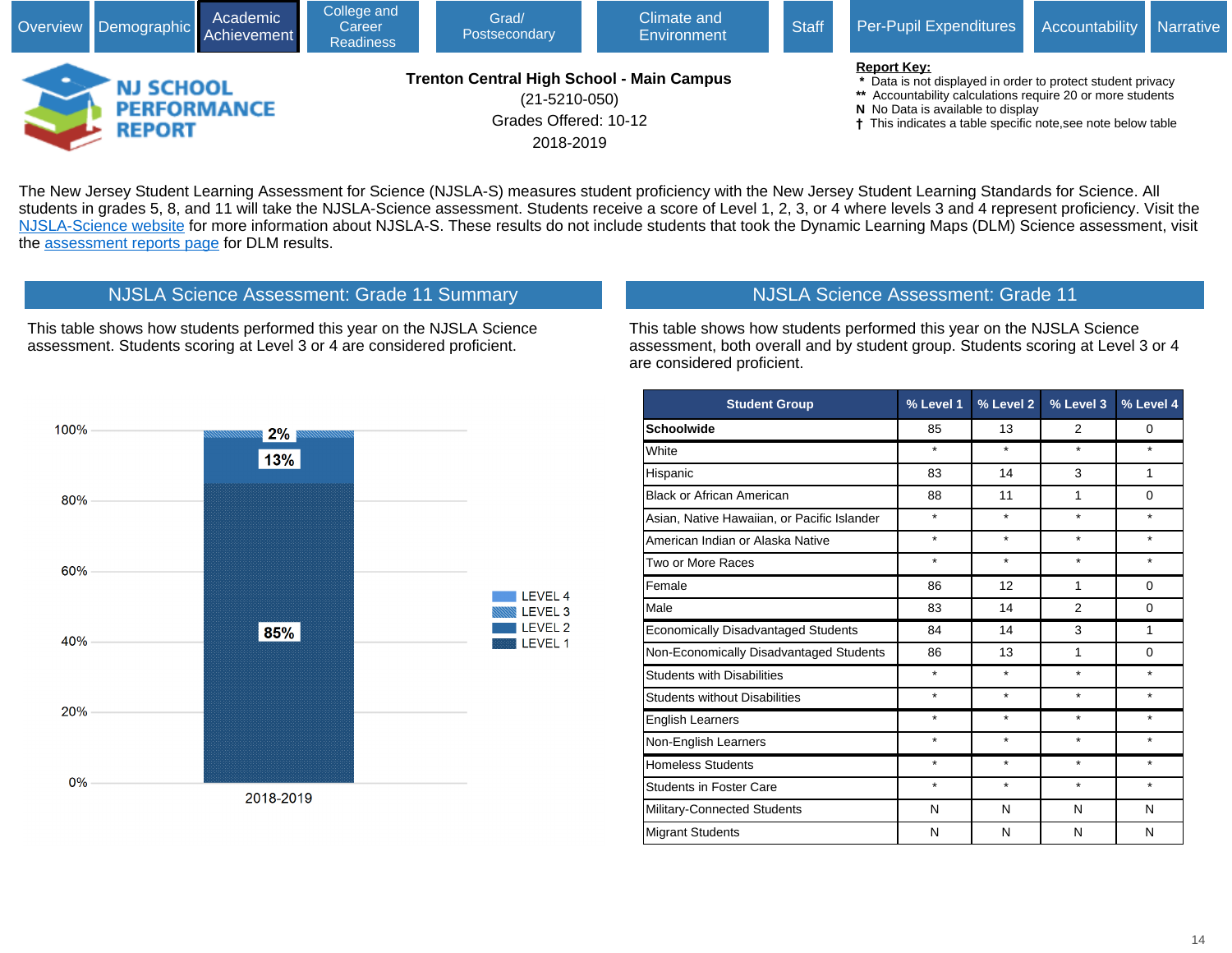Overview | Demographic | Academic Achievement | College and Career Readiness | Grad/ Postsecondary | Climate and Environment | Staff | Per-Pupil Expenditures | Accountability | Narrative

NJ SCHOOL PERFORMANCE REPORT

**Trenton Central High School - Main Campus**
(21-5210-050)
Grades Offered: 10-12
2018-2019

**Report Key:**
- \* Data is not displayed in order to protect student privacy
- \*\* Accountability calculations require 20 or more students
- N No Data is available to display
- † This indicates a table specific note,see note below table

The New Jersey Student Learning Assessment for Science (NJSLA-S) measures student proficiency with the New Jersey Student Learning Standards for Science. All students in grades 5, 8, and 11 will take the NJSLA-Science assessment. Students receive a score of Level 1, 2, 3, or 4 where levels 3 and 4 represent proficiency. Visit the NJSLA-Science website for more information about NJSLA-S. These results do not include students that took the Dynamic Learning Maps (DLM) Science assessment, visit the assessment reports page for DLM results.

## NJSLA Science Assessment: Grade 11 Summary

This table shows how students performed this year on the NJSLA Science assessment. Students scoring at Level 3 or 4 are considered proficient.

| Year | Level 1 | Level 2 | Level 3 | Level 4 |
|---|---|---|---|---|
| 2018-2019 | 85% | 13% | 2% | |

## NJSLA Science Assessment: Grade 11

This table shows how students performed this year on the NJSLA Science assessment, both overall and by student group. Students scoring at Level 3 or 4 are considered proficient.

| Student Group | % Level 1 | % Level 2 | % Level 3 | % Level 4 |
|---|---|---|---|---|
| **Schoolwide** | 85 | 13 | 2 | 0 |
| White | * | * | * | * |
| Hispanic | 83 | 14 | 3 | 1 |
| Black or African American | 88 | 11 | 1 | 0 |
| Asian, Native Hawaiian, or Pacific Islander | * | * | * | * |
| American Indian or Alaska Native | * | * | * | * |
| Two or More Races | * | * | * | * |
| Female | 86 | 12 | 1 | 0 |
| Male | 83 | 14 | 2 | 0 |
| Economically Disadvantaged Students | 84 | 14 | 3 | 1 |
| Non-Economically Disadvantaged Students | 86 | 13 | 1 | 0 |
| Students with Disabilities | * | * | * | * |
| Students without Disabilities | * | * | * | * |
| English Learners | * | * | * | * |
| Non-English Learners | * | * | * | * |
| Homeless Students | * | * | * | * |
| Students in Foster Care | * | * | * | * |
| Military-Connected Students | N | N | N | N |
| Migrant Students | N | N | N | N |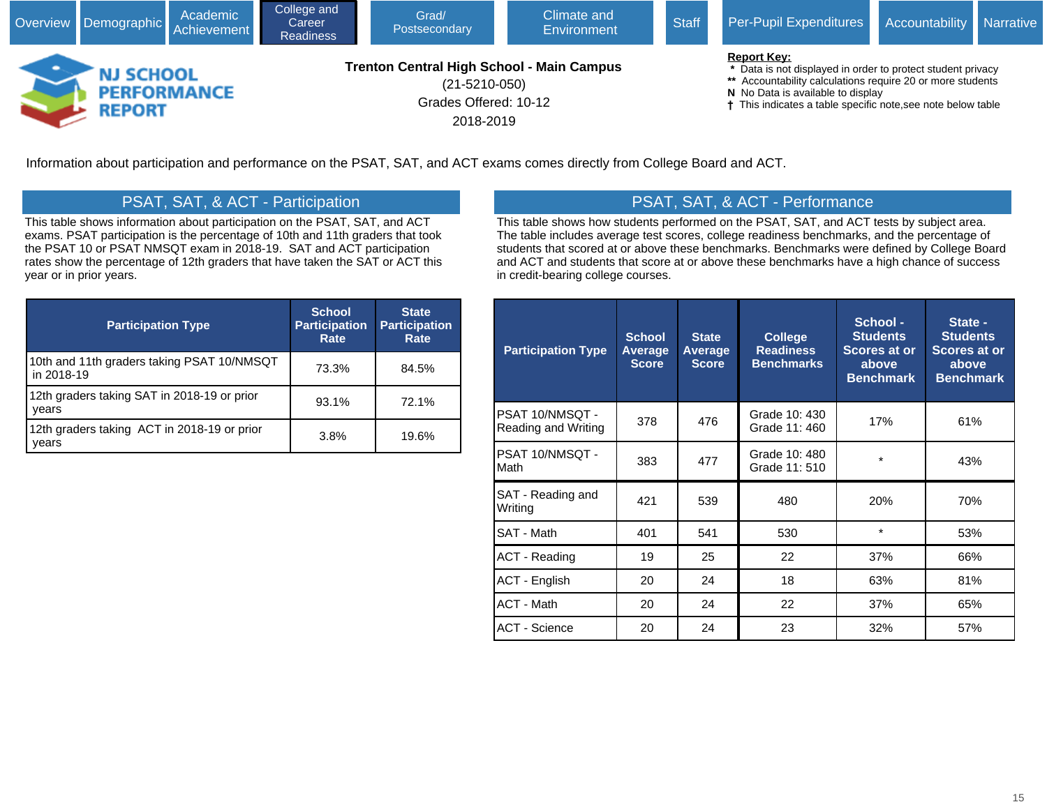Overview | Demographic | Academic Achievement | College and Career Readiness | Grad/ Postsecondary | Climate and Environment | Staff | Per-Pupil Expenditures | Accountability | Narrative

NJ SCHOOL PERFORMANCE REPORT

**Trenton Central High School - Main Campus**
(21-5210-050)
Grades Offered: 10-12
2018-2019

**Report Key:**
- * Data is not displayed in order to protect student privacy
- ** Accountability calculations require 20 or more students
- N No Data is available to display
- † This indicates a table specific note,see note below table

Information about participation and performance on the PSAT, SAT, and ACT exams comes directly from College Board and ACT.

## PSAT, SAT, & ACT - Participation

This table shows information about participation on the PSAT, SAT, and ACT exams. PSAT participation is the percentage of 10th and 11th graders that took the PSAT 10 or PSAT NMSQT exam in 2018-19. SAT and ACT participation rates show the percentage of 12th graders that have taken the SAT or ACT this year or in prior years.

| Participation Type | School Participation Rate | State Participation Rate |
|---|---|---|
| 10th and 11th graders taking PSAT 10/NMSQT in 2018-19 | 73.3% | 84.5% |
| 12th graders taking SAT in 2018-19 or prior years | 93.1% | 72.1% |
| 12th graders taking ACT in 2018-19 or prior years | 3.8% | 19.6% |

## PSAT, SAT, & ACT - Performance

This table shows how students performed on the PSAT, SAT, and ACT tests by subject area. The table includes average test scores, college readiness benchmarks, and the percentage of students that scored at or above these benchmarks. Benchmarks were defined by College Board and ACT and students that score at or above these benchmarks have a high chance of success in credit-bearing college courses.

| Participation Type | School Average Score | State Average Score | College Readiness Benchmarks | School - Students Scores at or above Benchmark | State - Students Scores at or above Benchmark |
|---|---|---|---|---|---|
| PSAT 10/NMSQT - Reading and Writing | 378 | 476 | Grade 10: 430 Grade 11: 460 | 17% | 61% |
| PSAT 10/NMSQT - Math | 383 | 477 | Grade 10: 480 Grade 11: 510 | * | 43% |
| SAT - Reading and Writing | 421 | 539 | 480 | 20% | 70% |
| SAT - Math | 401 | 541 | 530 | * | 53% |
| ACT - Reading | 19 | 25 | 22 | 37% | 66% |
| ACT - English | 20 | 24 | 18 | 63% | 81% |
| ACT - Math | 20 | 24 | 22 | 37% | 65% |
| ACT - Science | 20 | 24 | 23 | 32% | 57% |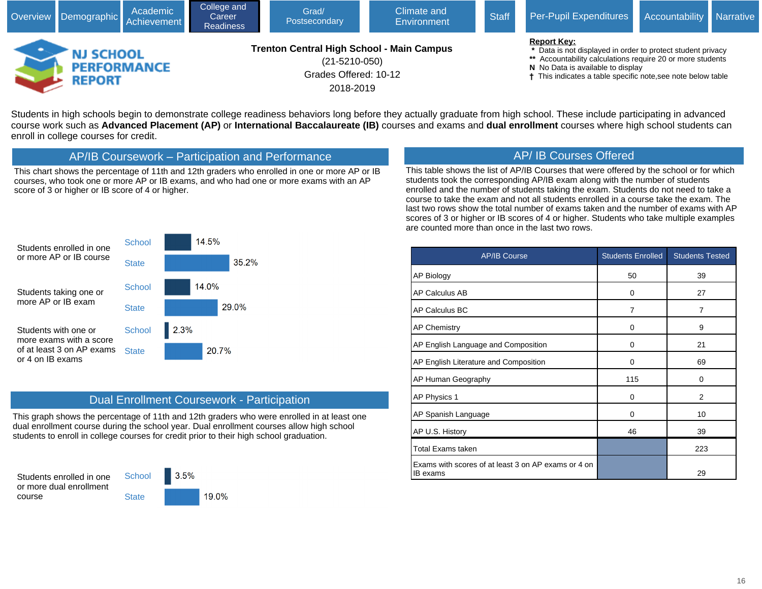Overview | Demographic | Academic Achievement | College and Career Readiness | Grad/ Postsecondary | Climate and Environment | Staff | Per-Pupil Expenditures | Accountability | Narrative

**NJ SCHOOL PERFORMANCE REPORT**

**Trenton Central High School - Main Campus**
(21-5210-050)
Grades Offered: 10-12
2018-2019

**Report Key:**
- `*` Data is not displayed in order to protect student privacy
- `**` Accountability calculations require 20 or more students
- **N** No Data is available to display
- † This indicates a table specific note,see note below table

Students in high schools begin to demonstrate college readiness behaviors long before they actually graduate from high school. These include participating in advanced course work such as **Advanced Placement (AP)** or **International Baccalaureate (IB)** courses and exams and **dual enrollment** courses where high school students can enroll in college courses for credit.

## AP/IB Coursework – Participation and Performance

This chart shows the percentage of 11th and 12th graders who enrolled in one or more AP or IB courses, who took one or more AP or IB exams, and who had one or more exams with an AP score of 3 or higher or IB score of 4 or higher.

| Measure | School | State |
|---|---|---|
| Students enrolled in one or more AP or IB course | 14.5% | 35.2% |
| Students taking one or more AP or IB exam | 14.0% | 29.0% |
| Students with one or more exams with a score of at least 3 on AP exams or 4 on IB exams | 2.3% | 20.7% |

## Dual Enrollment Coursework - Participation

This graph shows the percentage of 11th and 12th graders who were enrolled in at least one dual enrollment course during the school year. Dual enrollment courses allow high school students to enroll in college courses for credit prior to their high school graduation.

| Measure | School | State |
|---|---|---|
| Students enrolled in one or more dual enrollment course | 3.5% | 19.0% |

## AP/ IB Courses Offered

This table shows the list of AP/IB Courses that were offered by the school or for which students took the corresponding AP/IB exam along with the number of students enrolled and the number of students taking the exam. Students do not need to take a course to take the exam and not all students enrolled in a course take the exam. The last two rows show the total number of exams taken and the number of exams with AP scores of 3 or higher or IB scores of 4 or higher. Students who take multiple examples are counted more than once in the last two rows.

| AP/IB Course | Students Enrolled | Students Tested |
|---|---|---|
| AP Biology | 50 | 39 |
| AP Calculus AB | 0 | 27 |
| AP Calculus BC | 7 | 7 |
| AP Chemistry | 0 | 9 |
| AP English Language and Composition | 0 | 21 |
| AP English Literature and Composition | 0 | 69 |
| AP Human Geography | 115 | 0 |
| AP Physics 1 | 0 | 2 |
| AP Spanish Language | 0 | 10 |
| AP U.S. History | 46 | 39 |
| Total Exams taken | | 223 |
| Exams with scores of at least 3 on AP exams or 4 on IB exams | | 29 |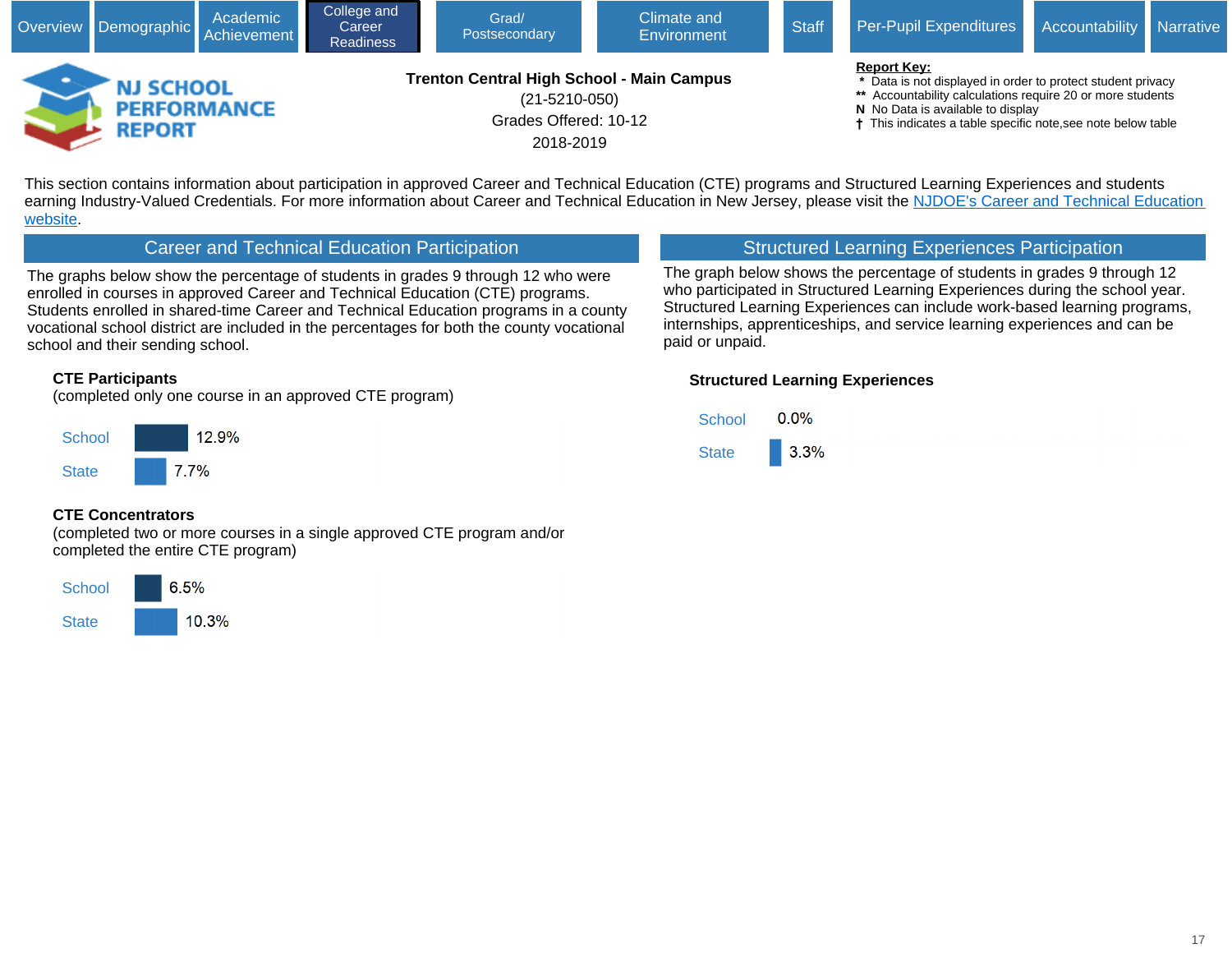Overview | Demographic | Academic Achievement | College and Career Readiness | Grad/ Postsecondary | Climate and Environment | Staff | Per-Pupil Expenditures | Accountability | Narrative

# NJ SCHOOL PERFORMANCE REPORT

**Trenton Central High School - Main Campus**
(21-5210-050)
Grades Offered: 10-12
2018-2019

**Report Key:**
- \* Data is not displayed in order to protect student privacy
- \*\* Accountability calculations require 20 or more students
- **N** No Data is available to display
- † This indicates a table specific note,see note below table

This section contains information about participation in approved Career and Technical Education (CTE) programs and Structured Learning Experiences and students earning Industry-Valued Credentials. For more information about Career and Technical Education in New Jersey, please visit the NJDOE's Career and Technical Education website.

## Career and Technical Education Participation

The graphs below show the percentage of students in grades 9 through 12 who were enrolled in courses in approved Career and Technical Education (CTE) programs. Students enrolled in shared-time Career and Technical Education programs in a county vocational school district are included in the percentages for both the county vocational school and their sending school.

**CTE Participants**
(completed only one course in an approved CTE program)

| | Percentage |
|---|---|
| School | 12.9% |
| State | 7.7% |

**CTE Concentrators**
(completed two or more courses in a single approved CTE program and/or completed the entire CTE program)

| | Percentage |
|---|---|
| School | 6.5% |
| State | 10.3% |

## Structured Learning Experiences Participation

The graph below shows the percentage of students in grades 9 through 12 who participated in Structured Learning Experiences during the school year. Structured Learning Experiences can include work-based learning programs, internships, apprenticeships, and service learning experiences and can be paid or unpaid.

**Structured Learning Experiences**

| | Percentage |
|---|---|
| School | 0.0% |
| State | 3.3% |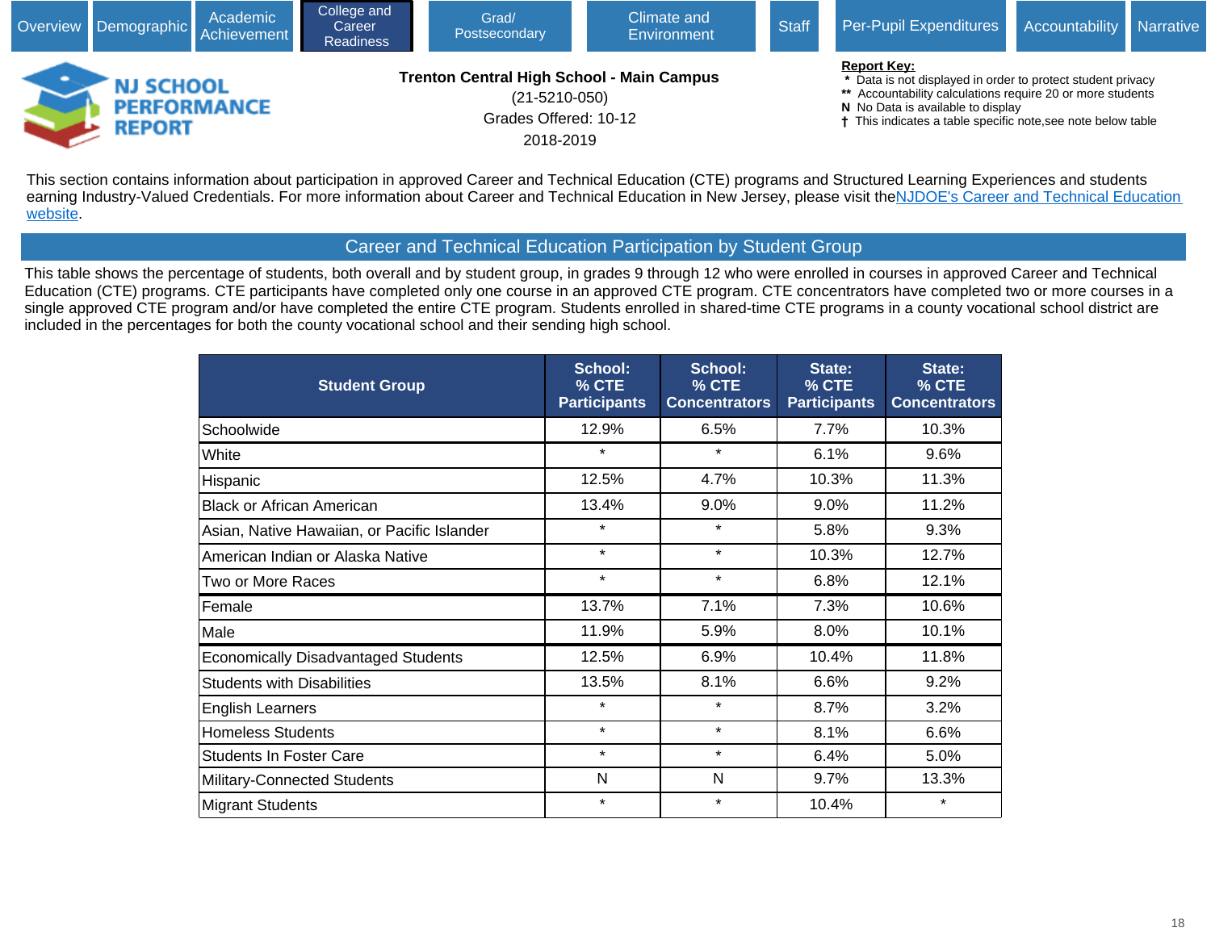Overview | Demographic | Academic Achievement | College and Career Readiness | Grad/ Postsecondary | Climate and Environment | Staff | Per-Pupil Expenditures | Accountability | Narrative

**NJ SCHOOL PERFORMANCE REPORT**

**Trenton Central High School - Main Campus**
(21-5210-050)
Grades Offered: 10-12
2018-2019

**Report Key:**
- `*` Data is not displayed in order to protect student privacy
- `**` Accountability calculations require 20 or more students
- N No Data is available to display
- † This indicates a table specific note,see note below table

This section contains information about participation in approved Career and Technical Education (CTE) programs and Structured Learning Experiences and students earning Industry-Valued Credentials. For more information about Career and Technical Education in New Jersey, please visit the NJDOE's Career and Technical Education website.

## Career and Technical Education Participation by Student Group

This table shows the percentage of students, both overall and by student group, in grades 9 through 12 who were enrolled in courses in approved Career and Technical Education (CTE) programs. CTE participants have completed only one course in an approved CTE program. CTE concentrators have completed two or more courses in a single approved CTE program and/or have completed the entire CTE program. Students enrolled in shared-time CTE programs in a county vocational school district are included in the percentages for both the county vocational school and their sending high school.

| Student Group | School: % CTE Participants | School: % CTE Concentrators | State: % CTE Participants | State: % CTE Concentrators |
|---|---|---|---|---|
| Schoolwide | 12.9% | 6.5% | 7.7% | 10.3% |
| White | * | * | 6.1% | 9.6% |
| Hispanic | 12.5% | 4.7% | 10.3% | 11.3% |
| Black or African American | 13.4% | 9.0% | 9.0% | 11.2% |
| Asian, Native Hawaiian, or Pacific Islander | * | * | 5.8% | 9.3% |
| American Indian or Alaska Native | * | * | 10.3% | 12.7% |
| Two or More Races | * | * | 6.8% | 12.1% |
| Female | 13.7% | 7.1% | 7.3% | 10.6% |
| Male | 11.9% | 5.9% | 8.0% | 10.1% |
| Economically Disadvantaged Students | 12.5% | 6.9% | 10.4% | 11.8% |
| Students with Disabilities | 13.5% | 8.1% | 6.6% | 9.2% |
| English Learners | * | * | 8.7% | 3.2% |
| Homeless Students | * | * | 8.1% | 6.6% |
| Students In Foster Care | * | * | 6.4% | 5.0% |
| Military-Connected Students | N | N | 9.7% | 13.3% |
| Migrant Students | * | * | 10.4% | * |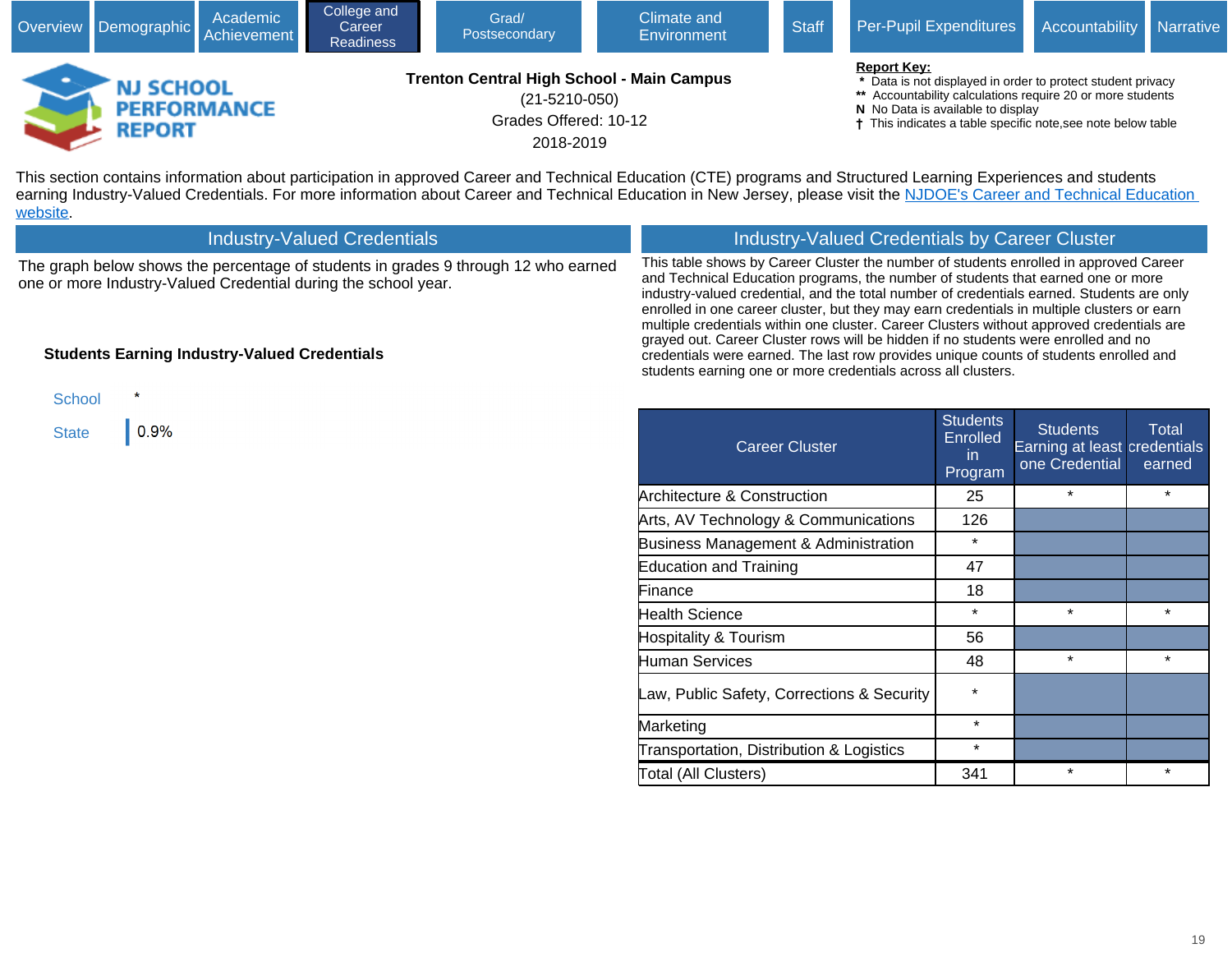Overview | Demographic | Academic Achievement | College and Career Readiness | Grad/ Postsecondary | Climate and Environment | Staff | Per-Pupil Expenditures | Accountability | Narrative

# NJ SCHOOL PERFORMANCE REPORT

**Trenton Central High School - Main Campus**
(21-5210-050)
Grades Offered: 10-12
2018-2019

**Report Key:**
- \* Data is not displayed in order to protect student privacy
- \*\* Accountability calculations require 20 or more students
- N No Data is available to display
- † This indicates a table specific note,see note below table

This section contains information about participation in approved Career and Technical Education (CTE) programs and Structured Learning Experiences and students earning Industry-Valued Credentials. For more information about Career and Technical Education in New Jersey, please visit the NJDOE's Career and Technical Education website.

## Industry-Valued Credentials

The graph below shows the percentage of students in grades 9 through 12 who earned one or more Industry-Valued Credential during the school year.

**Students Earning Industry-Valued Credentials**

| | |
|---|---|
| School | * |
| State | 0.9% |

## Industry-Valued Credentials by Career Cluster

This table shows by Career Cluster the number of students enrolled in approved Career and Technical Education programs, the number of students that earned one or more industry-valued credential, and the total number of credentials earned. Students are only enrolled in one career cluster, but they may earn credentials in multiple clusters or earn multiple credentials within one cluster. Career Clusters without approved credentials are grayed out. Career Cluster rows will be hidden if no students were enrolled and no credentials were earned. The last row provides unique counts of students enrolled and students earning one or more credentials across all clusters.

| Career Cluster | Students Enrolled in Program | Students Earning at least one Credential | Total credentials earned |
|---|---|---|---|
| Architecture & Construction | 25 | * | * |
| Arts, AV Technology & Communications | 126 | | |
| Business Management & Administration | * | | |
| Education and Training | 47 | | |
| Finance | 18 | | |
| Health Science | * | * | * |
| Hospitality & Tourism | 56 | | |
| Human Services | 48 | * | * |
| Law, Public Safety, Corrections & Security | * | | |
| Marketing | * | | |
| Transportation, Distribution & Logistics | * | | |
| Total (All Clusters) | 341 | * | * |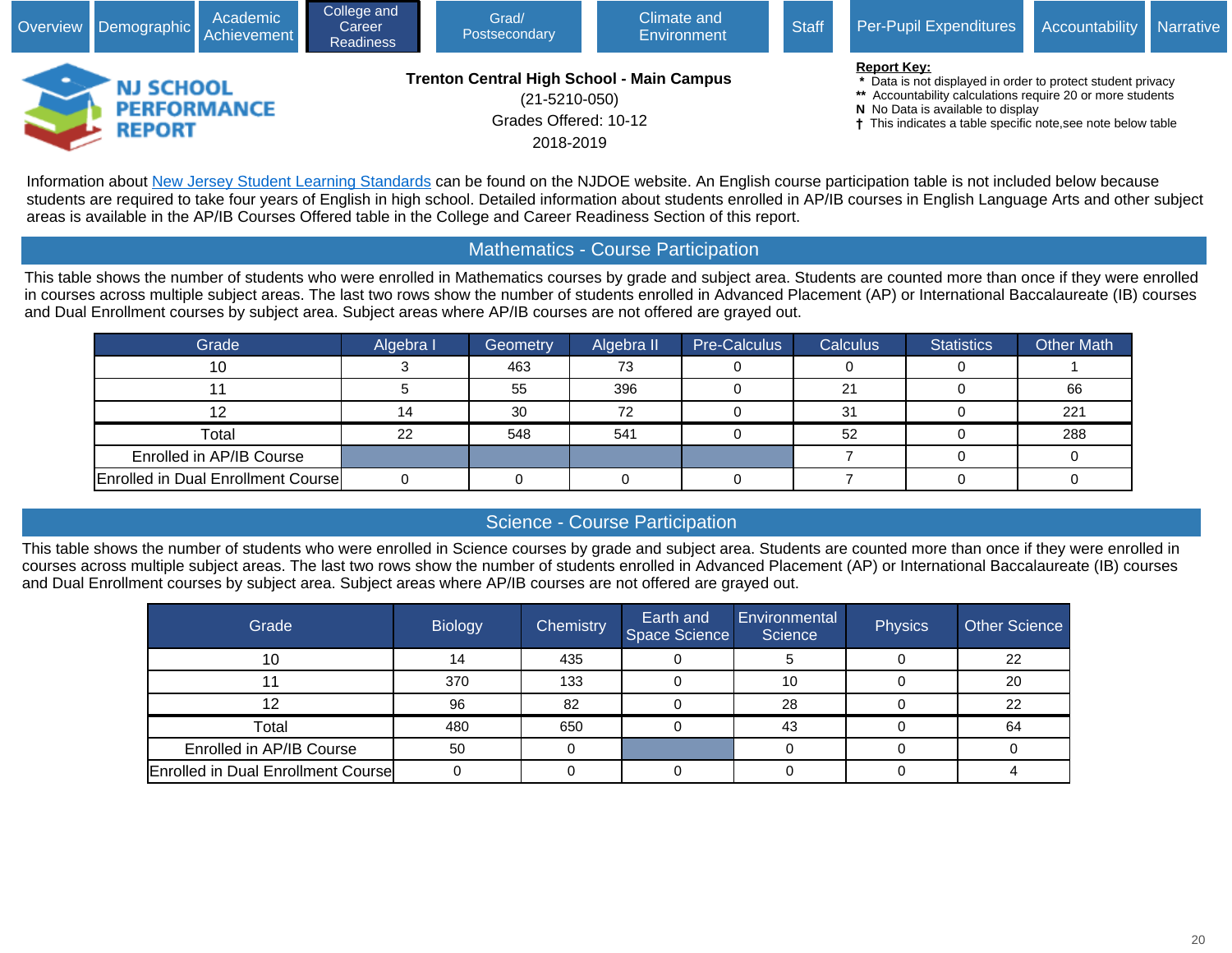Overview | Demographic | Academic Achievement | College and Career Readiness | Grad/ Postsecondary | Climate and Environment | Staff | Per-Pupil Expenditures | Accountability | Narrative

**NJ SCHOOL PERFORMANCE REPORT**

**Trenton Central High School - Main Campus**
(21-5210-050)
Grades Offered: 10-12
2018-2019

**Report Key:**
- * Data is not displayed in order to protect student privacy
- ** Accountability calculations require 20 or more students
- N No Data is available to display
- † This indicates a table specific note,see note below table

Information about New Jersey Student Learning Standards can be found on the NJDOE website. An English course participation table is not included below because students are required to take four years of English in high school. Detailed information about students enrolled in AP/IB courses in English Language Arts and other subject areas is available in the AP/IB Courses Offered table in the College and Career Readiness Section of this report.

## Mathematics - Course Participation

This table shows the number of students who were enrolled in Mathematics courses by grade and subject area. Students are counted more than once if they were enrolled in courses across multiple subject areas. The last two rows show the number of students enrolled in Advanced Placement (AP) or International Baccalaureate (IB) courses and Dual Enrollment courses by subject area. Subject areas where AP/IB courses are not offered are grayed out.

| Grade | Algebra I | Geometry | Algebra II | Pre-Calculus | Calculus | Statistics | Other Math |
|---|---|---|---|---|---|---|---|
| 10 | 3 | 463 | 73 | 0 | 0 | 0 | 1 |
| 11 | 5 | 55 | 396 | 0 | 21 | 0 | 66 |
| 12 | 14 | 30 | 72 | 0 | 31 | 0 | 221 |
| Total | 22 | 548 | 541 | 0 | 52 | 0 | 288 |
| Enrolled in AP/IB Course | | | | | 7 | 0 | 0 |
| Enrolled in Dual Enrollment Course | 0 | 0 | 0 | 0 | 7 | 0 | 0 |

## Science - Course Participation

This table shows the number of students who were enrolled in Science courses by grade and subject area. Students are counted more than once if they were enrolled in courses across multiple subject areas. The last two rows show the number of students enrolled in Advanced Placement (AP) or International Baccalaureate (IB) courses and Dual Enrollment courses by subject area. Subject areas where AP/IB courses are not offered are grayed out.

| Grade | Biology | Chemistry | Earth and Space Science | Environmental Science | Physics | Other Science |
|---|---|---|---|---|---|---|
| 10 | 14 | 435 | 0 | 5 | 0 | 22 |
| 11 | 370 | 133 | 0 | 10 | 0 | 20 |
| 12 | 96 | 82 | 0 | 28 | 0 | 22 |
| Total | 480 | 650 | 0 | 43 | 0 | 64 |
| Enrolled in AP/IB Course | 50 | 0 | | 0 | 0 | 0 |
| Enrolled in Dual Enrollment Course | 0 | 0 | 0 | 0 | 0 | 4 |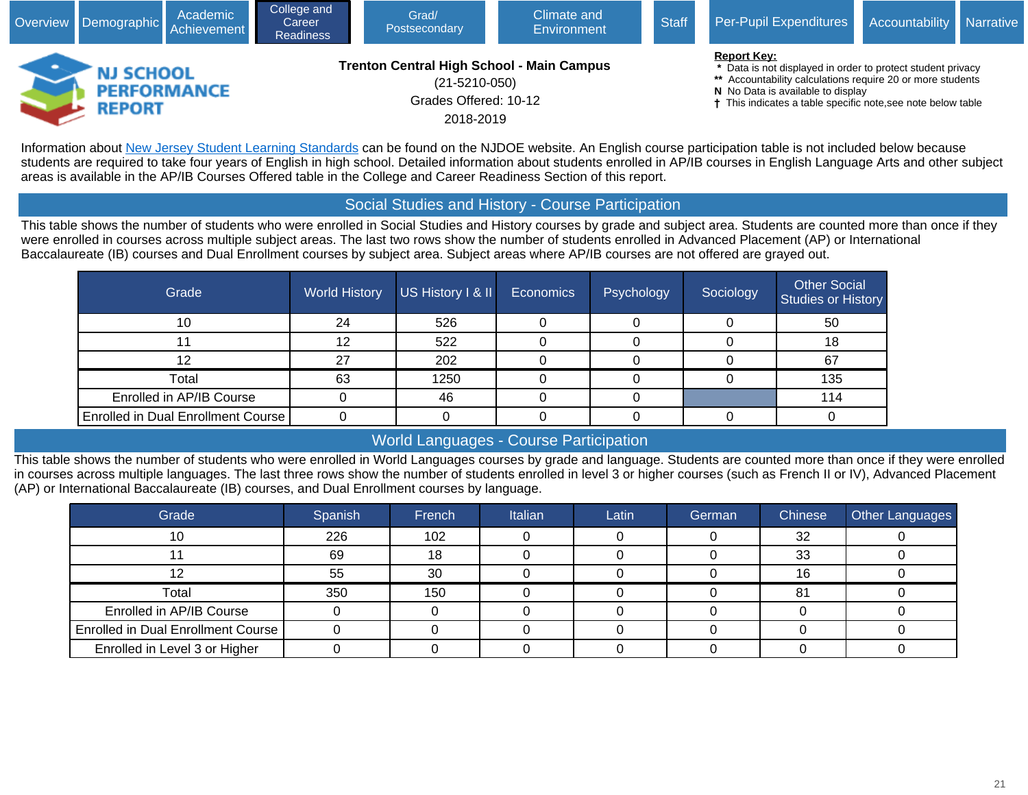Overview | Demographic | Academic Achievement | College and Career Readiness | Grad/ Postsecondary | Climate and Environment | Staff | Per-Pupil Expenditures | Accountability | Narrative

**NJ SCHOOL PERFORMANCE REPORT**

**Trenton Central High School - Main Campus**
(21-5210-050)
Grades Offered: 10-12
2018-2019

**Report Key:**
- * Data is not displayed in order to protect student privacy
- ** Accountability calculations require 20 or more students
- N No Data is available to display
- † This indicates a table specific note,see note below table

Information about New Jersey Student Learning Standards can be found on the NJDOE website. An English course participation table is not included below because students are required to take four years of English in high school. Detailed information about students enrolled in AP/IB courses in English Language Arts and other subject areas is available in the AP/IB Courses Offered table in the College and Career Readiness Section of this report.

## Social Studies and History - Course Participation

This table shows the number of students who were enrolled in Social Studies and History courses by grade and subject area. Students are counted more than once if they were enrolled in courses across multiple subject areas. The last two rows show the number of students enrolled in Advanced Placement (AP) or International Baccalaureate (IB) courses and Dual Enrollment courses by subject area. Subject areas where AP/IB courses are not offered are grayed out.

| Grade | World History | US History I & II | Economics | Psychology | Sociology | Other Social Studies or History |
|---|---|---|---|---|---|---|
| 10 | 24 | 526 | 0 | 0 | 0 | 50 |
| 11 | 12 | 522 | 0 | 0 | 0 | 18 |
| 12 | 27 | 202 | 0 | 0 | 0 | 67 |
| Total | 63 | 1250 | 0 | 0 | 0 | 135 |
| Enrolled in AP/IB Course | 0 | 46 | 0 | 0 | | 114 |
| Enrolled in Dual Enrollment Course | 0 | 0 | 0 | 0 | 0 | 0 |

## World Languages - Course Participation

This table shows the number of students who were enrolled in World Languages courses by grade and language. Students are counted more than once if they were enrolled in courses across multiple languages. The last three rows show the number of students enrolled in level 3 or higher courses (such as French II or IV), Advanced Placement (AP) or International Baccalaureate (IB) courses, and Dual Enrollment courses by language.

| Grade | Spanish | French | Italian | Latin | German | Chinese | Other Languages |
|---|---|---|---|---|---|---|---|
| 10 | 226 | 102 | 0 | 0 | 0 | 32 | 0 |
| 11 | 69 | 18 | 0 | 0 | 0 | 33 | 0 |
| 12 | 55 | 30 | 0 | 0 | 0 | 16 | 0 |
| Total | 350 | 150 | 0 | 0 | 0 | 81 | 0 |
| Enrolled in AP/IB Course | 0 | 0 | 0 | 0 | 0 | 0 | 0 |
| Enrolled in Dual Enrollment Course | 0 | 0 | 0 | 0 | 0 | 0 | 0 |
| Enrolled in Level 3 or Higher | 0 | 0 | 0 | 0 | 0 | 0 | 0 |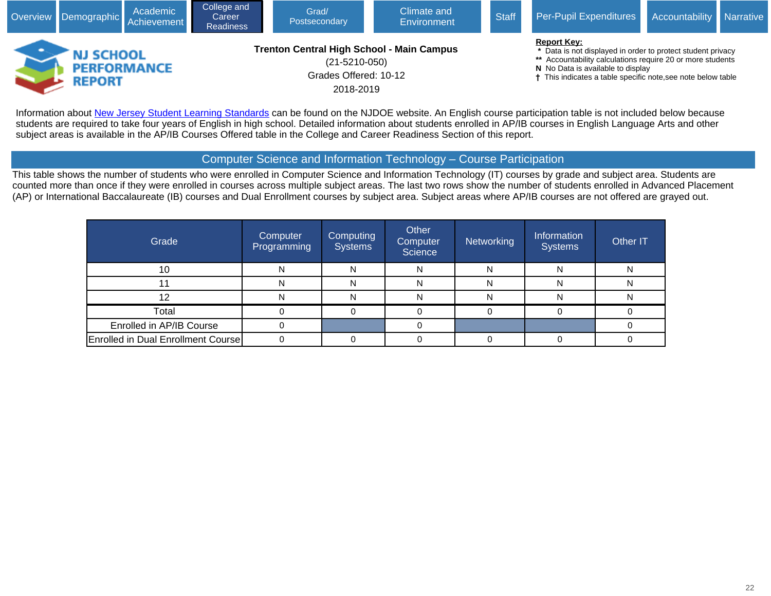Overview | Demographic | Academic Achievement | College and Career Readiness | Grad/ Postsecondary | Climate and Environment | Staff | Per-Pupil Expenditures | Accountability | Narrative

# NJ SCHOOL PERFORMANCE REPORT

**Trenton Central High School - Main Campus**
(21-5210-050)
Grades Offered: 10-12
2018-2019

**Report Key:**
- * Data is not displayed in order to protect student privacy
- ** Accountability calculations require 20 or more students
- N No Data is available to display
- † This indicates a table specific note,see note below table

Information about New Jersey Student Learning Standards can be found on the NJDOE website. An English course participation table is not included below because students are required to take four years of English in high school. Detailed information about students enrolled in AP/IB courses in English Language Arts and other subject areas is available in the AP/IB Courses Offered table in the College and Career Readiness Section of this report.

## Computer Science and Information Technology – Course Participation

This table shows the number of students who were enrolled in Computer Science and Information Technology (IT) courses by grade and subject area. Students are counted more than once if they were enrolled in courses across multiple subject areas. The last two rows show the number of students enrolled in Advanced Placement (AP) or International Baccalaureate (IB) courses and Dual Enrollment courses by subject area. Subject areas where AP/IB courses are not offered are grayed out.

| Grade | Computer Programming | Computing Systems | Other Computer Science | Networking | Information Systems | Other IT |
|---|---|---|---|---|---|---|
| 10 | N | N | N | N | N | N |
| 11 | N | N | N | N | N | N |
| 12 | N | N | N | N | N | N |
| Total | 0 | 0 | 0 | 0 | 0 | 0 |
| Enrolled in AP/IB Course | 0 | | 0 | | | 0 |
| Enrolled in Dual Enrollment Course | 0 | 0 | 0 | 0 | 0 | 0 |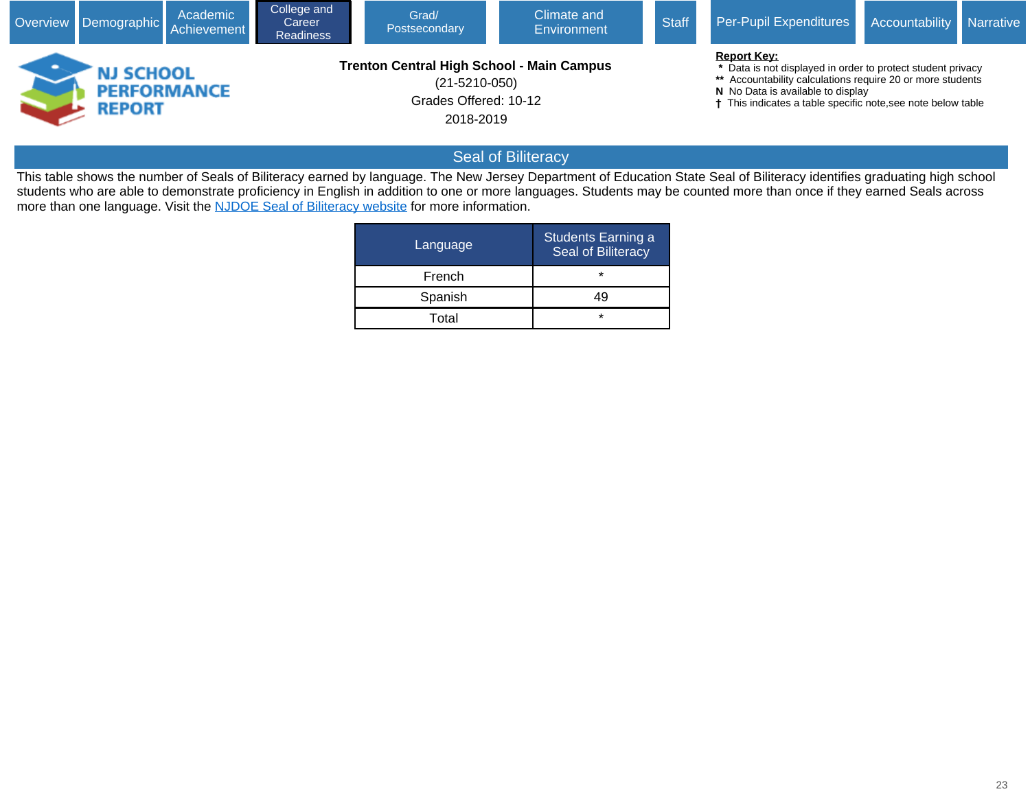Overview | Demographic | Academic Achievement | College and Career Readiness | Grad/ Postsecondary | Climate and Environment | Staff | Per-Pupil Expenditures | Accountability | Narrative

NJ SCHOOL PERFORMANCE REPORT

**Trenton Central High School - Main Campus**

(21-5210-050)

Grades Offered: 10-12

2018-2019

**Report Key:**
- *  Data is not displayed in order to protect student privacy
- **  Accountability calculations require 20 or more students
- N  No Data is available to display
- †  This indicates a table specific note,see note below table

## Seal of Biliteracy

This table shows the number of Seals of Biliteracy earned by language. The New Jersey Department of Education State Seal of Biliteracy identifies graduating high school students who are able to demonstrate proficiency in English in addition to one or more languages. Students may be counted more than once if they earned Seals across more than one language. Visit the [NJDOE Seal of Biliteracy website]() for more information.

| Language | Students Earning a Seal of Biliteracy |
|---|---|
| French | * |
| Spanish | 49 |
| Total | * |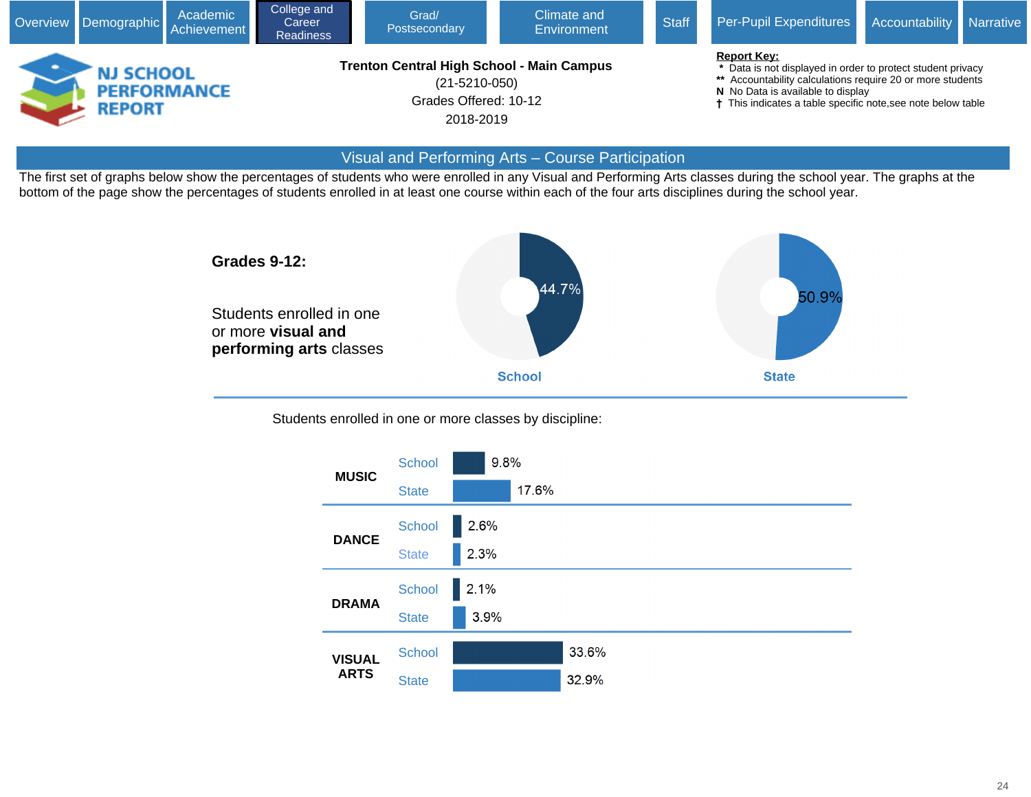Overview | Demographic | Academic Achievement | College and Career Readiness | Grad/ Postsecondary | Climate and Environment | Staff | Per-Pupil Expenditures | Accountability | Narrative

**NJ SCHOOL PERFORMANCE REPORT**

**Trenton Central High School - Main Campus**
(21-5210-050)
Grades Offered: 10-12
2018-2019

**Report Key:**
- * Data is not displayed in order to protect student privacy
- ** Accountability calculations require 20 or more students
- N No Data is available to display
- † This indicates a table specific note,see note below table

## Visual and Performing Arts – Course Participation

The first set of graphs below show the percentages of students who were enrolled in any Visual and Performing Arts classes during the school year. The graphs at the bottom of the page show the percentages of students enrolled in at least one course within each of the four arts disciplines during the school year.

**Grades 9-12:**

Students enrolled in one or more **visual and performing arts** classes

| | School | State |
|---|---|---|
| Students enrolled in one or more visual and performing arts classes | 44.7% | 50.9% |

Students enrolled in one or more classes by discipline:

| Discipline | School | State |
|---|---|---|
| MUSIC | 9.8% | 17.6% |
| DANCE | 2.6% | 2.3% |
| DRAMA | 2.1% | 3.9% |
| VISUAL ARTS | 33.6% | 32.9% |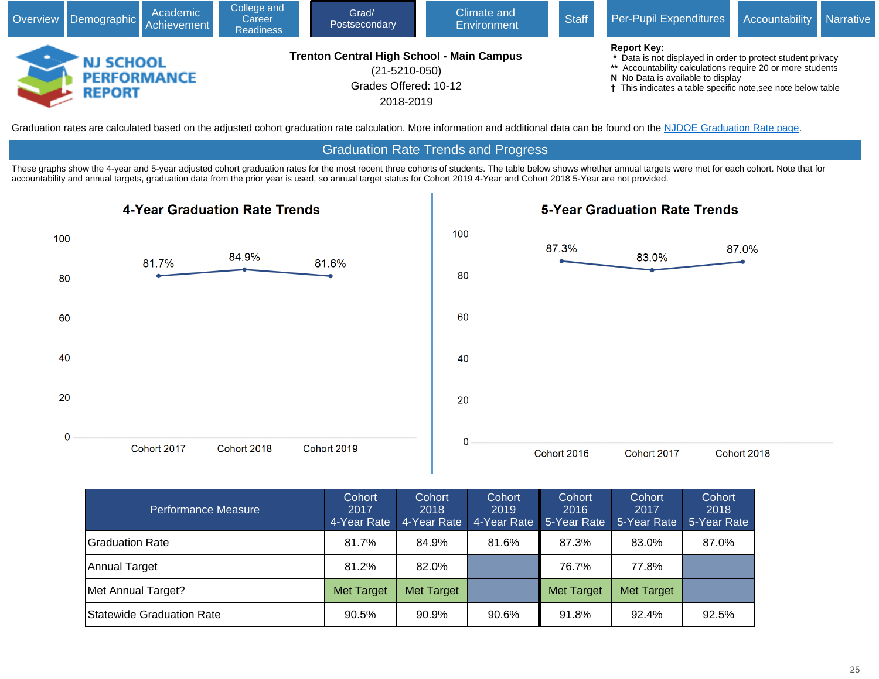Overview | Demographic | Academic Achievement | College and Career Readiness | Grad/ Postsecondary | Climate and Environment | Staff | Per-Pupil Expenditures | Accountability | Narrative

**NJ SCHOOL PERFORMANCE REPORT**

**Trenton Central High School - Main Campus**
(21-5210-050)
Grades Offered: 10-12
2018-2019

**Report Key:**
- \* Data is not displayed in order to protect student privacy
- \*\* Accountability calculations require 20 or more students
- N No Data is available to display
- † This indicates a table specific note,see note below table

Graduation rates are calculated based on the adjusted cohort graduation rate calculation. More information and additional data can be found on the NJDOE Graduation Rate page.

## Graduation Rate Trends and Progress

These graphs show the 4-year and 5-year adjusted cohort graduation rates for the most recent three cohorts of students. The table below shows whether annual targets were met for each cohort. Note that for accountability and annual targets, graduation data from the prior year is used, so annual target status for Cohort 2019 4-Year and Cohort 2018 5-Year are not provided.

### 4-Year Graduation Rate Trends

| Cohort | Rate |
|---|---|
| Cohort 2017 | 81.7% |
| Cohort 2018 | 84.9% |
| Cohort 2019 | 81.6% |

### 5-Year Graduation Rate Trends

| Cohort | Rate |
|---|---|
| Cohort 2016 | 87.3% |
| Cohort 2017 | 83.0% |
| Cohort 2018 | 87.0% |

| Performance Measure | Cohort 2017 4-Year Rate | Cohort 2018 4-Year Rate | Cohort 2019 4-Year Rate | Cohort 2016 5-Year Rate | Cohort 2017 5-Year Rate | Cohort 2018 5-Year Rate |
|---|---|---|---|---|---|---|
| Graduation Rate | 81.7% | 84.9% | 81.6% | 87.3% | 83.0% | 87.0% |
| Annual Target | 81.2% | 82.0% | | 76.7% | 77.8% | |
| Met Annual Target? | Met Target | Met Target | | Met Target | Met Target | |
| Statewide Graduation Rate | 90.5% | 90.9% | 90.6% | 91.8% | 92.4% | 92.5% |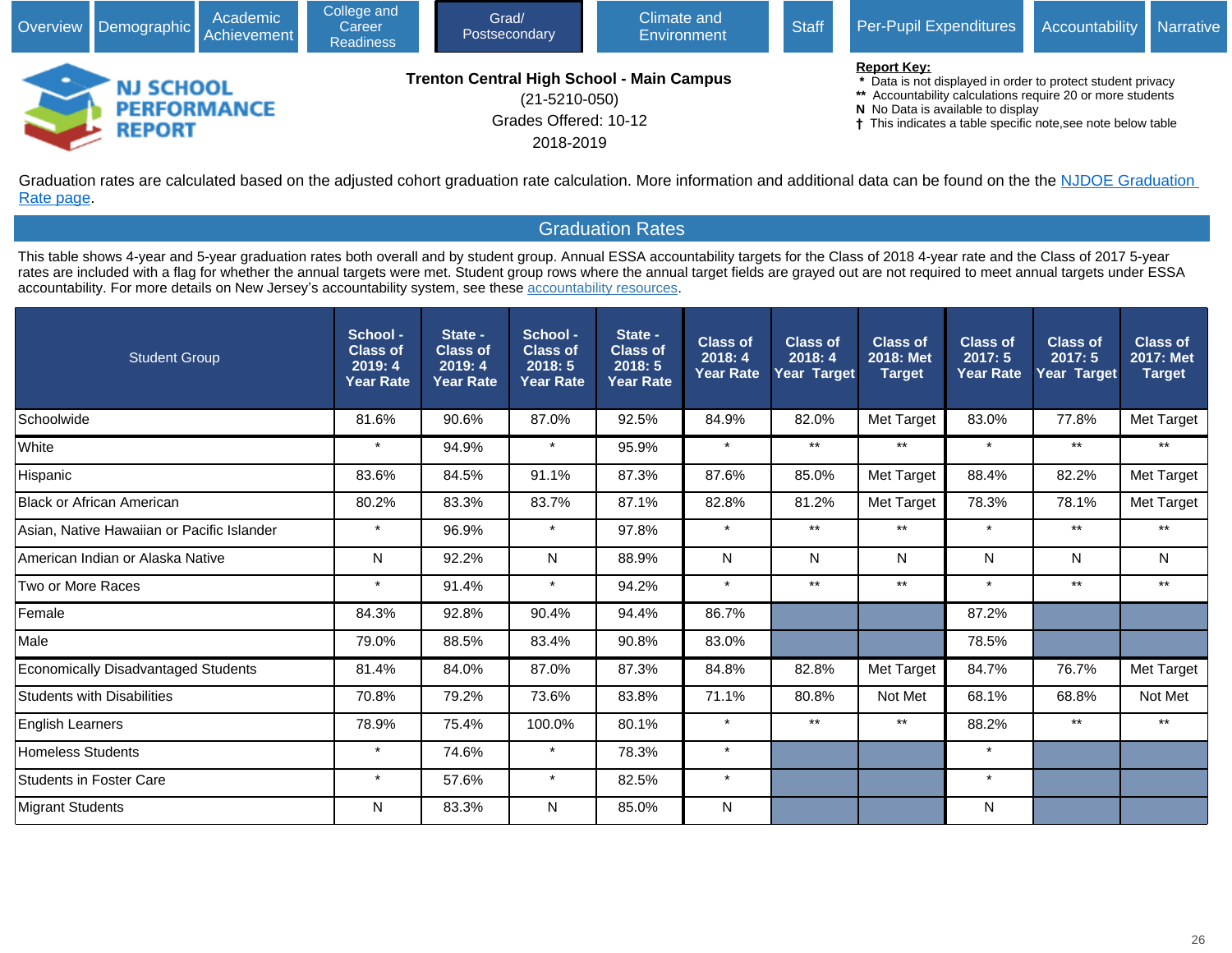Overview | Demographic | Academic Achievement | College and Career Readiness | Grad/ Postsecondary | Climate and Environment | Staff | Per-Pupil Expenditures | Accountability | Narrative

**NJ SCHOOL PERFORMANCE REPORT**

**Trenton Central High School - Main Campus**
(21-5210-050)
Grades Offered: 10-12
2018-2019

**Report Key:**
* Data is not displayed in order to protect student privacy
** Accountability calculations require 20 or more students
**N** No Data is available to display
† This indicates a table specific note,see note below table

Graduation rates are calculated based on the adjusted cohort graduation rate calculation. More information and additional data can be found on the the NJDOE Graduation Rate page.

## Graduation Rates

This table shows 4-year and 5-year graduation rates both overall and by student group. Annual ESSA accountability targets for the Class of 2018 4-year rate and the Class of 2017 5-year rates are included with a flag for whether the annual targets were met. Student group rows where the annual target fields are grayed out are not required to meet annual targets under ESSA accountability. For more details on New Jersey's accountability system, see these accountability resources.

| Student Group | School - Class of 2019: 4 Year Rate | State - Class of 2019: 4 Year Rate | School - Class of 2018: 5 Year Rate | State - Class of 2018: 5 Year Rate | Class of 2018: 4 Year Rate | Class of 2018: 4 Year Target | Class of 2018: Met Target | Class of 2017: 5 Year Rate | Class of 2017: 5 Year Target | Class of 2017: Met Target |
|---|---|---|---|---|---|---|---|---|---|---|
| Schoolwide | 81.6% | 90.6% | 87.0% | 92.5% | 84.9% | 82.0% | Met Target | 83.0% | 77.8% | Met Target |
| White | * | 94.9% | * | 95.9% | * | ** | ** | * | ** | ** |
| Hispanic | 83.6% | 84.5% | 91.1% | 87.3% | 87.6% | 85.0% | Met Target | 88.4% | 82.2% | Met Target |
| Black or African American | 80.2% | 83.3% | 83.7% | 87.1% | 82.8% | 81.2% | Met Target | 78.3% | 78.1% | Met Target |
| Asian, Native Hawaiian or Pacific Islander | * | 96.9% | * | 97.8% | * | ** | ** | * | ** | ** |
| American Indian or Alaska Native | N | 92.2% | N | 88.9% | N | N | N | N | N | N |
| Two or More Races | * | 91.4% | * | 94.2% | * | ** | ** | * | ** | ** |
| Female | 84.3% | 92.8% | 90.4% | 94.4% | 86.7% | | | 87.2% | | |
| Male | 79.0% | 88.5% | 83.4% | 90.8% | 83.0% | | | 78.5% | | |
| Economically Disadvantaged Students | 81.4% | 84.0% | 87.0% | 87.3% | 84.8% | 82.8% | Met Target | 84.7% | 76.7% | Met Target |
| Students with Disabilities | 70.8% | 79.2% | 73.6% | 83.8% | 71.1% | 80.8% | Not Met | 68.1% | 68.8% | Not Met |
| English Learners | 78.9% | 75.4% | 100.0% | 80.1% | * | ** | ** | 88.2% | ** | ** |
| Homeless Students | * | 74.6% | * | 78.3% | * | | | * | | |
| Students in Foster Care | * | 57.6% | * | 82.5% | * | | | * | | |
| Migrant Students | N | 83.3% | N | 85.0% | N | | | N | | |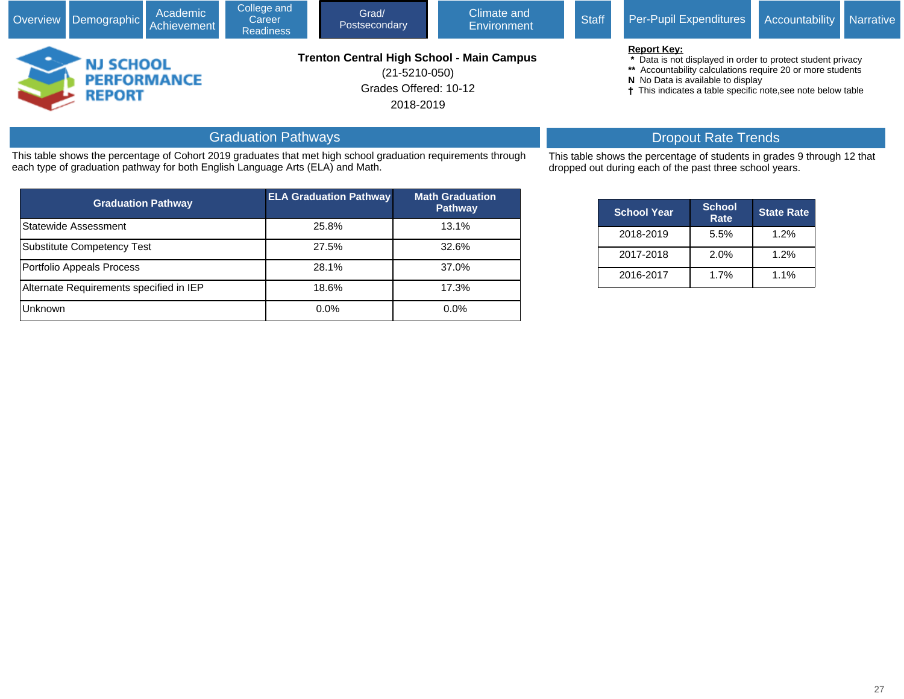Overview | Demographic | Academic Achievement | College and Career Readiness | Grad/ Postsecondary | Climate and Environment | Staff | Per-Pupil Expenditures | Accountability | Narrative

NJ SCHOOL PERFORMANCE REPORT

**Trenton Central High School - Main Campus**

(21-5210-050)

Grades Offered: 10-12

2018-2019

**Report Key:**
- \* Data is not displayed in order to protect student privacy
- \*\* Accountability calculations require 20 or more students
- **N** No Data is available to display
- **†** This indicates a table specific note,see note below table

## Graduation Pathways

This table shows the percentage of Cohort 2019 graduates that met high school graduation requirements through each type of graduation pathway for both English Language Arts (ELA) and Math.

| Graduation Pathway | ELA Graduation Pathway | Math Graduation Pathway |
|---|---|---|
| Statewide Assessment | 25.8% | 13.1% |
| Substitute Competency Test | 27.5% | 32.6% |
| Portfolio Appeals Process | 28.1% | 37.0% |
| Alternate Requirements specified in IEP | 18.6% | 17.3% |
| Unknown | 0.0% | 0.0% |

## Dropout Rate Trends

This table shows the percentage of students in grades 9 through 12 that dropped out during each of the past three school years.

| School Year | School Rate | State Rate |
|---|---|---|
| 2018-2019 | 5.5% | 1.2% |
| 2017-2018 | 2.0% | 1.2% |
| 2016-2017 | 1.7% | 1.1% |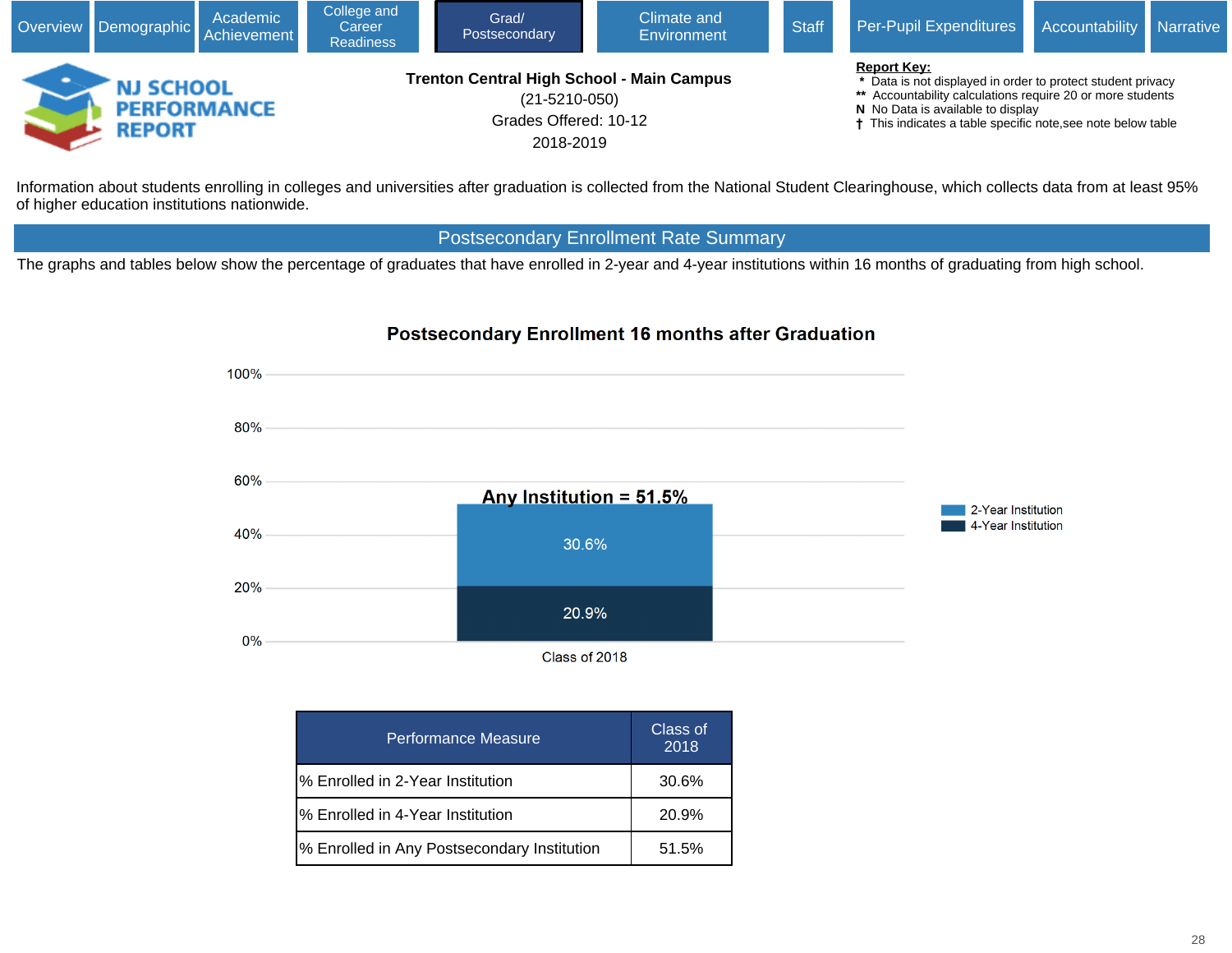Overview | Demographic | Academic Achievement | College and Career Readiness | Grad/ Postsecondary | Climate and Environment | Staff | Per-Pupil Expenditures | Accountability | Narrative

**NJ SCHOOL PERFORMANCE REPORT**

**Trenton Central High School - Main Campus**
(21-5210-050)
Grades Offered: 10-12
2018-2019

**Report Key:**
- * Data is not displayed in order to protect student privacy
- ** Accountability calculations require 20 or more students
- N No Data is available to display
- † This indicates a table specific note,see note below table

Information about students enrolling in colleges and universities after graduation is collected from the National Student Clearinghouse, which collects data from at least 95% of higher education institutions nationwide.

## Postsecondary Enrollment Rate Summary

The graphs and tables below show the percentage of graduates that have enrolled in 2-year and 4-year institutions within 16 months of graduating from high school.

### Postsecondary Enrollment 16 months after Graduation

Class of 2018: Any Institution = 51.5%; 2-Year Institution 30.6%; 4-Year Institution 20.9%

| Performance Measure | Class of 2018 |
|---|---|
| % Enrolled in 2-Year Institution | 30.6% |
| % Enrolled in 4-Year Institution | 20.9% |
| % Enrolled in Any Postsecondary Institution | 51.5% |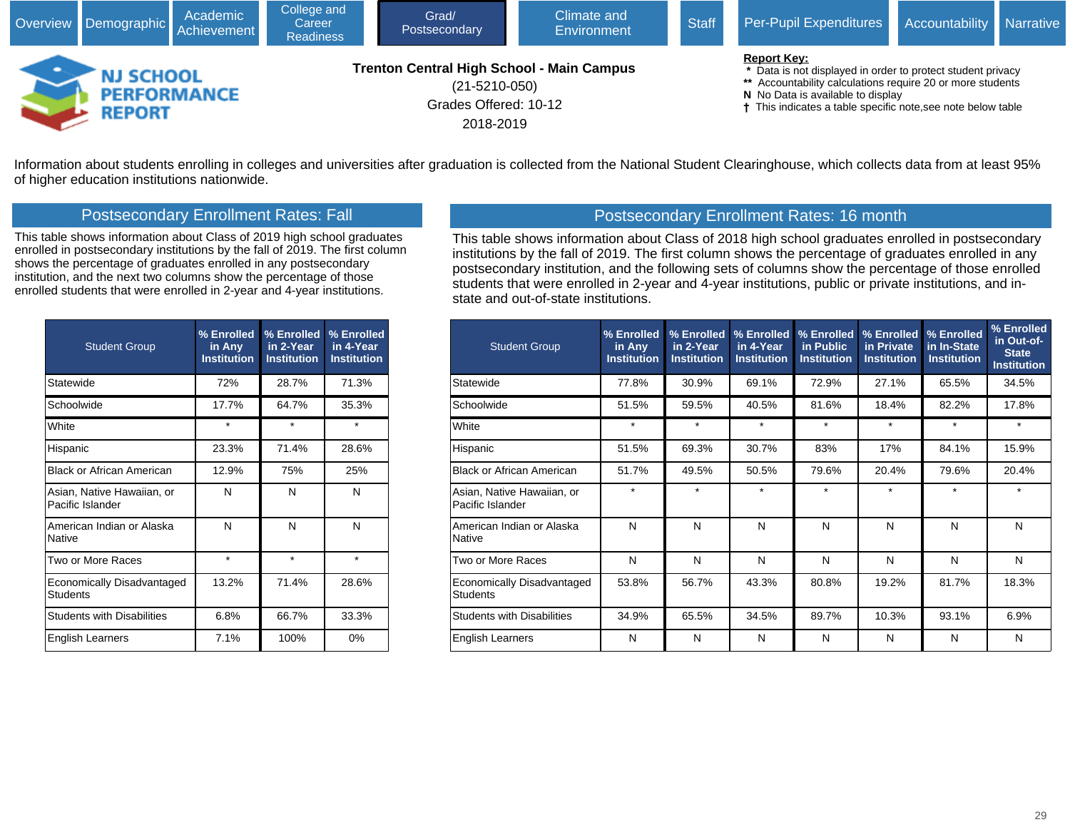Overview | Demographic | Academic Achievement | College and Career Readiness | Grad/ Postsecondary | Climate and Environment | Staff | Per-Pupil Expenditures | Accountability | Narrative

# NJ SCHOOL PERFORMANCE REPORT

**Trenton Central High School - Main Campus**

(21-5210-050)

Grades Offered: 10-12

2018-2019

**Report Key:**
- * Data is not displayed in order to protect student privacy
- ** Accountability calculations require 20 or more students
- N No Data is available to display
- † This indicates a table specific note,see note below table

Information about students enrolling in colleges and universities after graduation is collected from the National Student Clearinghouse, which collects data from at least 95% of higher education institutions nationwide.

## Postsecondary Enrollment Rates: Fall

This table shows information about Class of 2019 high school graduates enrolled in postsecondary institutions by the fall of 2019. The first column shows the percentage of graduates enrolled in any postsecondary institution, and the next two columns show the percentage of those enrolled students that were enrolled in 2-year and 4-year institutions.

| Student Group | % Enrolled in Any Institution | % Enrolled in 2-Year Institution | % Enrolled in 4-Year Institution |
|---|---|---|---|
| Statewide | 72% | 28.7% | 71.3% |
| Schoolwide | 17.7% | 64.7% | 35.3% |
| White | * | * | * |
| Hispanic | 23.3% | 71.4% | 28.6% |
| Black or African American | 12.9% | 75% | 25% |
| Asian, Native Hawaiian, or Pacific Islander | N | N | N |
| American Indian or Alaska Native | N | N | N |
| Two or More Races | * | * | * |
| Economically Disadvantaged Students | 13.2% | 71.4% | 28.6% |
| Students with Disabilities | 6.8% | 66.7% | 33.3% |
| English Learners | 7.1% | 100% | 0% |

## Postsecondary Enrollment Rates: 16 month

This table shows information about Class of 2018 high school graduates enrolled in postsecondary institutions by the fall of 2019. The first column shows the percentage of graduates enrolled in any postsecondary institution, and the following sets of columns show the percentage of those enrolled students that were enrolled in 2-year and 4-year institutions, public or private institutions, and in-state and out-of-state institutions.

| Student Group | % Enrolled in Any Institution | % Enrolled in 2-Year Institution | % Enrolled in 4-Year Institution | % Enrolled in Public Institution | % Enrolled in Private Institution | % Enrolled in In-State Institution | % Enrolled in Out-of-State Institution |
|---|---|---|---|---|---|---|---|
| Statewide | 77.8% | 30.9% | 69.1% | 72.9% | 27.1% | 65.5% | 34.5% |
| Schoolwide | 51.5% | 59.5% | 40.5% | 81.6% | 18.4% | 82.2% | 17.8% |
| White | * | * | * | * | * | * | * |
| Hispanic | 51.5% | 69.3% | 30.7% | 83% | 17% | 84.1% | 15.9% |
| Black or African American | 51.7% | 49.5% | 50.5% | 79.6% | 20.4% | 79.6% | 20.4% |
| Asian, Native Hawaiian, or Pacific Islander | * | * | * | * | * | * | * |
| American Indian or Alaska Native | N | N | N | N | N | N | N |
| Two or More Races | N | N | N | N | N | N | N |
| Economically Disadvantaged Students | 53.8% | 56.7% | 43.3% | 80.8% | 19.2% | 81.7% | 18.3% |
| Students with Disabilities | 34.9% | 65.5% | 34.5% | 89.7% | 10.3% | 93.1% | 6.9% |
| English Learners | N | N | N | N | N | N | N |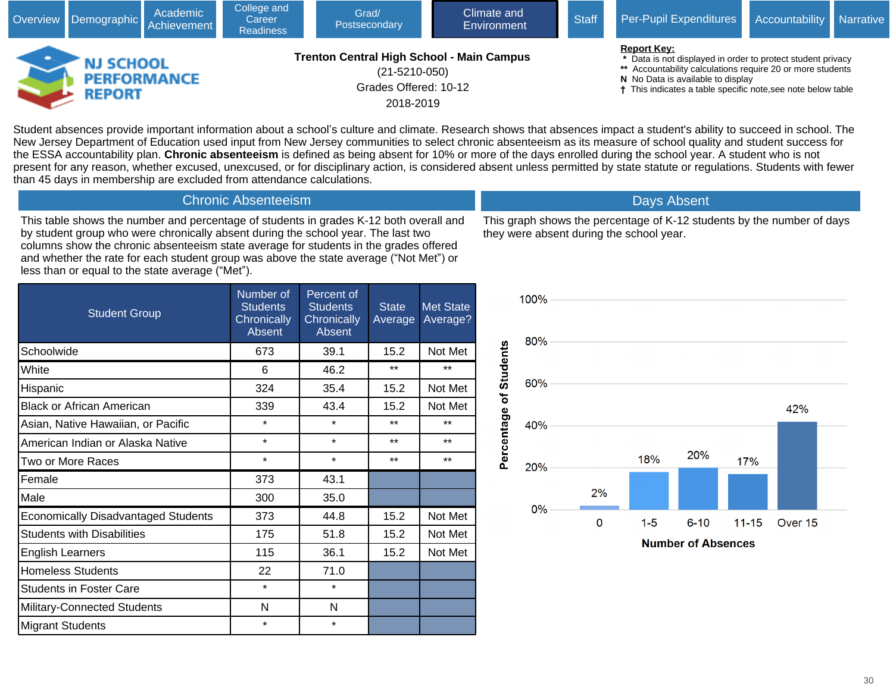Overview | Demographic | Academic Achievement | College and Career Readiness | Grad/ Postsecondary | Climate and Environment | Staff | Per-Pupil Expenditures | Accountability | Narrative

# NJ SCHOOL PERFORMANCE REPORT

**Trenton Central High School - Main Campus**
(21-5210-050)
Grades Offered: 10-12
2018-2019

**Report Key:**
\* Data is not displayed in order to protect student privacy
** Accountability calculations require 20 or more students
N No Data is available to display
† This indicates a table specific note,see note below table

Student absences provide important information about a school's culture and climate. Research shows that absences impact a student's ability to succeed in school. The New Jersey Department of Education used input from New Jersey communities to select chronic absenteeism as its measure of school quality and student success for the ESSA accountability plan. **Chronic absenteeism** is defined as being absent for 10% or more of the days enrolled during the school year. A student who is not present for any reason, whether excused, unexcused, or for disciplinary action, is considered absent unless permitted by state statute or regulations. Students with fewer than 45 days in membership are excluded from attendance calculations.

## Chronic Absenteeism

This table shows the number and percentage of students in grades K-12 both overall and by student group who were chronically absent during the school year. The last two columns show the chronic absenteeism state average for students in the grades offered and whether the rate for each student group was above the state average ("Not Met") or less than or equal to the state average ("Met").

| Student Group | Number of Students Chronically Absent | Percent of Students Chronically Absent | State Average | Met State Average? |
|---|---|---|---|---|
| Schoolwide | 673 | 39.1 | 15.2 | Not Met |
| White | 6 | 46.2 | ** | ** |
| Hispanic | 324 | 35.4 | 15.2 | Not Met |
| Black or African American | 339 | 43.4 | 15.2 | Not Met |
| Asian, Native Hawaiian, or Pacific | * | * | ** | ** |
| American Indian or Alaska Native | * | * | ** | ** |
| Two or More Races | * | * | ** | ** |
| Female | 373 | 43.1 | | |
| Male | 300 | 35.0 | | |
| Economically Disadvantaged Students | 373 | 44.8 | 15.2 | Not Met |
| Students with Disabilities | 175 | 51.8 | 15.2 | Not Met |
| English Learners | 115 | 36.1 | 15.2 | Not Met |
| Homeless Students | 22 | 71.0 | | |
| Students in Foster Care | * | * | | |
| Military-Connected Students | N | N | | |
| Migrant Students | * | * | | |

## Days Absent

This graph shows the percentage of K-12 students by the number of days they were absent during the school year.

| Number of Absences | Percentage of Students |
|---|---|
| 0 | 2% |
| 1-5 | 18% |
| 6-10 | 20% |
| 11-15 | 17% |
| Over 15 | 42% |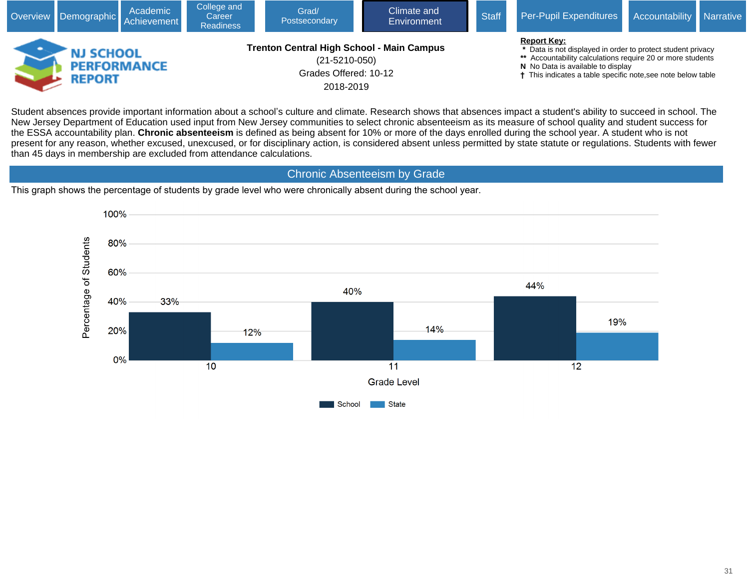Overview | Demographic | Academic Achievement | College and Career Readiness | Grad/ Postsecondary | Climate and Environment | Staff | Per-Pupil Expenditures | Accountability | Narrative

**NJ SCHOOL PERFORMANCE REPORT**

**Trenton Central High School - Main Campus**
(21-5210-050)
Grades Offered: 10-12
2018-2019

**Report Key:**
* Data is not displayed in order to protect student privacy
** Accountability calculations require 20 or more students
N No Data is available to display
† This indicates a table specific note,see note below table

Student absences provide important information about a school's culture and climate. Research shows that absences impact a student's ability to succeed in school. The New Jersey Department of Education used input from New Jersey communities to select chronic absenteeism as its measure of school quality and student success for the ESSA accountability plan. **Chronic absenteeism** is defined as being absent for 10% or more of the days enrolled during the school year. A student who is not present for any reason, whether excused, unexcused, or for disciplinary action, is considered absent unless permitted by state statute or regulations. Students with fewer than 45 days in membership are excluded from attendance calculations.

## Chronic Absenteeism by Grade

This graph shows the percentage of students by grade level who were chronically absent during the school year.

| Grade Level | School | State |
|---|---|---|
| 10 | 33% | 12% |
| 11 | 40% | 14% |
| 12 | 44% | 19% |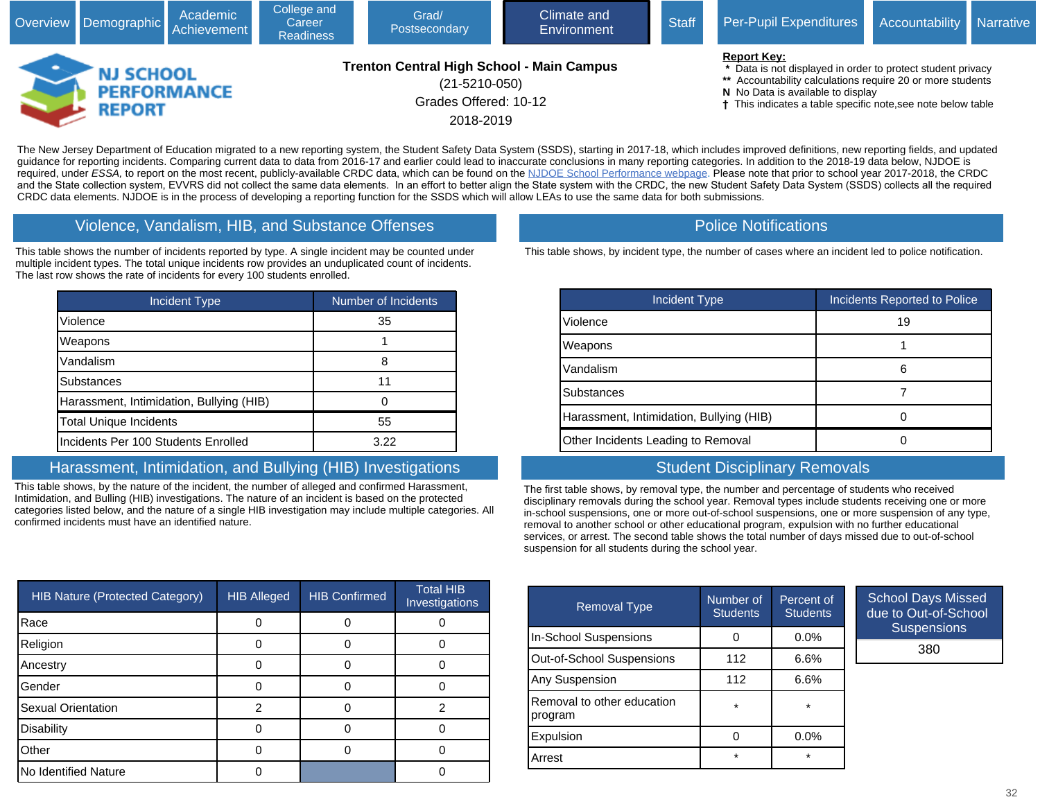Overview | Demographic | Academic Achievement | College and Career Readiness | Grad/ Postsecondary | Climate and Environment | Staff | Per-Pupil Expenditures | Accountability | Narrative

# NJ SCHOOL PERFORMANCE REPORT

**Trenton Central High School - Main Campus**

(21-5210-050)

Grades Offered: 10-12

2018-2019

**Report Key:**

- * Data is not displayed in order to protect student privacy
- ** Accountability calculations require 20 or more students
- N No Data is available to display
- † This indicates a table specific note,see note below table

The New Jersey Department of Education migrated to a new reporting system, the Student Safety Data System (SSDS), starting in 2017-18, which includes improved definitions, new reporting fields, and updated guidance for reporting incidents. Comparing current data to data from 2016-17 and earlier could lead to inaccurate conclusions in many reporting categories. In addition to the 2018-19 data below, NJDOE is required, under *ESSA,* to report on the most recent, publicly-available CRDC data, which can be found on the NJDOE School Performance webpage. Please note that prior to school year 2017-2018, the CRDC and the State collection system, EVVRS did not collect the same data elements. In an effort to better align the State system with the CRDC, the new Student Safety Data System (SSDS) collects all the required CRDC data elements. NJDOE is in the process of developing a reporting function for the SSDS which will allow LEAs to use the same data for both submissions.

## Violence, Vandalism, HIB, and Substance Offenses

This table shows the number of incidents reported by type. A single incident may be counted under multiple incident types. The total unique incidents row provides an unduplicated count of incidents. The last row shows the rate of incidents for every 100 students enrolled.

| Incident Type | Number of Incidents |
|---|---|
| Violence | 35 |
| Weapons | 1 |
| Vandalism | 8 |
| Substances | 11 |
| Harassment, Intimidation, Bullying (HIB) | 0 |
| Total Unique Incidents | 55 |
| Incidents Per 100 Students Enrolled | 3.22 |

## Police Notifications

This table shows, by incident type, the number of cases where an incident led to police notification.

| Incident Type | Incidents Reported to Police |
|---|---|
| Violence | 19 |
| Weapons | 1 |
| Vandalism | 6 |
| Substances | 7 |
| Harassment, Intimidation, Bullying (HIB) | 0 |
| Other Incidents Leading to Removal | 0 |

## Harassment, Intimidation, and Bullying (HIB) Investigations

This table shows, by the nature of the incident, the number of alleged and confirmed Harassment, Intimidation, and Bulling (HIB) investigations. The nature of an incident is based on the protected categories listed below, and the nature of a single HIB investigation may include multiple categories. All confirmed incidents must have an identified nature.

| HIB Nature (Protected Category) | HIB Alleged | HIB Confirmed | Total HIB Investigations |
|---|---|---|---|
| Race | 0 | 0 | 0 |
| Religion | 0 | 0 | 0 |
| Ancestry | 0 | 0 | 0 |
| Gender | 0 | 0 | 0 |
| Sexual Orientation | 2 | 0 | 2 |
| Disability | 0 | 0 | 0 |
| Other | 0 | 0 | 0 |
| No Identified Nature | 0 | | 0 |

## Student Disciplinary Removals

The first table shows, by removal type, the number and percentage of students who received disciplinary removals during the school year. Removal types include students receiving one or more in-school suspensions, one or more out-of-school suspensions, one or more suspension of any type, removal to another school or other educational program, expulsion with no further educational services, or arrest. The second table shows the total number of days missed due to out-of-school suspension for all students during the school year.

| Removal Type | Number of Students | Percent of Students |
|---|---|---|
| In-School Suspensions | 0 | 0.0% |
| Out-of-School Suspensions | 112 | 6.6% |
| Any Suspension | 112 | 6.6% |
| Removal to other education program | * | * |
| Expulsion | 0 | 0.0% |
| Arrest | * | * |

| School Days Missed due to Out-of-School Suspensions |
|---|
| 380 |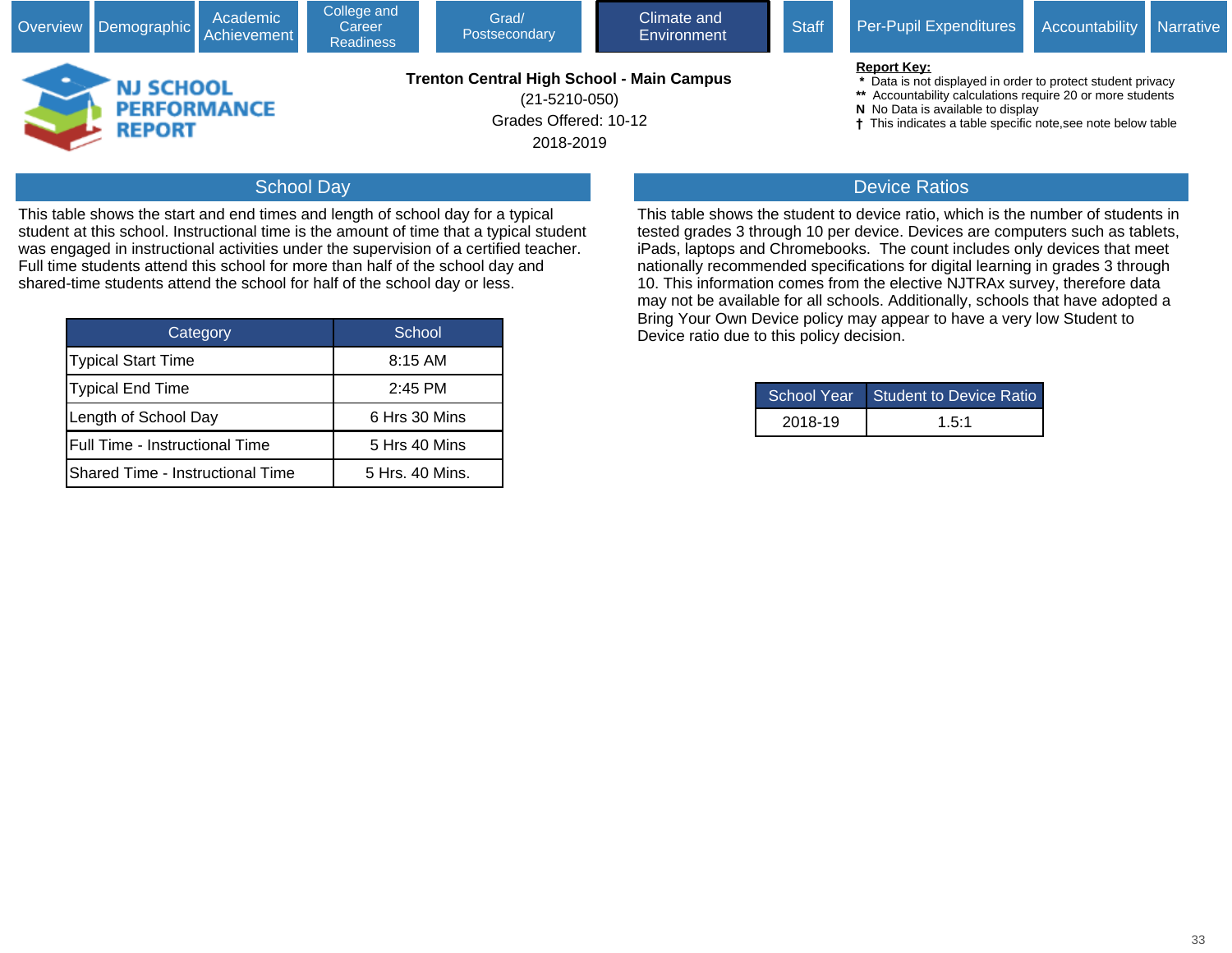Overview | Demographic | Academic Achievement | College and Career Readiness | Grad/ Postsecondary | Climate and Environment | Staff | Per-Pupil Expenditures | Accountability | Narrative

# NJ SCHOOL PERFORMANCE REPORT

**Trenton Central High School - Main Campus**

(21-5210-050)

Grades Offered: 10-12

2018-2019

**Report Key:**
- \* Data is not displayed in order to protect student privacy
- \*\* Accountability calculations require 20 or more students
- **N** No Data is available to display
- † This indicates a table specific note,see note below table

## School Day

This table shows the start and end times and length of school day for a typical student at this school. Instructional time is the amount of time that a typical student was engaged in instructional activities under the supervision of a certified teacher. Full time students attend this school for more than half of the school day and shared-time students attend the school for half of the school day or less.

| Category | School |
|---|---|
| Typical Start Time | 8:15 AM |
| Typical End Time | 2:45 PM |
| Length of School Day | 6 Hrs 30 Mins |
| Full Time - Instructional Time | 5 Hrs 40 Mins |
| Shared Time - Instructional Time | 5 Hrs. 40 Mins. |

## Device Ratios

This table shows the student to device ratio, which is the number of students in tested grades 3 through 10 per device. Devices are computers such as tablets, iPads, laptops and Chromebooks. The count includes only devices that meet nationally recommended specifications for digital learning in grades 3 through 10. This information comes from the elective NJTRAx survey, therefore data may not be available for all schools. Additionally, schools that have adopted a Bring Your Own Device policy may appear to have a very low Student to Device ratio due to this policy decision.

| School Year | Student to Device Ratio |
|---|---|
| 2018-19 | 1.5:1 |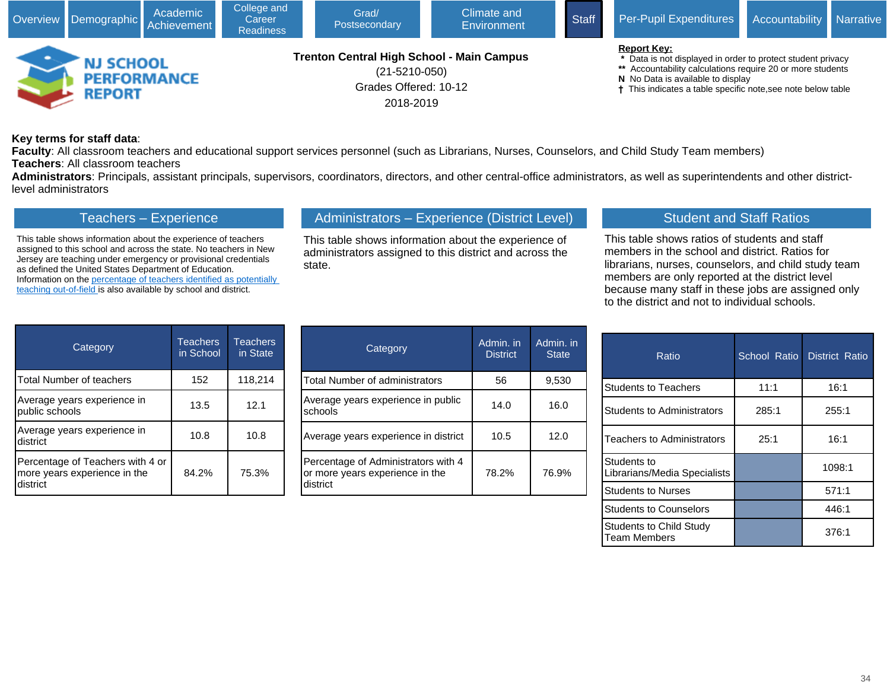Overview | Demographic | Academic Achievement | College and Career Readiness | Grad/ Postsecondary | Climate and Environment | Staff | Per-Pupil Expenditures | Accountability | Narrative

# NJ SCHOOL PERFORMANCE REPORT

**Trenton Central High School - Main Campus**
(21-5210-050)
Grades Offered: 10-12
2018-2019

**Report Key:**
\* Data is not displayed in order to protect student privacy
\*\* Accountability calculations require 20 or more students
N No Data is available to display
† This indicates a table specific note,see note below table

**Key terms for staff data**:
**Faculty**: All classroom teachers and educational support services personnel (such as Librarians, Nurses, Counselors, and Child Study Team members)
**Teachers**: All classroom teachers
**Administrators**: Principals, assistant principals, supervisors, coordinators, directors, and other central-office administrators, as well as superintendents and other district-level administrators

## Teachers – Experience

This table shows information about the experience of teachers assigned to this school and across the state. No teachers in New Jersey are teaching under emergency or provisional credentials as defined the United States Department of Education. Information on the percentage of teachers identified as potentially teaching out-of-field is also available by school and district.

| Category | Teachers in School | Teachers in State |
|---|---|---|
| Total Number of teachers | 152 | 118,214 |
| Average years experience in public schools | 13.5 | 12.1 |
| Average years experience in district | 10.8 | 10.8 |
| Percentage of Teachers with 4 or more years experience in the district | 84.2% | 75.3% |

## Administrators – Experience (District Level)

This table shows information about the experience of administrators assigned to this district and across the state.

| Category | Admin. in District | Admin. in State |
|---|---|---|
| Total Number of administrators | 56 | 9,530 |
| Average years experience in public schools | 14.0 | 16.0 |
| Average years experience in district | 10.5 | 12.0 |
| Percentage of Administrators with 4 or more years experience in the district | 78.2% | 76.9% |

## Student and Staff Ratios

This table shows ratios of students and staff members in the school and district. Ratios for librarians, nurses, counselors, and child study team members are only reported at the district level because many staff in these jobs are assigned only to the district and not to individual schools.

| Ratio | School Ratio | District Ratio |
|---|---|---|
| Students to Teachers | 11:1 | 16:1 |
| Students to Administrators | 285:1 | 255:1 |
| Teachers to Administrators | 25:1 | 16:1 |
| Students to Librarians/Media Specialists | | 1098:1 |
| Students to Nurses | | 571:1 |
| Students to Counselors | | 446:1 |
| Students to Child Study Team Members | | 376:1 |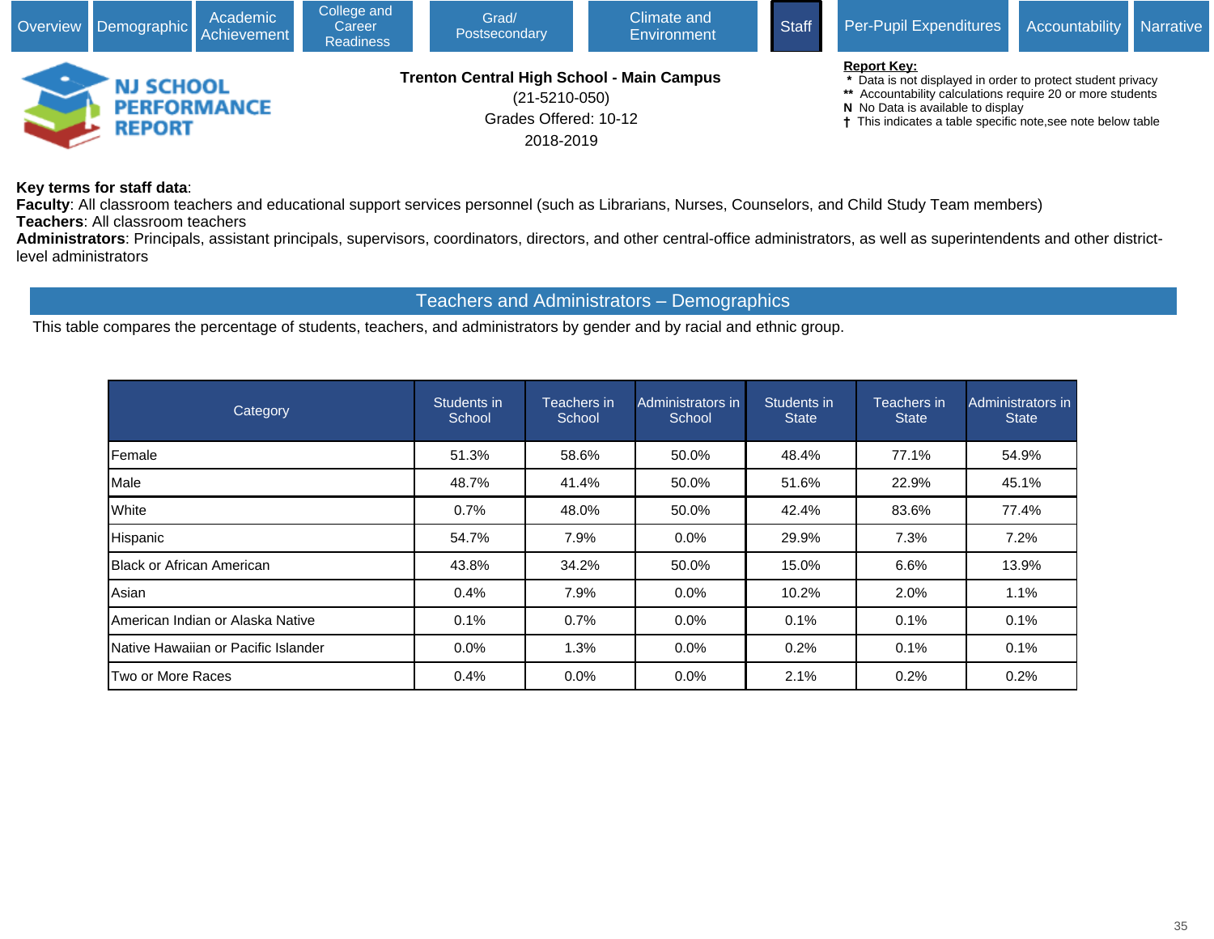Overview | Demographic | Academic Achievement | College and Career Readiness | Grad/ Postsecondary | Climate and Environment | Staff | Per-Pupil Expenditures | Accountability | Narrative

# NJ SCHOOL PERFORMANCE REPORT

**Trenton Central High School - Main Campus**
(21-5210-050)
Grades Offered: 10-12
2018-2019

**Report Key:**
\* Data is not displayed in order to protect student privacy
\*\* Accountability calculations require 20 or more students
**N** No Data is available to display
† This indicates a table specific note,see note below table

**Key terms for staff data**:
**Faculty**: All classroom teachers and educational support services personnel (such as Librarians, Nurses, Counselors, and Child Study Team members)
**Teachers**: All classroom teachers
**Administrators**: Principals, assistant principals, supervisors, coordinators, directors, and other central-office administrators, as well as superintendents and other district-level administrators

## Teachers and Administrators – Demographics

This table compares the percentage of students, teachers, and administrators by gender and by racial and ethnic group.

| Category | Students in School | Teachers in School | Administrators in School | Students in State | Teachers in State | Administrators in State |
|---|---|---|---|---|---|---|
| Female | 51.3% | 58.6% | 50.0% | 48.4% | 77.1% | 54.9% |
| Male | 48.7% | 41.4% | 50.0% | 51.6% | 22.9% | 45.1% |
| White | 0.7% | 48.0% | 50.0% | 42.4% | 83.6% | 77.4% |
| Hispanic | 54.7% | 7.9% | 0.0% | 29.9% | 7.3% | 7.2% |
| Black or African American | 43.8% | 34.2% | 50.0% | 15.0% | 6.6% | 13.9% |
| Asian | 0.4% | 7.9% | 0.0% | 10.2% | 2.0% | 1.1% |
| American Indian or Alaska Native | 0.1% | 0.7% | 0.0% | 0.1% | 0.1% | 0.1% |
| Native Hawaiian or Pacific Islander | 0.0% | 1.3% | 0.0% | 0.2% | 0.1% | 0.1% |
| Two or More Races | 0.4% | 0.0% | 0.0% | 2.1% | 0.2% | 0.2% |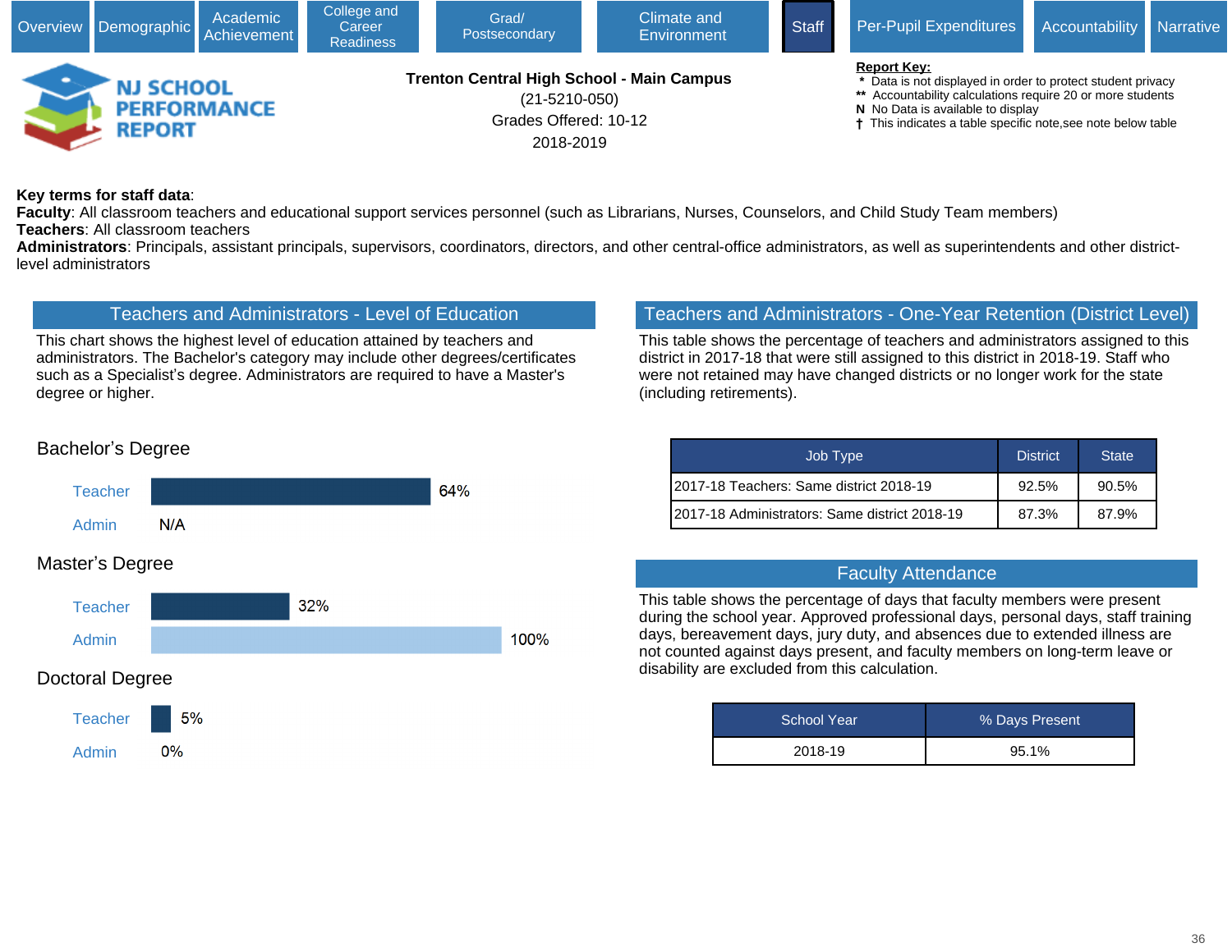Overview | Demographic | Academic Achievement | College and Career Readiness | Grad/ Postsecondary | Climate and Environment | Staff | Per-Pupil Expenditures | Accountability | Narrative

**NJ SCHOOL PERFORMANCE REPORT**

**Trenton Central High School - Main Campus**
(21-5210-050)
Grades Offered: 10-12
2018-2019

**Report Key:**
- `*` Data is not displayed in order to protect student privacy
- `**` Accountability calculations require 20 or more students
- **N** No Data is available to display
- † This indicates a table specific note,see note below table

**Key terms for staff data**:
**Faculty**: All classroom teachers and educational support services personnel (such as Librarians, Nurses, Counselors, and Child Study Team members)
**Teachers**: All classroom teachers
**Administrators**: Principals, assistant principals, supervisors, coordinators, directors, and other central-office administrators, as well as superintendents and other district-level administrators

## Teachers and Administrators - Level of Education

This chart shows the highest level of education attained by teachers and administrators. The Bachelor's category may include other degrees/certificates such as a Specialist's degree. Administrators are required to have a Master's degree or higher.

| Degree | Teacher | Admin |
|---|---|---|
| Bachelor's Degree | 64% | N/A |
| Master's Degree | 32% | 100% |
| Doctoral Degree | 5% | 0% |

## Teachers and Administrators - One-Year Retention (District Level)

This table shows the percentage of teachers and administrators assigned to this district in 2017-18 that were still assigned to this district in 2018-19. Staff who were not retained may have changed districts or no longer work for the state (including retirements).

| Job Type | District | State |
|---|---|---|
| 2017-18 Teachers: Same district 2018-19 | 92.5% | 90.5% |
| 2017-18 Administrators: Same district 2018-19 | 87.3% | 87.9% |

## Faculty Attendance

This table shows the percentage of days that faculty members were present during the school year. Approved professional days, personal days, staff training days, bereavement days, jury duty, and absences due to extended illness are not counted against days present, and faculty members on long-term leave or disability are excluded from this calculation.

| School Year | % Days Present |
|---|---|
| 2018-19 | 95.1% |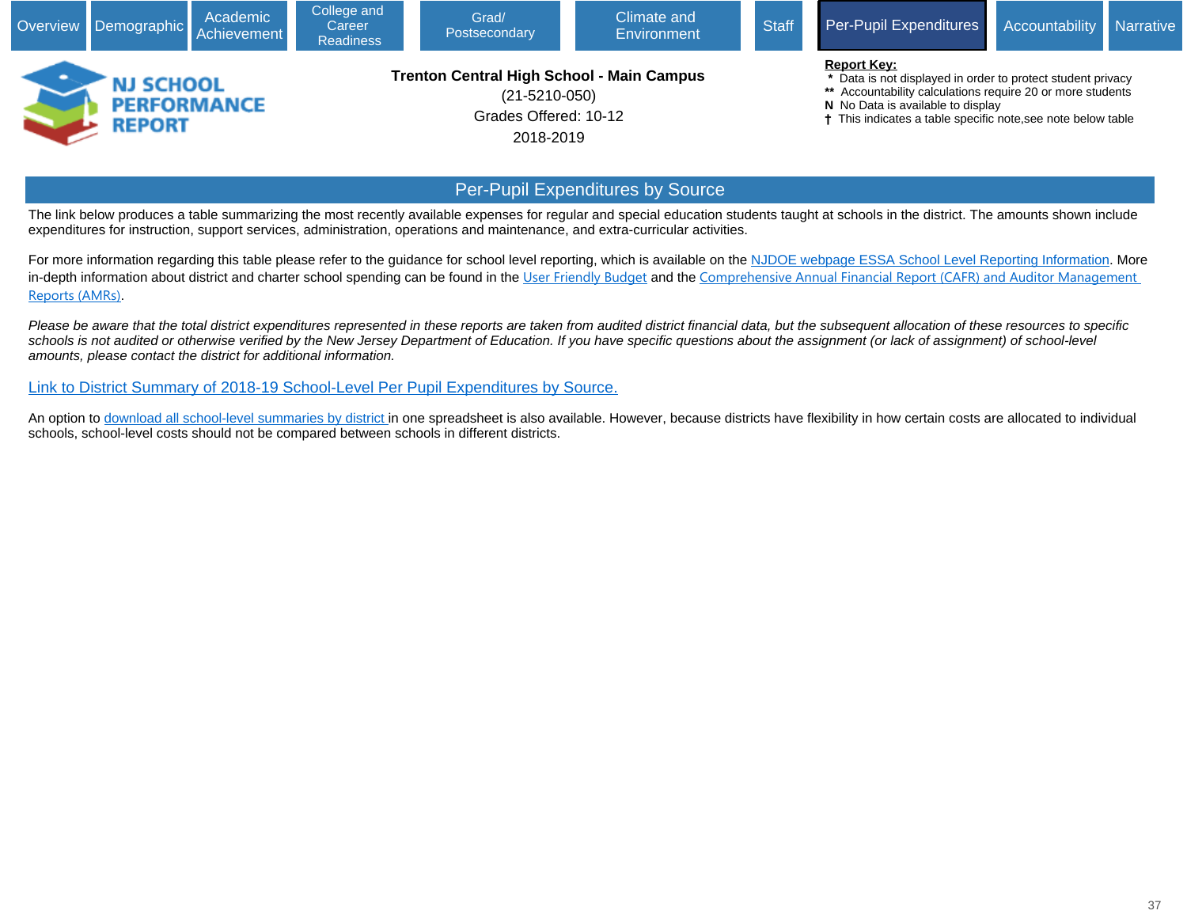Overview | Demographic | Academic Achievement | College and Career Readiness | Grad/ Postsecondary | Climate and Environment | Staff | Per-Pupil Expenditures | Accountability | Narrative

**NJ SCHOOL PERFORMANCE REPORT**

**Trenton Central High School - Main Campus**

(21-5210-050)

Grades Offered: 10-12

2018-2019

**Report Key:**

- \* Data is not displayed in order to protect student privacy
- \*\* Accountability calculations require 20 or more students
- **N** No Data is available to display
- † This indicates a table specific note,see note below table

## Per-Pupil Expenditures by Source

The link below produces a table summarizing the most recently available expenses for regular and special education students taught at schools in the district. The amounts shown include expenditures for instruction, support services, administration, operations and maintenance, and extra-curricular activities.

For more information regarding this table please refer to the guidance for school level reporting, which is available on the NJDOE webpage ESSA School Level Reporting Information. More in-depth information about district and charter school spending can be found in the User Friendly Budget and the Comprehensive Annual Financial Report (CAFR) and Auditor Management Reports (AMRs).

*Please be aware that the total district expenditures represented in these reports are taken from audited district financial data, but the subsequent allocation of these resources to specific schools is not audited or otherwise verified by the New Jersey Department of Education. If you have specific questions about the assignment (or lack of assignment) of school-level amounts, please contact the district for additional information.*

Link to District Summary of 2018-19 School-Level Per Pupil Expenditures by Source.

An option to download all school-level summaries by district in one spreadsheet is also available. However, because districts have flexibility in how certain costs are allocated to individual schools, school-level costs should not be compared between schools in different districts.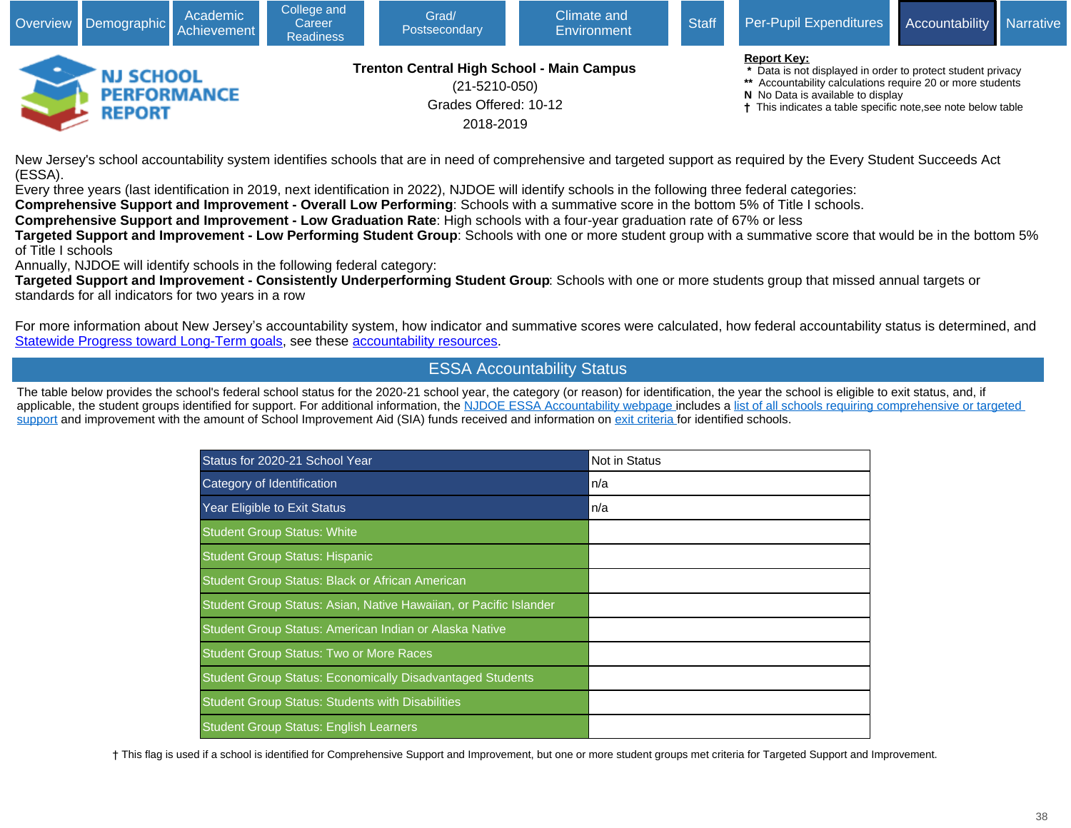Overview | Demographic | Academic Achievement | College and Career Readiness | Grad/ Postsecondary | Climate and Environment | Staff | Per-Pupil Expenditures | Accountability | Narrative

**NJ SCHOOL PERFORMANCE REPORT**

**Trenton Central High School - Main Campus**
(21-5210-050)
Grades Offered: 10-12
2018-2019

**Report Key:**
- \* Data is not displayed in order to protect student privacy
- \*\* Accountability calculations require 20 or more students
- N No Data is available to display
- † This indicates a table specific note,see note below table

New Jersey's school accountability system identifies schools that are in need of comprehensive and targeted support as required by the Every Student Succeeds Act (ESSA).
Every three years (last identification in 2019, next identification in 2022), NJDOE will identify schools in the following three federal categories:
**Comprehensive Support and Improvement - Overall Low Performing**: Schools with a summative score in the bottom 5% of Title I schools.
**Comprehensive Support and Improvement - Low Graduation Rate**: High schools with a four-year graduation rate of 67% or less
**Targeted Support and Improvement - Low Performing Student Group**: Schools with one or more student group with a summative score that would be in the bottom 5% of Title I schools
Annually, NJDOE will identify schools in the following federal category:
**Targeted Support and Improvement - Consistently Underperforming Student Group**: Schools with one or more students group that missed annual targets or standards for all indicators for two years in a row

For more information about New Jersey's accountability system, how indicator and summative scores were calculated, how federal accountability status is determined, and Statewide Progress toward Long-Term goals, see these accountability resources.

## ESSA Accountability Status

The table below provides the school's federal school status for the 2020-21 school year, the category (or reason) for identification, the year the school is eligible to exit status, and, if applicable, the student groups identified for support. For additional information, the NJDOE ESSA Accountability webpage includes a list of all schools requiring comprehensive or targeted support and improvement with the amount of School Improvement Aid (SIA) funds received and information on exit criteria for identified schools.

| | |
|---|---|
| Status for 2020-21 School Year | Not in Status |
| Category of Identification | n/a |
| Year Eligible to Exit Status | n/a |
| Student Group Status: White | |
| Student Group Status: Hispanic | |
| Student Group Status: Black or African American | |
| Student Group Status: Asian, Native Hawaiian, or Pacific Islander | |
| Student Group Status: American Indian or Alaska Native | |
| Student Group Status: Two or More Races | |
| Student Group Status: Economically Disadvantaged Students | |
| Student Group Status: Students with Disabilities | |
| Student Group Status: English Learners | |

† This flag is used if a school is identified for Comprehensive Support and Improvement, but one or more student groups met criteria for Targeted Support and Improvement.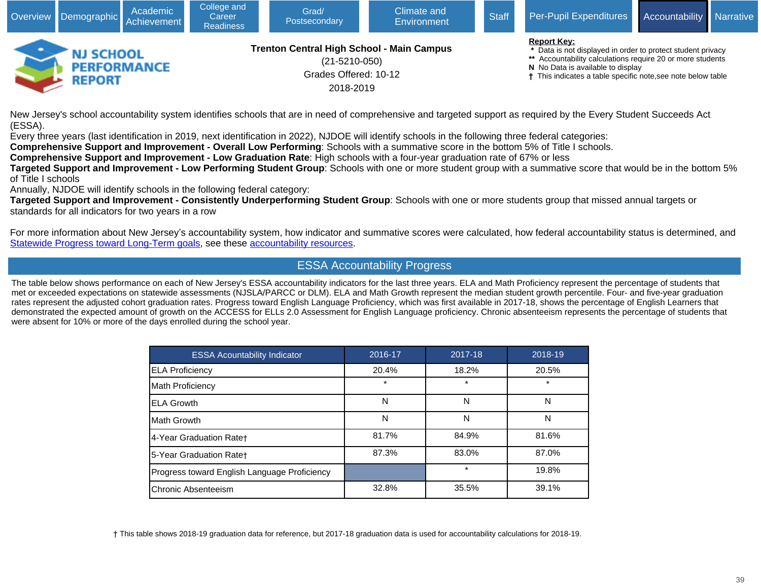Overview | Demographic | Academic Achievement | College and Career Readiness | Grad/ Postsecondary | Climate and Environment | Staff | Per-Pupil Expenditures | Accountability | Narrative

**NJ SCHOOL PERFORMANCE REPORT**

**Trenton Central High School - Main Campus**
(21-5210-050)
Grades Offered: 10-12
2018-2019

**Report Key:**
- * Data is not displayed in order to protect student privacy
- ** Accountability calculations require 20 or more students
- **N** No Data is available to display
- † This indicates a table specific note,see note below table

New Jersey's school accountability system identifies schools that are in need of comprehensive and targeted support as required by the Every Student Succeeds Act (ESSA).
Every three years (last identification in 2019, next identification in 2022), NJDOE will identify schools in the following three federal categories:
**Comprehensive Support and Improvement - Overall Low Performing**: Schools with a summative score in the bottom 5% of Title I schools.
**Comprehensive Support and Improvement - Low Graduation Rate**: High schools with a four-year graduation rate of 67% or less
**Targeted Support and Improvement - Low Performing Student Group**: Schools with one or more student group with a summative score that would be in the bottom 5% of Title I schools
Annually, NJDOE will identify schools in the following federal category:
**Targeted Support and Improvement - Consistently Underperforming Student Group**: Schools with one or more students group that missed annual targets or standards for all indicators for two years in a row

For more information about New Jersey's accountability system, how indicator and summative scores were calculated, how federal accountability status is determined, and Statewide Progress toward Long-Term goals, see these accountability resources.

## ESSA Accountability Progress

The table below shows performance on each of New Jersey's ESSA accountability indicators for the last three years. ELA and Math Proficiency represent the percentage of students that met or exceeded expectations on statewide assessments (NJSLA/PARCC or DLM). ELA and Math Growth represent the median student growth percentile. Four- and five-year graduation rates represent the adjusted cohort graduation rates. Progress toward English Language Proficiency, which was first available in 2017-18, shows the percentage of English Learners that demonstrated the expected amount of growth on the ACCESS for ELLs 2.0 Assessment for English Language proficiency. Chronic absenteeism represents the percentage of students that were absent for 10% or more of the days enrolled during the school year.

| ESSA Acountability Indicator | 2016-17 | 2017-18 | 2018-19 |
|---|---|---|---|
| ELA Proficiency | 20.4% | 18.2% | 20.5% |
| Math Proficiency | * | * | * |
| ELA Growth | N | N | N |
| Math Growth | N | N | N |
| 4-Year Graduation Rate† | 81.7% | 84.9% | 81.6% |
| 5-Year Graduation Rate† | 87.3% | 83.0% | 87.0% |
| Progress toward English Language Proficiency | | * | 19.8% |
| Chronic Absenteeism | 32.8% | 35.5% | 39.1% |

† This table shows 2018-19 graduation data for reference, but 2017-18 graduation data is used for accountability calculations for 2018-19.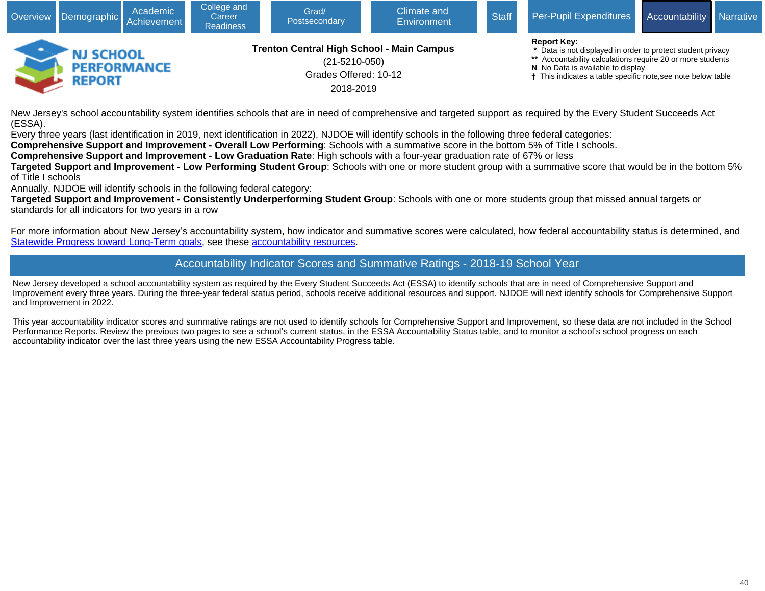Overview | Demographic | Academic Achievement | College and Career Readiness | Grad/ Postsecondary | Climate and Environment | Staff | Per-Pupil Expenditures | Accountability | Narrative

NJ SCHOOL PERFORMANCE REPORT

**Trenton Central High School - Main Campus**
(21-5210-050)
Grades Offered: 10-12
2018-2019

**Report Key:**
* Data is not displayed in order to protect student privacy
** Accountability calculations require 20 or more students
N No Data is available to display
† This indicates a table specific note,see note below table

New Jersey's school accountability system identifies schools that are in need of comprehensive and targeted support as required by the Every Student Succeeds Act (ESSA).
Every three years (last identification in 2019, next identification in 2022), NJDOE will identify schools in the following three federal categories:
**Comprehensive Support and Improvement - Overall Low Performing**: Schools with a summative score in the bottom 5% of Title I schools.
**Comprehensive Support and Improvement - Low Graduation Rate**: High schools with a four-year graduation rate of 67% or less
**Targeted Support and Improvement - Low Performing Student Group**: Schools with one or more student group with a summative score that would be in the bottom 5% of Title I schools
Annually, NJDOE will identify schools in the following federal category:
**Targeted Support and Improvement - Consistently Underperforming Student Group**: Schools with one or more students group that missed annual targets or standards for all indicators for two years in a row

For more information about New Jersey's accountability system, how indicator and summative scores were calculated, how federal accountability status is determined, and Statewide Progress toward Long-Term goals, see these accountability resources.

## Accountability Indicator Scores and Summative Ratings - 2018-19 School Year

New Jersey developed a school accountability system as required by the Every Student Succeeds Act (ESSA) to identify schools that are in need of Comprehensive Support and Improvement every three years. During the three-year federal status period, schools receive additional resources and support. NJDOE will next identify schools for Comprehensive Support and Improvement in 2022.

This year accountability indicator scores and summative ratings are not used to identify schools for Comprehensive Support and Improvement, so these data are not included in the School Performance Reports. Review the previous two pages to see a school's current status, in the ESSA Accountability Status table, and to monitor a school's school progress on each accountability indicator over the last three years using the new ESSA Accountability Progress table.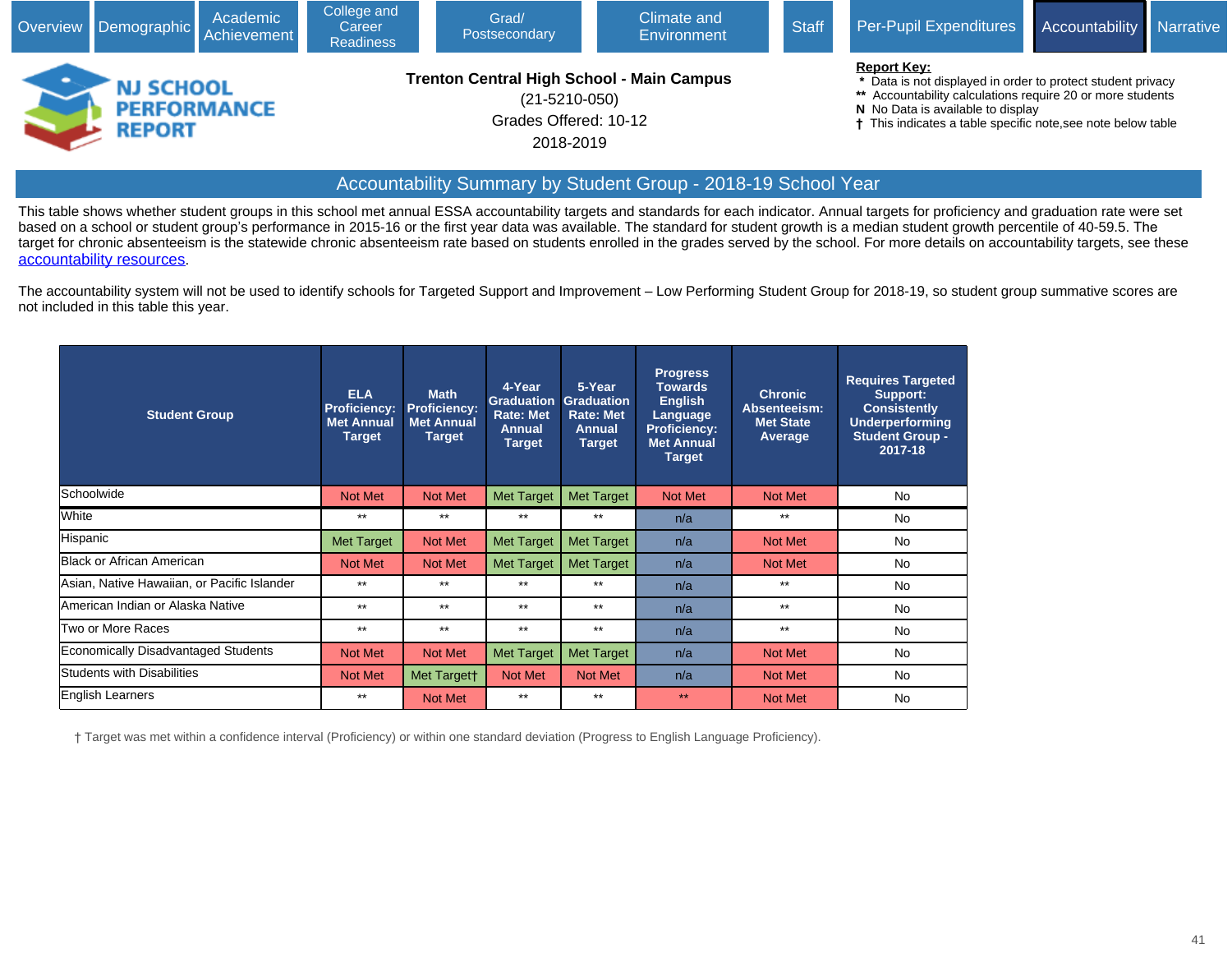Overview | Demographic | Academic Achievement | College and Career Readiness | Grad/ Postsecondary | Climate and Environment | Staff | Per-Pupil Expenditures | Accountability | Narrative

**NJ SCHOOL PERFORMANCE REPORT**

**Trenton Central High School - Main Campus**
(21-5210-050)
Grades Offered: 10-12
2018-2019

**Report Key:**
- * Data is not displayed in order to protect student privacy
- ** Accountability calculations require 20 or more students
- N No Data is available to display
- † This indicates a table specific note,see note below table

## Accountability Summary by Student Group - 2018-19 School Year

This table shows whether student groups in this school met annual ESSA accountability targets and standards for each indicator. Annual targets for proficiency and graduation rate were set based on a school or student group's performance in 2015-16 or the first year data was available. The standard for student growth is a median student growth percentile of 40-59.5. The target for chronic absenteeism is the statewide chronic absenteeism rate based on students enrolled in the grades served by the school. For more details on accountability targets, see these accountability resources.

The accountability system will not be used to identify schools for Targeted Support and Improvement – Low Performing Student Group for 2018-19, so student group summative scores are not included in this table this year.

| Student Group | ELA Proficiency: Met Annual Target | Math Proficiency: Met Annual Target | 4-Year Graduation Rate: Met Annual Target | 5-Year Graduation Rate: Met Annual Target | Progress Towards English Language Proficiency: Met Annual Target | Chronic Absenteeism: Met State Average | Requires Targeted Support: Consistently Underperforming Student Group - 2017-18 |
|---|---|---|---|---|---|---|---|
| Schoolwide | Not Met | Not Met | Met Target | Met Target | Not Met | Not Met | No |
| White | ** | ** | ** | ** | n/a | ** | No |
| Hispanic | Met Target | Not Met | Met Target | Met Target | n/a | Not Met | No |
| Black or African American | Not Met | Not Met | Met Target | Met Target | n/a | Not Met | No |
| Asian, Native Hawaiian, or Pacific Islander | ** | ** | ** | ** | n/a | ** | No |
| American Indian or Alaska Native | ** | ** | ** | ** | n/a | ** | No |
| Two or More Races | ** | ** | ** | ** | n/a | ** | No |
| Economically Disadvantaged Students | Not Met | Not Met | Met Target | Met Target | n/a | Not Met | No |
| Students with Disabilities | Not Met | Met Target† | Not Met | Not Met | n/a | Not Met | No |
| English Learners | ** | Not Met | ** | ** | ** | Not Met | No |

† Target was met within a confidence interval (Proficiency) or within one standard deviation (Progress to English Language Proficiency).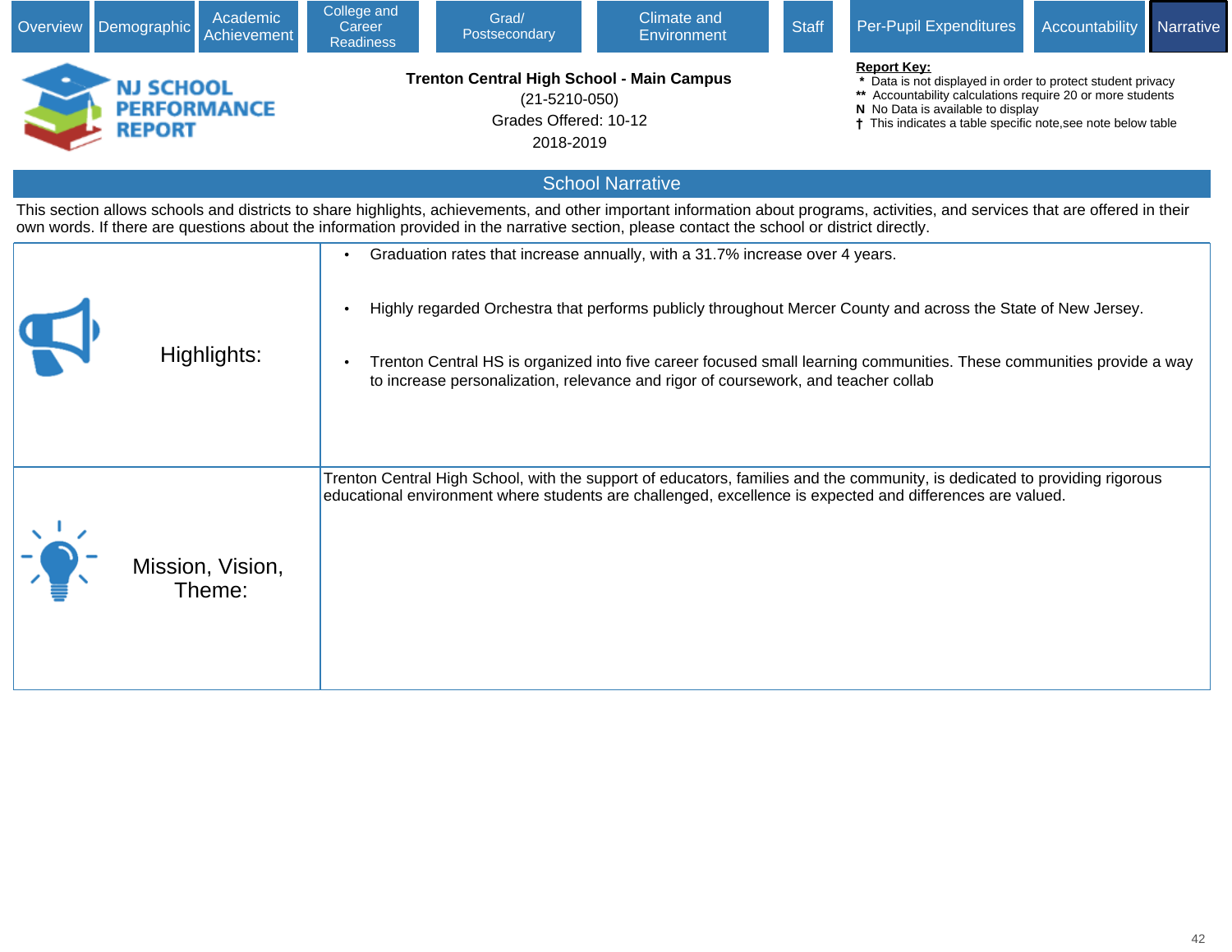Overview | Demographic | Academic Achievement | College and Career Readiness | Grad/ Postsecondary | Climate and Environment | Staff | Per-Pupil Expenditures | Accountability | Narrative

**NJ SCHOOL PERFORMANCE REPORT**

**Trenton Central High School - Main Campus**
(21-5210-050)
Grades Offered: 10-12
2018-2019

**Report Key:**
- \* Data is not displayed in order to protect student privacy
- \*\* Accountability calculations require 20 or more students
- N No Data is available to display
- † This indicates a table specific note,see note below table

## School Narrative

This section allows schools and districts to share highlights, achievements, and other important information about programs, activities, and services that are offered in their own words. If there are questions about the information provided in the narrative section, please contact the school or district directly.

| | |
|---|---|
| Highlights: | • Graduation rates that increase annually, with a 31.7% increase over 4 years.<br>• Highly regarded Orchestra that performs publicly throughout Mercer County and across the State of New Jersey.<br>• Trenton Central HS is organized into five career focused small learning communities. These communities provide a way to increase personalization, relevance and rigor of coursework, and teacher collab |
| Mission, Vision, Theme: | Trenton Central High School, with the support of educators, families and the community, is dedicated to providing rigorous educational environment where students are challenged, excellence is expected and differences are valued. |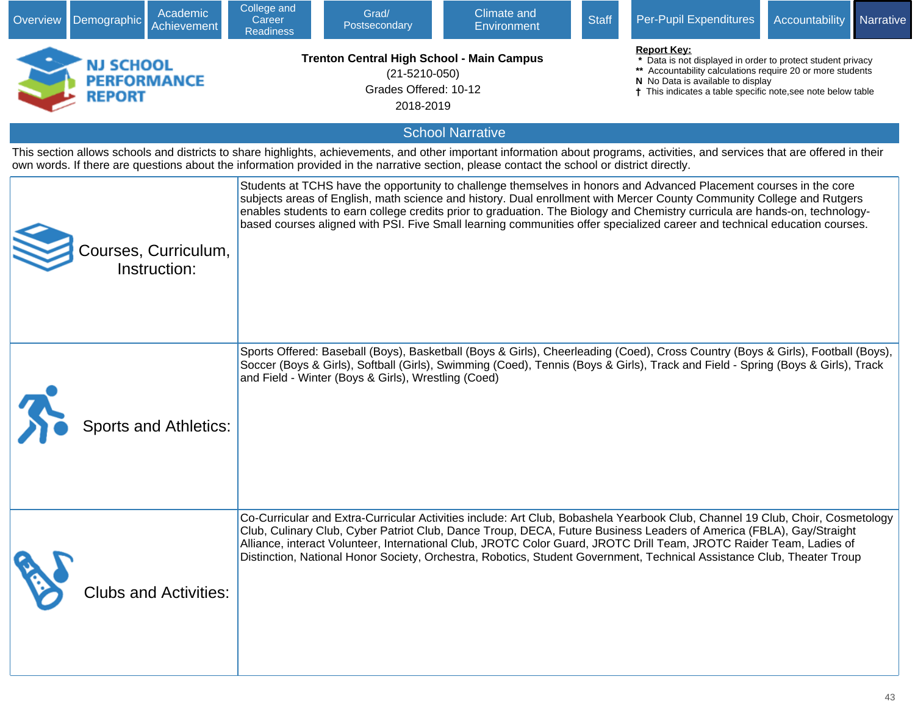Overview | Demographic | Academic Achievement | College and Career Readiness | Grad/ Postsecondary | Climate and Environment | Staff | Per-Pupil Expenditures | Accountability | Narrative

**NJ SCHOOL PERFORMANCE REPORT**

**Trenton Central High School - Main Campus**
(21-5210-050)
Grades Offered: 10-12
2018-2019

**Report Key:**
- \* Data is not displayed in order to protect student privacy
- \*\* Accountability calculations require 20 or more students
- N No Data is available to display
- † This indicates a table specific note,see note below table

## School Narrative

This section allows schools and districts to share highlights, achievements, and other important information about programs, activities, and services that are offered in their own words. If there are questions about the information provided in the narrative section, please contact the school or district directly.

| | |
|---|---|
| Courses, Curriculum, Instruction: | Students at TCHS have the opportunity to challenge themselves in honors and Advanced Placement courses in the core subjects areas of English, math science and history. Dual enrollment with Mercer County Community College and Rutgers enables students to earn college credits prior to graduation. The Biology and Chemistry curricula are hands-on, technology-based courses aligned with PSI. Five Small learning communities offer specialized career and technical education courses. |
| Sports and Athletics: | Sports Offered: Baseball (Boys), Basketball (Boys & Girls), Cheerleading (Coed), Cross Country (Boys & Girls), Football (Boys), Soccer (Boys & Girls), Softball (Girls), Swimming (Coed), Tennis (Boys & Girls), Track and Field - Spring (Boys & Girls), Track and Field - Winter (Boys & Girls), Wrestling (Coed) |
| Clubs and Activities: | Co-Curricular and Extra-Curricular Activities include: Art Club, Bobashela Yearbook Club, Channel 19 Club, Choir, Cosmetology Club, Culinary Club, Cyber Patriot Club, Dance Troup, DECA, Future Business Leaders of America (FBLA), Gay/Straight Alliance, interact Volunteer, International Club, JROTC Color Guard, JROTC Drill Team, JROTC Raider Team, Ladies of Distinction, National Honor Society, Orchestra, Robotics, Student Government, Technical Assistance Club, Theater Troup |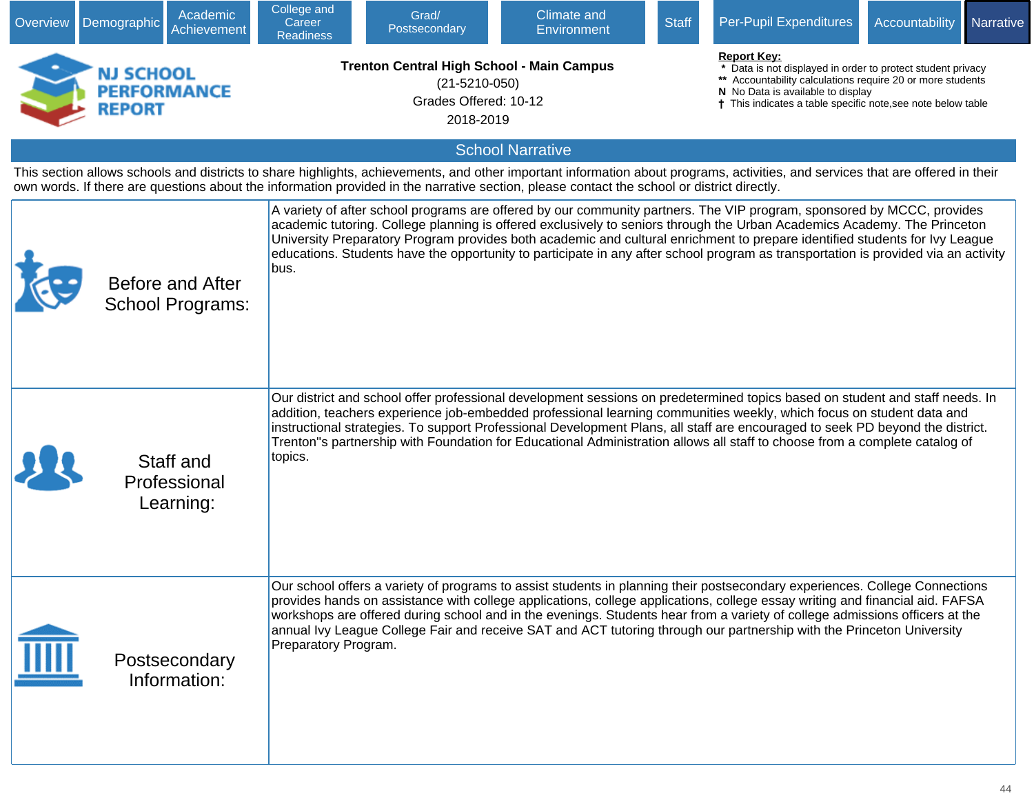Overview | Demographic | Academic Achievement | College and Career Readiness | Grad/ Postsecondary | Climate and Environment | Staff | Per-Pupil Expenditures | Accountability | Narrative

**NJ SCHOOL PERFORMANCE REPORT**

**Trenton Central High School - Main Campus**
(21-5210-050)
Grades Offered: 10-12
2018-2019

**Report Key:**
- \* Data is not displayed in order to protect student privacy
- \*\* Accountability calculations require 20 or more students
- N No Data is available to display
- † This indicates a table specific note,see note below table

## School Narrative

This section allows schools and districts to share highlights, achievements, and other important information about programs, activities, and services that are offered in their own words. If there are questions about the information provided in the narrative section, please contact the school or district directly.

| | |
|---|---|
| Before and After School Programs: | A variety of after school programs are offered by our community partners. The VIP program, sponsored by MCCC, provides academic tutoring. College planning is offered exclusively to seniors through the Urban Academics Academy. The Princeton University Preparatory Program provides both academic and cultural enrichment to prepare identified students for Ivy League educations. Students have the opportunity to participate in any after school program as transportation is provided via an activity bus. |
| Staff and Professional Learning: | Our district and school offer professional development sessions on predetermined topics based on student and staff needs. In addition, teachers experience job-embedded professional learning communities weekly, which focus on student data and instructional strategies. To support Professional Development Plans, all staff are encouraged to seek PD beyond the district. Trenton"s partnership with Foundation for Educational Administration allows all staff to choose from a complete catalog of topics. |
| Postsecondary Information: | Our school offers a variety of programs to assist students in planning their postsecondary experiences. College Connections provides hands on assistance with college applications, college applications, college essay writing and financial aid. FAFSA workshops are offered during school and in the evenings. Students hear from a variety of college admissions officers at the annual Ivy League College Fair and receive SAT and ACT tutoring through our partnership with the Princeton University Preparatory Program. |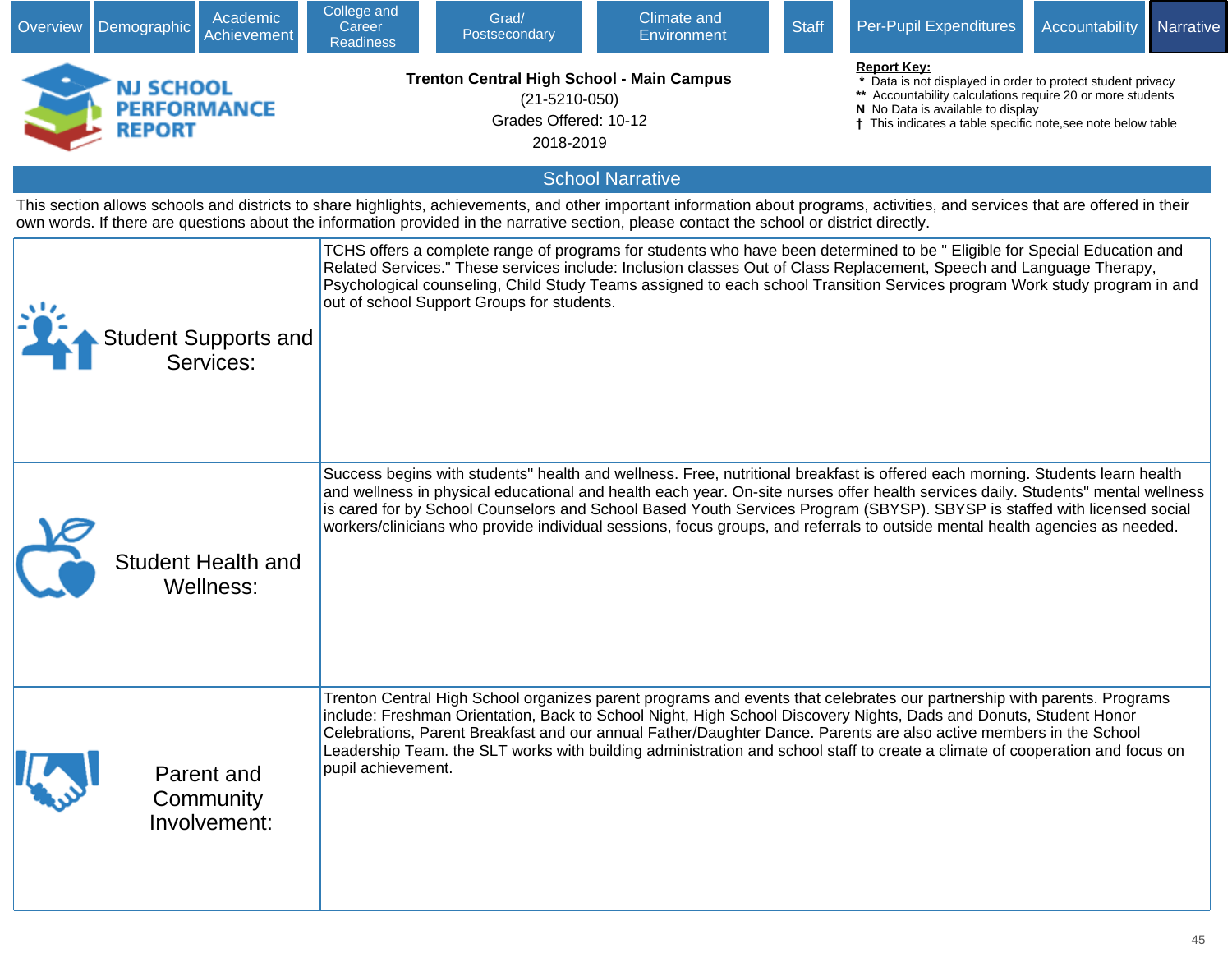Overview | Demographic | Academic Achievement | College and Career Readiness | Grad/ Postsecondary | Climate and Environment | Staff | Per-Pupil Expenditures | Accountability | Narrative

**NJ SCHOOL PERFORMANCE REPORT**

**Trenton Central High School - Main Campus**
(21-5210-050)
Grades Offered: 10-12
2018-2019

**Report Key:**
* Data is not displayed in order to protect student privacy
** Accountability calculations require 20 or more students
N No Data is available to display
† This indicates a table specific note,see note below table

## School Narrative

This section allows schools and districts to share highlights, achievements, and other important information about programs, activities, and services that are offered in their own words. If there are questions about the information provided in the narrative section, please contact the school or district directly.

| | |
|---|---|
| Student Supports and Services: | TCHS offers a complete range of programs for students who have been determined to be " Eligible for Special Education and Related Services." These services include: Inclusion classes Out of Class Replacement, Speech and Language Therapy, Psychological counseling, Child Study Teams assigned to each school Transition Services program Work study program in and out of school Support Groups for students. |
| Student Health and Wellness: | Success begins with students" health and wellness. Free, nutritional breakfast is offered each morning. Students learn health and wellness in physical educational and health each year. On-site nurses offer health services daily. Students" mental wellness is cared for by School Counselors and School Based Youth Services Program (SBYSP). SBYSP is staffed with licensed social workers/clinicians who provide individual sessions, focus groups, and referrals to outside mental health agencies as needed. |
| Parent and Community Involvement: | Trenton Central High School organizes parent programs and events that celebrates our partnership with parents. Programs include: Freshman Orientation, Back to School Night, High School Discovery Nights, Dads and Donuts, Student Honor Celebrations, Parent Breakfast and our annual Father/Daughter Dance. Parents are also active members in the School Leadership Team. the SLT works with building administration and school staff to create a climate of cooperation and focus on pupil achievement. |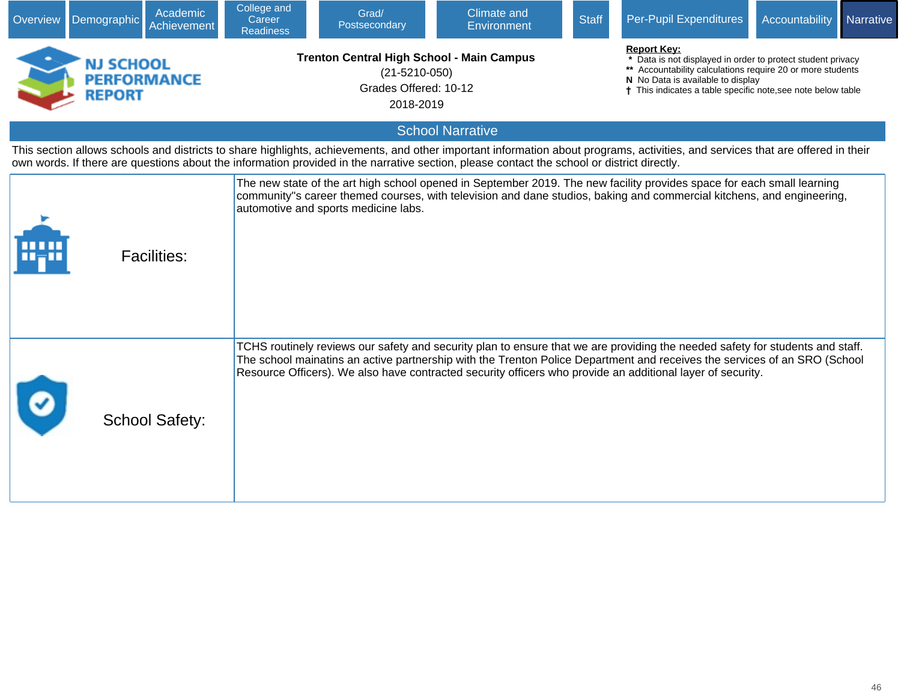Overview | Demographic | Academic Achievement | College and Career Readiness | Grad/ Postsecondary | Climate and Environment | Staff | Per-Pupil Expenditures | Accountability | Narrative

NJ SCHOOL PERFORMANCE REPORT

**Trenton Central High School - Main Campus**

(21-5210-050)

Grades Offered: 10-12

2018-2019

**Report Key:**

- \* Data is not displayed in order to protect student privacy
- \*\* Accountability calculations require 20 or more students
- N No Data is available to display
- † This indicates a table specific note,see note below table

## School Narrative

This section allows schools and districts to share highlights, achievements, and other important information about programs, activities, and services that are offered in their own words. If there are questions about the information provided in the narrative section, please contact the school or district directly.

| | |
|---|---|
| Facilities: | The new state of the art high school opened in September 2019. The new facility provides space for each small learning community''s career themed courses, with television and dane studios, baking and commercial kitchens, and engineering, automotive and sports medicine labs. |
| School Safety: | TCHS routinely reviews our safety and security plan to ensure that we are providing the needed safety for students and staff. The school mainatins an active partnership with the Trenton Police Department and receives the services of an SRO (School Resource Officers). We also have contracted security officers who provide an additional layer of security. |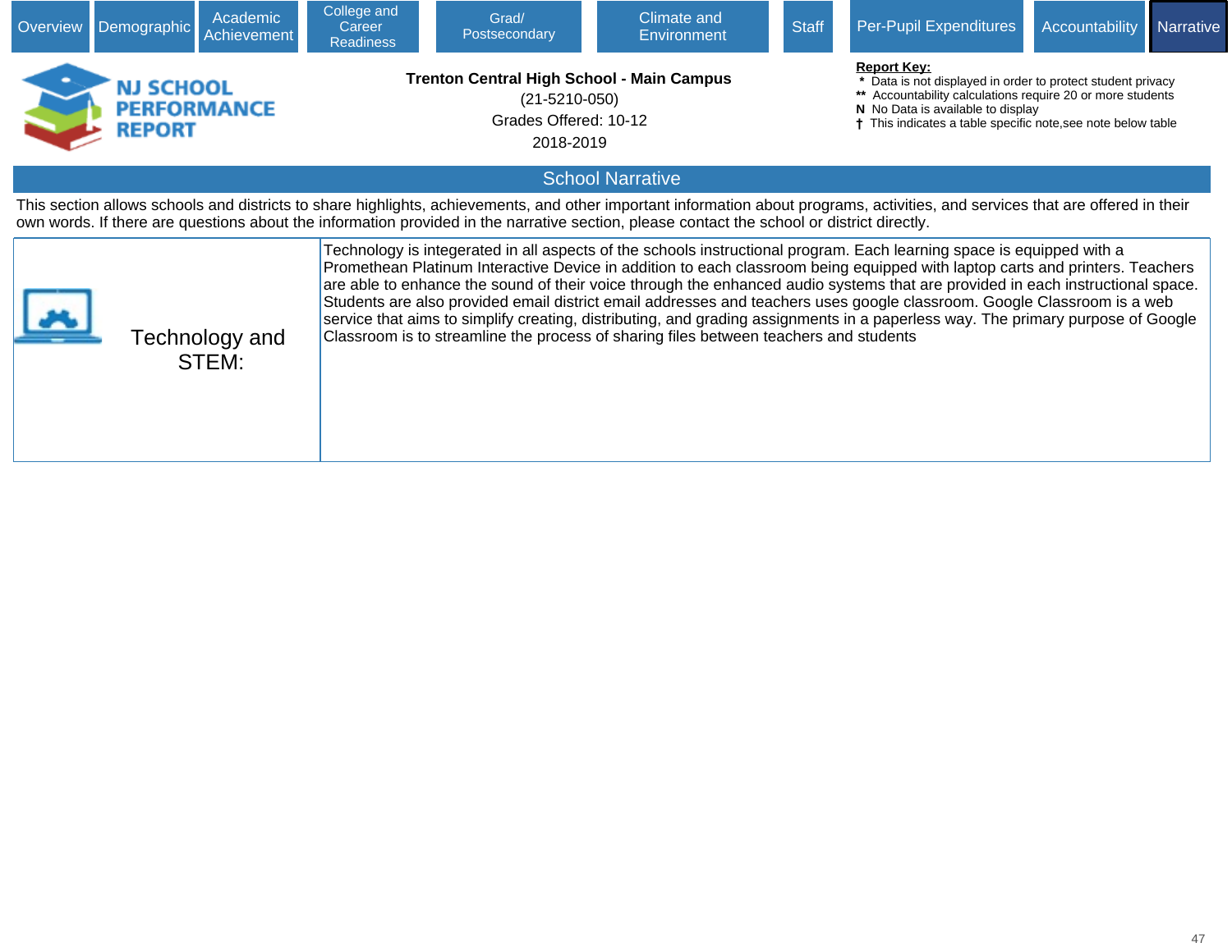Overview | Demographic | Academic Achievement | College and Career Readiness | Grad/ Postsecondary | Climate and Environment | Staff | Per-Pupil Expenditures | Accountability | Narrative

**NJ SCHOOL PERFORMANCE REPORT**

**Trenton Central High School - Main Campus**
(21-5210-050)
Grades Offered: 10-12
2018-2019

**Report Key:**
* Data is not displayed in order to protect student privacy
** Accountability calculations require 20 or more students
**N** No Data is available to display
† This indicates a table specific note,see note below table

## School Narrative

This section allows schools and districts to share highlights, achievements, and other important information about programs, activities, and services that are offered in their own words. If there are questions about the information provided in the narrative section, please contact the school or district directly.

| | |
|---|---|
| Technology and STEM: | Technology is integerated in all aspects of the schools instructional program. Each learning space is equipped with a Promethean Platinum Interactive Device in addition to each classroom being equipped with laptop carts and printers. Teachers are able to enhance the sound of their voice through the enhanced audio systems that are provided in each instructional space. Students are also provided email district email addresses and teachers uses google classroom. Google Classroom is a web service that aims to simplify creating, distributing, and grading assignments in a paperless way. The primary purpose of Google Classroom is to streamline the process of sharing files between teachers and students |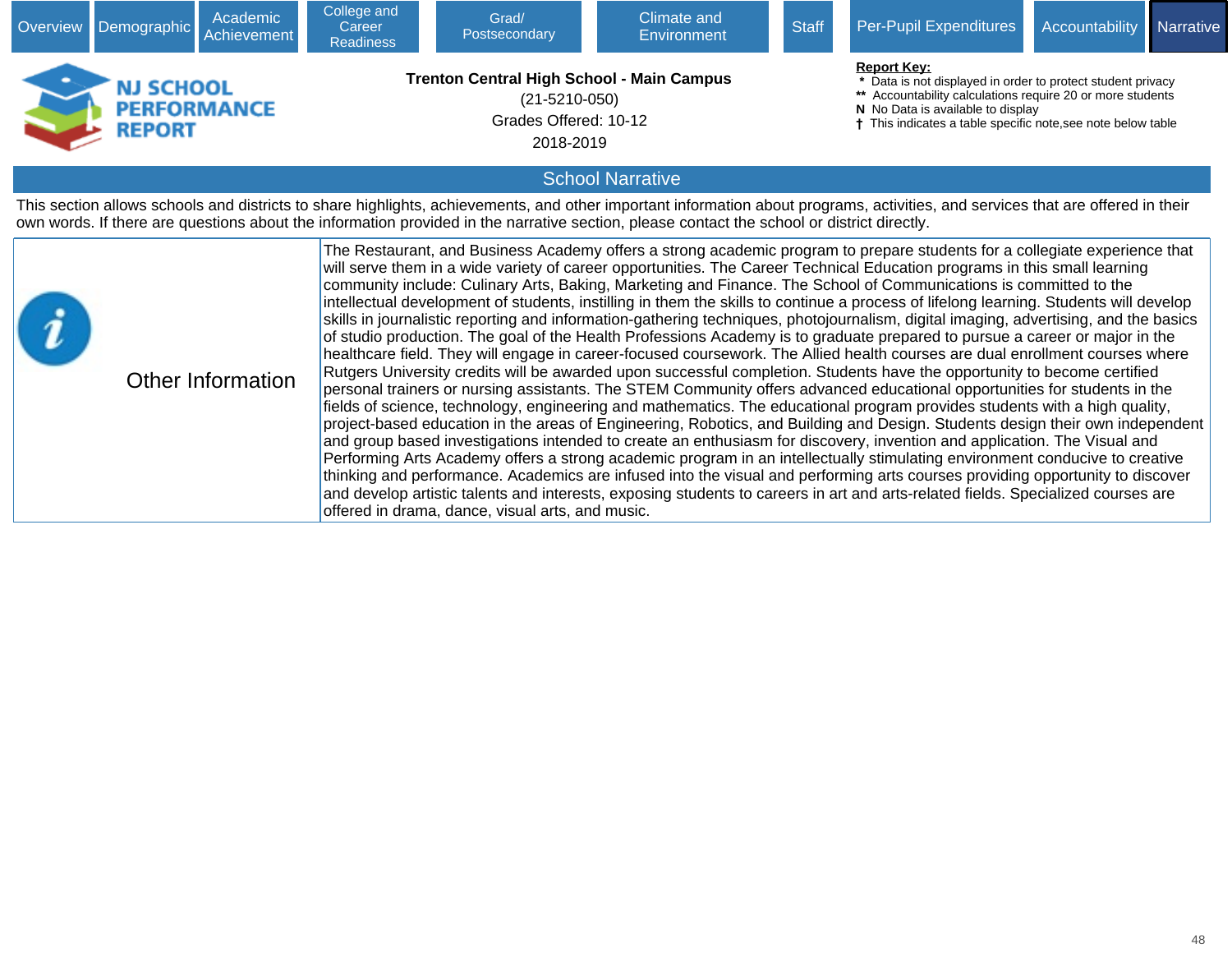Overview | Demographic | Academic Achievement | College and Career Readiness | Grad/ Postsecondary | Climate and Environment | Staff | Per-Pupil Expenditures | Accountability | Narrative

NJ SCHOOL PERFORMANCE REPORT

**Trenton Central High School - Main Campus**

(21-5210-050)

Grades Offered: 10-12

2018-2019

**Report Key:**
- \* Data is not displayed in order to protect student privacy
- \*\* Accountability calculations require 20 or more students
- **N** No Data is available to display
- † This indicates a table specific note,see note below table

## School Narrative

This section allows schools and districts to share highlights, achievements, and other important information about programs, activities, and services that are offered in their own words. If there are questions about the information provided in the narrative section, please contact the school or district directly.

| | |
|---|---|
| Other Information | The Restaurant, and Business Academy offers a strong academic program to prepare students for a collegiate experience that will serve them in a wide variety of career opportunities. The Career Technical Education programs in this small learning community include: Culinary Arts, Baking, Marketing and Finance. The School of Communications is committed to the intellectual development of students, instilling in them the skills to continue a process of lifelong learning. Students will develop skills in journalistic reporting and information-gathering techniques, photojournalism, digital imaging, advertising, and the basics of studio production. The goal of the Health Professions Academy is to graduate prepared to pursue a career or major in the healthcare field. They will engage in career-focused coursework. The Allied health courses are dual enrollment courses where Rutgers University credits will be awarded upon successful completion. Students have the opportunity to become certified personal trainers or nursing assistants. The STEM Community offers advanced educational opportunities for students in the fields of science, technology, engineering and mathematics. The educational program provides students with a high quality, project-based education in the areas of Engineering, Robotics, and Building and Design. Students design their own independent and group based investigations intended to create an enthusiasm for discovery, invention and application. The Visual and Performing Arts Academy offers a strong academic program in an intellectually stimulating environment conducive to creative thinking and performance. Academics are infused into the visual and performing arts courses providing opportunity to discover and develop artistic talents and interests, exposing students to careers in art and arts-related fields. Specialized courses are offered in drama, dance, visual arts, and music. |